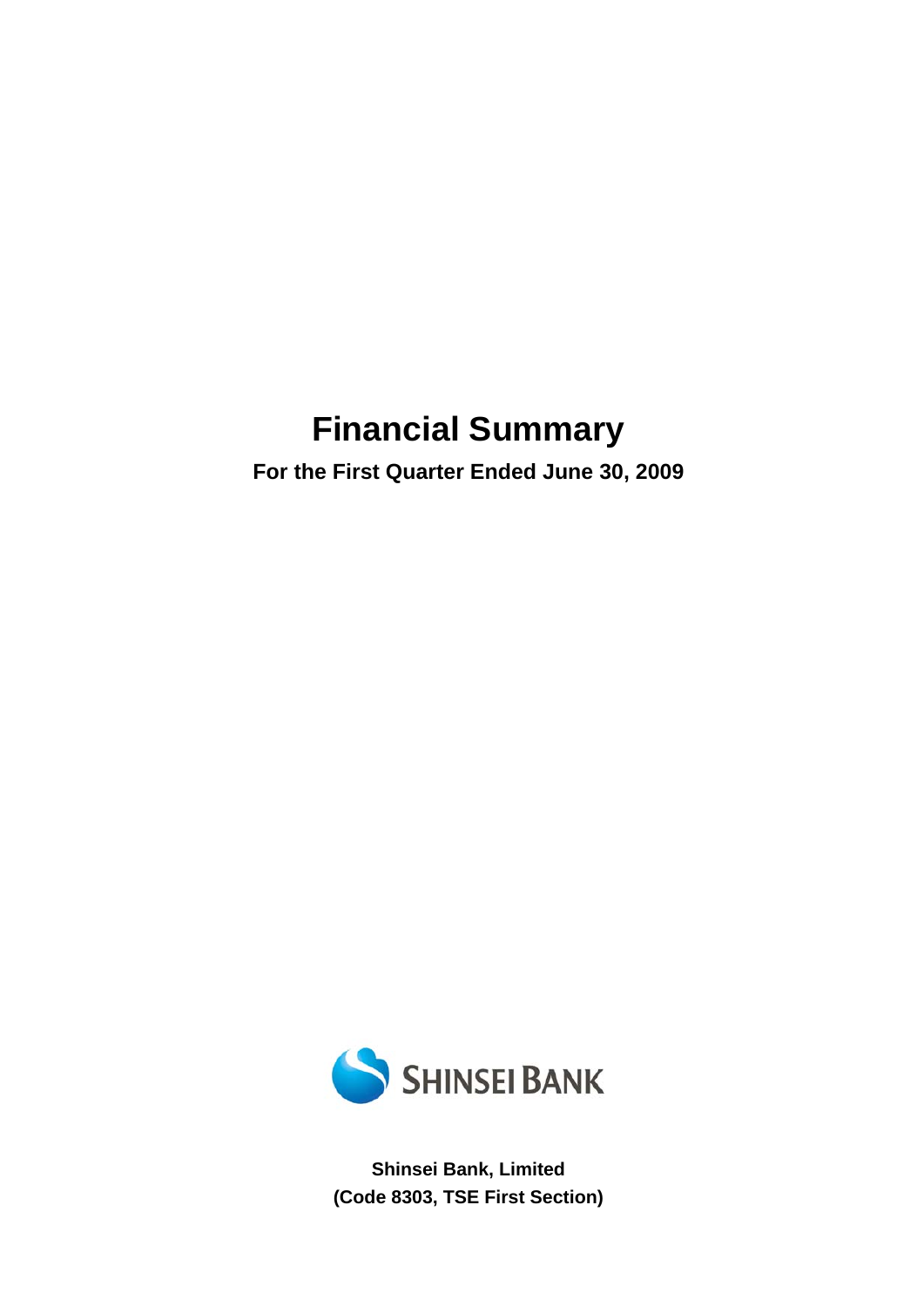# Financial Summary

**For the First Quarter Ended June 30, 2009**

SHINSEI BANK

**Shinsei Bank, Limited**
**(Code 8303, TSE First Section)**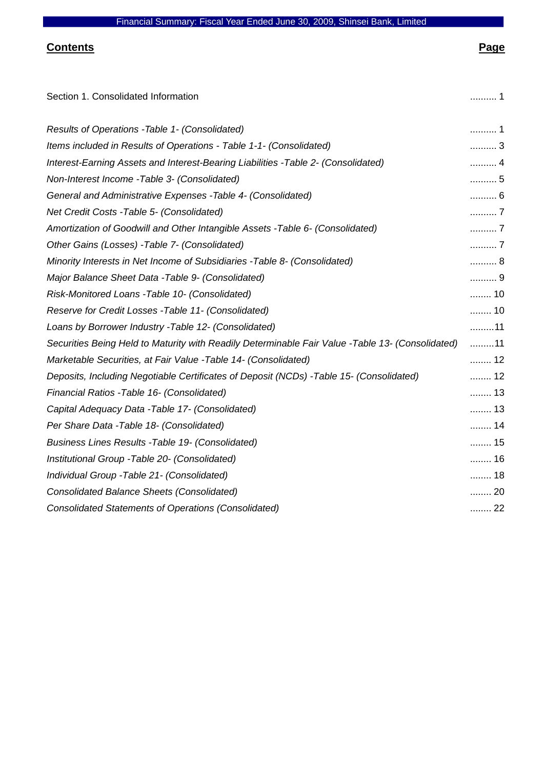## Contents

| | Page |
|---|---|
| Section 1. Consolidated Information | .......... 1 |
| *Results of Operations -Table 1- (Consolidated)* | .......... 1 |
| *Items included in Results of Operations - Table 1-1- (Consolidated)* | .......... 3 |
| *Interest-Earning Assets and Interest-Bearing Liabilities -Table 2- (Consolidated)* | .......... 4 |
| *Non-Interest Income -Table 3- (Consolidated)* | .......... 5 |
| *General and Administrative Expenses -Table 4- (Consolidated)* | .......... 6 |
| *Net Credit Costs -Table 5- (Consolidated)* | .......... 7 |
| *Amortization of Goodwill and Other Intangible Assets -Table 6- (Consolidated)* | .......... 7 |
| *Other Gains (Losses) -Table 7- (Consolidated)* | .......... 7 |
| *Minority Interests in Net Income of Subsidiaries -Table 8- (Consolidated)* | .......... 8 |
| *Major Balance Sheet Data -Table 9- (Consolidated)* | .......... 9 |
| *Risk-Monitored Loans -Table 10- (Consolidated)* | ........ 10 |
| *Reserve for Credit Losses -Table 11- (Consolidated)* | ........ 10 |
| *Loans by Borrower Industry -Table 12- (Consolidated)* | .........11 |
| *Securities Being Held to Maturity with Readily Determinable Fair Value -Table 13- (Consolidated)* | .........11 |
| *Marketable Securities, at Fair Value -Table 14- (Consolidated)* | ........ 12 |
| *Deposits, Including Negotiable Certificates of Deposit (NCDs) -Table 15- (Consolidated)* | ........ 12 |
| *Financial Ratios -Table 16- (Consolidated)* | ........ 13 |
| *Capital Adequacy Data -Table 17- (Consolidated)* | ........ 13 |
| *Per Share Data -Table 18- (Consolidated)* | ........ 14 |
| *Business Lines Results -Table 19- (Consolidated)* | ........ 15 |
| *Institutional Group -Table 20- (Consolidated)* | ........ 16 |
| *Individual Group -Table 21- (Consolidated)* | ........ 18 |
| *Consolidated Balance Sheets (Consolidated)* | ........ 20 |
| *Consolidated Statements of Operations (Consolidated)* | ........ 22 |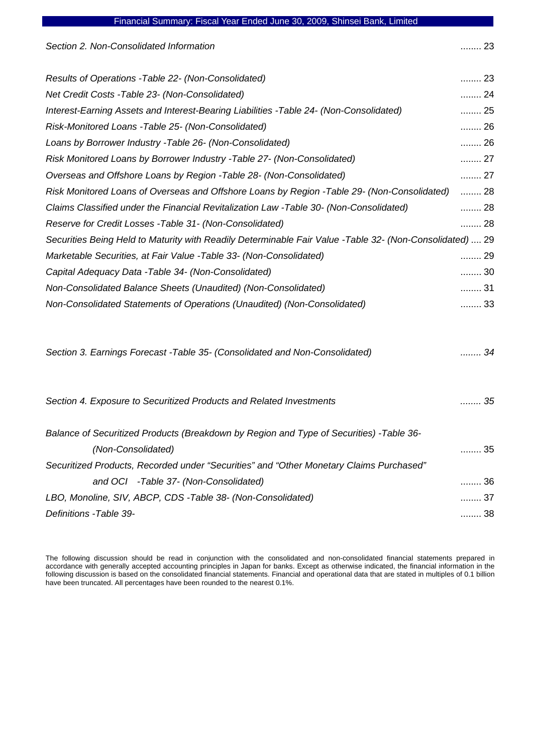*Section 2. Non-Consolidated Information* ........ 23

*Results of Operations -Table 22- (Non-Consolidated)* ........ 23

*Net Credit Costs -Table 23- (Non-Consolidated)* ........ 24

*Interest-Earning Assets and Interest-Bearing Liabilities -Table 24- (Non-Consolidated)* ........ 25

*Risk-Monitored Loans -Table 25- (Non-Consolidated)* ........ 26

*Loans by Borrower Industry -Table 26- (Non-Consolidated)* ........ 26

*Risk Monitored Loans by Borrower Industry -Table 27- (Non-Consolidated)* ........ 27

*Overseas and Offshore Loans by Region -Table 28- (Non-Consolidated)* ........ 27

*Risk Monitored Loans of Overseas and Offshore Loans by Region -Table 29- (Non-Consolidated)* ........ 28

*Claims Classified under the Financial Revitalization Law -Table 30- (Non-Consolidated)* ........ 28

*Reserve for Credit Losses -Table 31- (Non-Consolidated)* ........ 28

*Securities Being Held to Maturity with Readily Determinable Fair Value -Table 32- (Non-Consolidated)* .... 29

*Marketable Securities, at Fair Value -Table 33- (Non-Consolidated)* ........ 29

*Capital Adequacy Data -Table 34- (Non-Consolidated)* ........ 30

*Non-Consolidated Balance Sheets (Unaudited) (Non-Consolidated)* ........ 31

*Non-Consolidated Statements of Operations (Unaudited) (Non-Consolidated)* ........ 33

*Section 3. Earnings Forecast -Table 35- (Consolidated and Non-Consolidated)* ........ 34

*Section 4. Exposure to Securitized Products and Related Investments* ........ 35

*Balance of Securitized Products (Breakdown by Region and Type of Securities) -Table 36- (Non-Consolidated)* ........ 35

*Securitized Products, Recorded under "Securities" and "Other Monetary Claims Purchased" and OCI -Table 37- (Non-Consolidated)* ........ 36

*LBO, Monoline, SIV, ABCP, CDS -Table 38- (Non-Consolidated)* ........ 37

*Definitions -Table 39-* ........ 38

The following discussion should be read in conjunction with the consolidated and non-consolidated financial statements prepared in accordance with generally accepted accounting principles in Japan for banks. Except as otherwise indicated, the financial information in the following discussion is based on the consolidated financial statements. Financial and operational data that are stated in multiples of 0.1 billion have been truncated. All percentages have been rounded to the nearest 0.1%.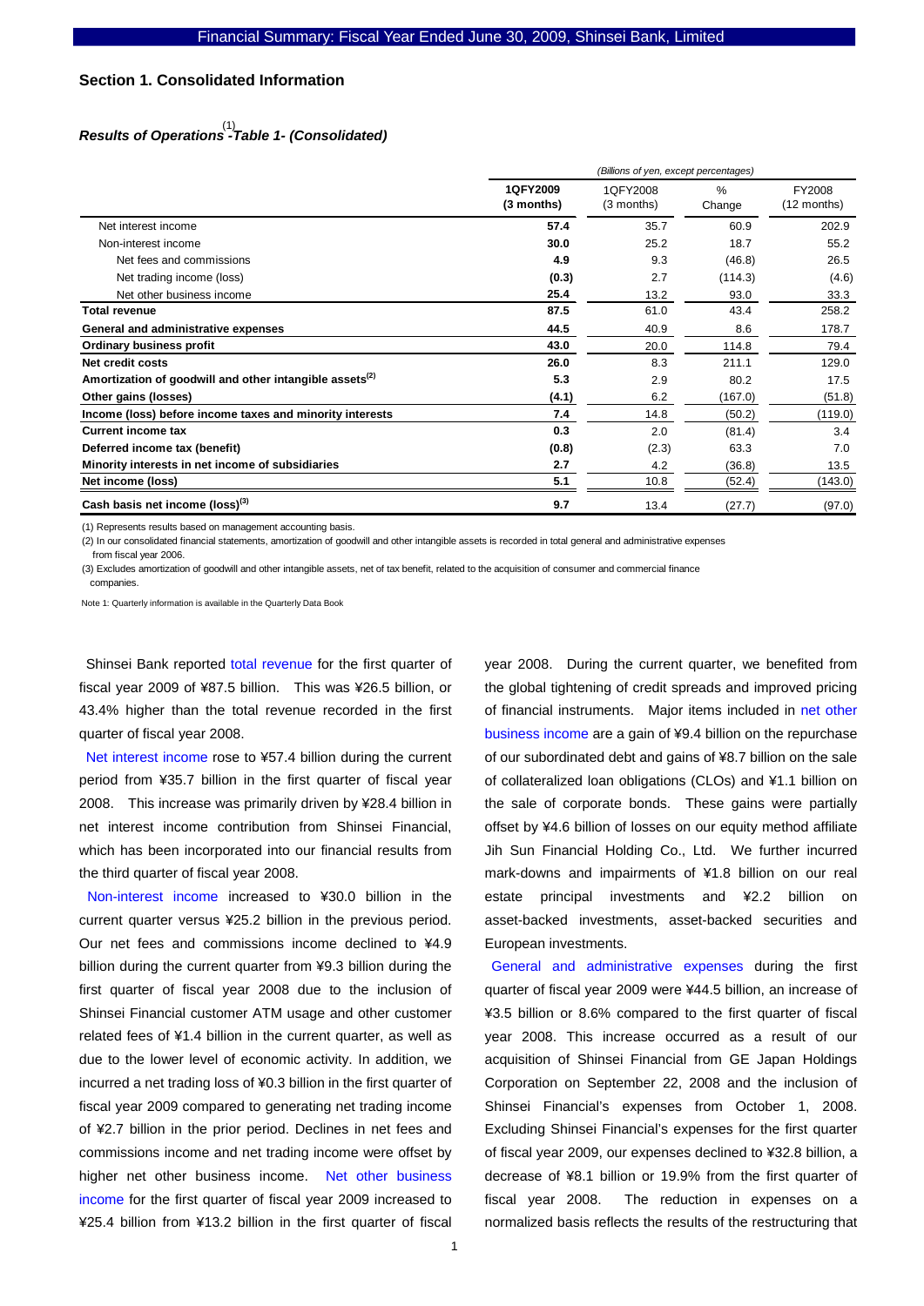## Section 1. Consolidated Information

### *Results of Operations[1] -Table 1- (Consolidated)*

| | 1QFY2009 (3 months) | 1QFY2008 (3 months) | % Change | FY2008 (12 months) |
|---|---|---|---|---|
| | *(Billions of yen, except percentages)* | | | |
| Net interest income | **57.4** | 35.7 | 60.9 | 202.9 |
| Non-interest income | **30.0** | 25.2 | 18.7 | 55.2 |
| Net fees and commissions | **4.9** | 9.3 | (46.8) | 26.5 |
| Net trading income (loss) | **(0.3)** | 2.7 | (114.3) | (4.6) |
| Net other business income | **25.4** | 13.2 | 93.0 | 33.3 |
| **Total revenue** | **87.5** | 61.0 | 43.4 | 258.2 |
| **General and administrative expenses** | **44.5** | 40.9 | 8.6 | 178.7 |
| **Ordinary business profit** | **43.0** | 20.0 | 114.8 | 79.4 |
| **Net credit costs** | **26.0** | 8.3 | 211.1 | 129.0 |
| **Amortization of goodwill and other intangible assets[2]** | **5.3** | 2.9 | 80.2 | 17.5 |
| **Other gains (losses)** | **(4.1)** | 6.2 | (167.0) | (51.8) |
| **Income (loss) before income taxes and minority interests** | **7.4** | 14.8 | (50.2) | (119.0) |
| **Current income tax** | **0.3** | 2.0 | (81.4) | 3.4 |
| **Deferred income tax (benefit)** | **(0.8)** | (2.3) | 63.3 | 7.0 |
| **Minority interests in net income of subsidiaries** | **2.7** | 4.2 | (36.8) | 13.5 |
| **Net income (loss)** | **5.1** | 10.8 | (52.4) | (143.0) |
| **Cash basis net income (loss)[3]** | **9.7** | 13.4 | (27.7) | (97.0) |

(1) Represents results based on management accounting basis.

(2) In our consolidated financial statements, amortization of goodwill and other intangible assets is recorded in total general and administrative expenses from fiscal year 2006.

(3) Excludes amortization of goodwill and other intangible assets, net of tax benefit, related to the acquisition of consumer and commercial finance companies.

Note 1: Quarterly information is available in the Quarterly Data Book

Shinsei Bank reported total revenue for the first quarter of fiscal year 2009 of ¥87.5 billion. This was ¥26.5 billion, or 43.4% higher than the total revenue recorded in the first quarter of fiscal year 2008.

Net interest income rose to ¥57.4 billion during the current period from ¥35.7 billion in the first quarter of fiscal year 2008. This increase was primarily driven by ¥28.4 billion in net interest income contribution from Shinsei Financial, which has been incorporated into our financial results from the third quarter of fiscal year 2008.

Non-interest income increased to ¥30.0 billion in the current quarter versus ¥25.2 billion in the previous period. Our net fees and commissions income declined to ¥4.9 billion during the current quarter from ¥9.3 billion during the first quarter of fiscal year 2008 due to the inclusion of Shinsei Financial customer ATM usage and other customer related fees of ¥1.4 billion in the current quarter, as well as due to the lower level of economic activity. In addition, we incurred a net trading loss of ¥0.3 billion in the first quarter of fiscal year 2009 compared to generating net trading income of ¥2.7 billion in the prior period. Declines in net fees and commissions income and net trading income were offset by higher net other business income. Net other business income for the first quarter of fiscal year 2009 increased to ¥25.4 billion from ¥13.2 billion in the first quarter of fiscal year 2008. During the current quarter, we benefited from the global tightening of credit spreads and improved pricing of financial instruments. Major items included in net other business income are a gain of ¥9.4 billion on the repurchase of our subordinated debt and gains of ¥8.7 billion on the sale of collateralized loan obligations (CLOs) and ¥1.1 billion on the sale of corporate bonds. These gains were partially offset by ¥4.6 billion of losses on our equity method affiliate Jih Sun Financial Holding Co., Ltd. We further incurred mark-downs and impairments of ¥1.8 billion on our real estate principal investments and ¥2.2 billion on asset-backed investments, asset-backed securities and European investments.

General and administrative expenses during the first quarter of fiscal year 2009 were ¥44.5 billion, an increase of ¥3.5 billion or 8.6% compared to the first quarter of fiscal year 2008. This increase occurred as a result of our acquisition of Shinsei Financial from GE Japan Holdings Corporation on September 22, 2008 and the inclusion of Shinsei Financial's expenses from October 1, 2008. Excluding Shinsei Financial's expenses for the first quarter of fiscal year 2009, our expenses declined to ¥32.8 billion, a decrease of ¥8.1 billion or 19.9% from the first quarter of fiscal year 2008. The reduction in expenses on a normalized basis reflects the results of the restructuring that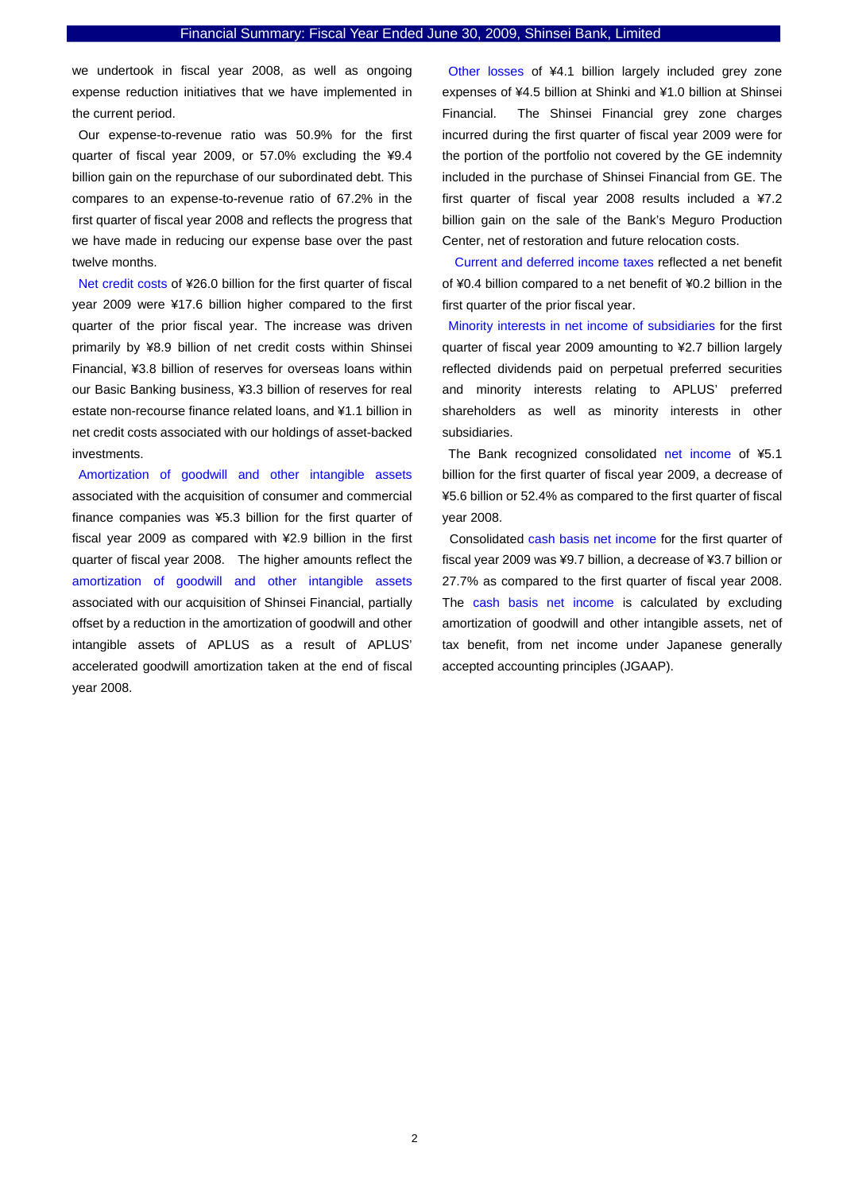we undertook in fiscal year 2008, as well as ongoing expense reduction initiatives that we have implemented in the current period.

Our expense-to-revenue ratio was 50.9% for the first quarter of fiscal year 2009, or 57.0% excluding the ¥9.4 billion gain on the repurchase of our subordinated debt. This compares to an expense-to-revenue ratio of 67.2% in the first quarter of fiscal year 2008 and reflects the progress that we have made in reducing our expense base over the past twelve months.

Net credit costs of ¥26.0 billion for the first quarter of fiscal year 2009 were ¥17.6 billion higher compared to the first quarter of the prior fiscal year. The increase was driven primarily by ¥8.9 billion of net credit costs within Shinsei Financial, ¥3.8 billion of reserves for overseas loans within our Basic Banking business, ¥3.3 billion of reserves for real estate non-recourse finance related loans, and ¥1.1 billion in net credit costs associated with our holdings of asset-backed investments.

Amortization of goodwill and other intangible assets associated with the acquisition of consumer and commercial finance companies was ¥5.3 billion for the first quarter of fiscal year 2009 as compared with ¥2.9 billion in the first quarter of fiscal year 2008. The higher amounts reflect the amortization of goodwill and other intangible assets associated with our acquisition of Shinsei Financial, partially offset by a reduction in the amortization of goodwill and other intangible assets of APLUS as a result of APLUS' accelerated goodwill amortization taken at the end of fiscal year 2008.

Other losses of ¥4.1 billion largely included grey zone expenses of ¥4.5 billion at Shinki and ¥1.0 billion at Shinsei Financial. The Shinsei Financial grey zone charges incurred during the first quarter of fiscal year 2009 were for the portion of the portfolio not covered by the GE indemnity included in the purchase of Shinsei Financial from GE. The first quarter of fiscal year 2008 results included a ¥7.2 billion gain on the sale of the Bank's Meguro Production Center, net of restoration and future relocation costs.

Current and deferred income taxes reflected a net benefit of ¥0.4 billion compared to a net benefit of ¥0.2 billion in the first quarter of the prior fiscal year.

Minority interests in net income of subsidiaries for the first quarter of fiscal year 2009 amounting to ¥2.7 billion largely reflected dividends paid on perpetual preferred securities and minority interests relating to APLUS' preferred shareholders as well as minority interests in other subsidiaries.

The Bank recognized consolidated net income of ¥5.1 billion for the first quarter of fiscal year 2009, a decrease of ¥5.6 billion or 52.4% as compared to the first quarter of fiscal year 2008.

Consolidated cash basis net income for the first quarter of fiscal year 2009 was ¥9.7 billion, a decrease of ¥3.7 billion or 27.7% as compared to the first quarter of fiscal year 2008. The cash basis net income is calculated by excluding amortization of goodwill and other intangible assets, net of tax benefit, from net income under Japanese generally accepted accounting principles (JGAAP).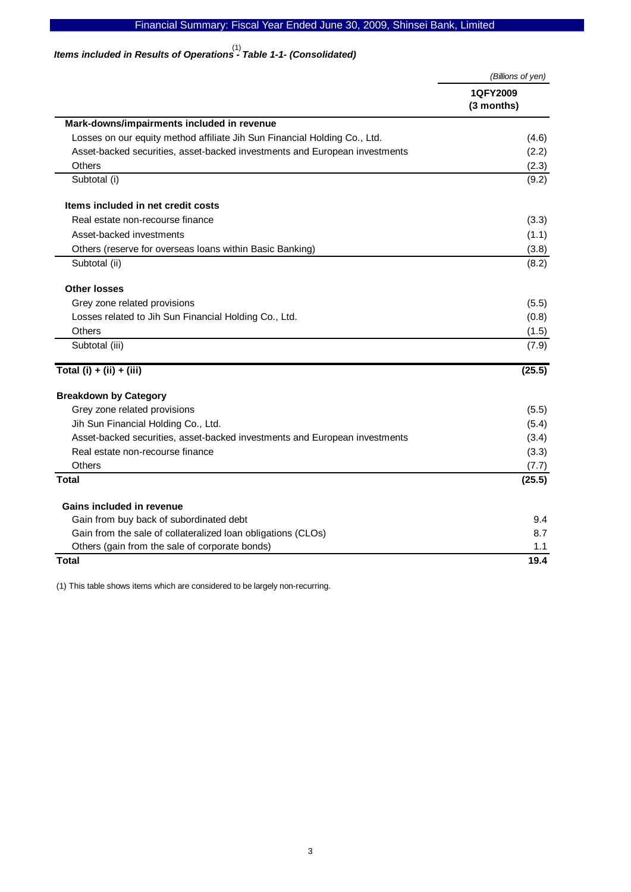## *Items included in Results of Operations[1] - Table 1-1- (Consolidated)*

| | *(Billions of yen)* |
|---|---|
| | **1QFY2009 (3 months)** |
| **Mark-downs/impairments included in revenue** | |
| Losses on our equity method affiliate Jih Sun Financial Holding Co., Ltd. | (4.6) |
| Asset-backed securities, asset-backed investments and European investments | (2.2) |
| Others | (2.3) |
| Subtotal (i) | (9.2) |
| **Items included in net credit costs** | |
| Real estate non-recourse finance | (3.3) |
| Asset-backed investments | (1.1) |
| Others (reserve for overseas loans within Basic Banking) | (3.8) |
| Subtotal (ii) | (8.2) |
| **Other losses** | |
| Grey zone related provisions | (5.5) |
| Losses related to Jih Sun Financial Holding Co., Ltd. | (0.8) |
| Others | (1.5) |
| Subtotal (iii) | (7.9) |
| **Total (i) + (ii) + (iii)** | **(25.5)** |
| **Breakdown by Category** | |
| Grey zone related provisions | (5.5) |
| Jih Sun Financial Holding Co., Ltd. | (5.4) |
| Asset-backed securities, asset-backed investments and European investments | (3.4) |
| Real estate non-recourse finance | (3.3) |
| Others | (7.7) |
| **Total** | **(25.5)** |
| **Gains included in revenue** | |
| Gain from buy back of subordinated debt | 9.4 |
| Gain from the sale of collateralized loan obligations (CLOs) | 8.7 |
| Others (gain from the sale of corporate bonds) | 1.1 |
| **Total** | **19.4** |

(1) This table shows items which are considered to be largely non-recurring.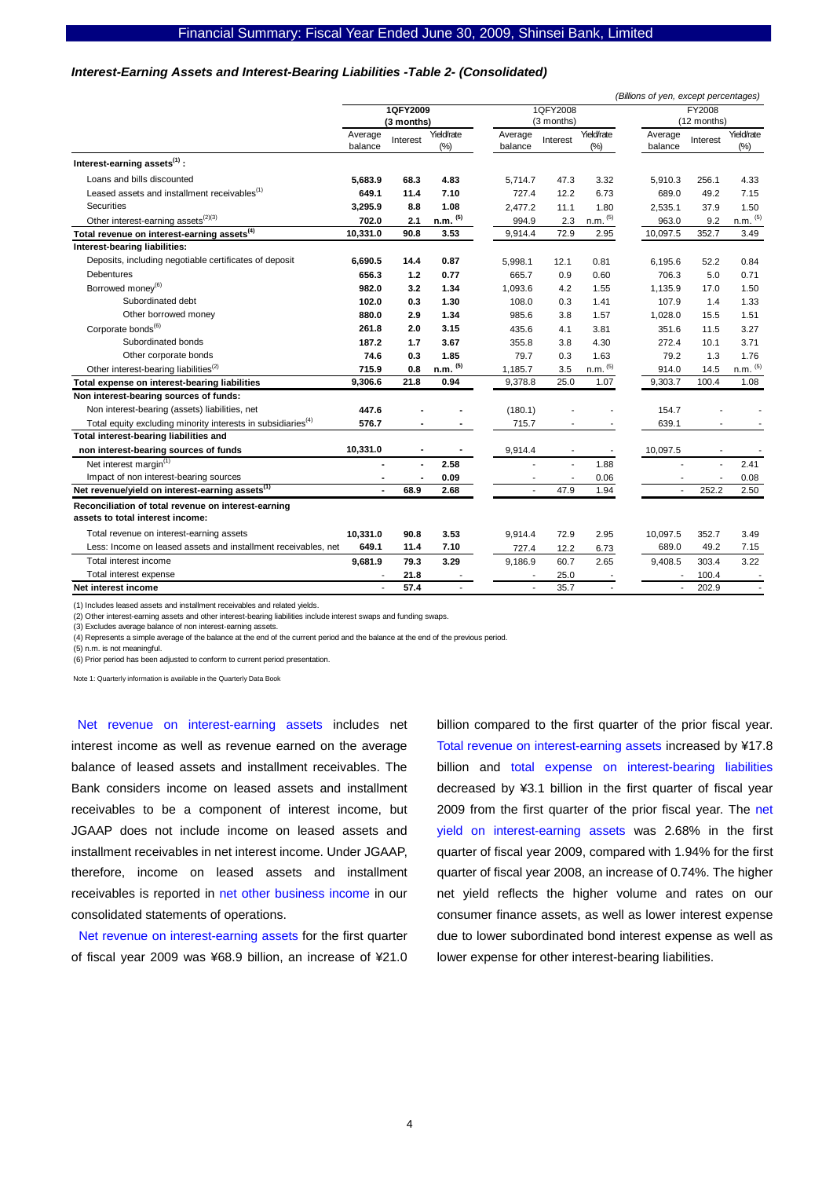### *Interest-Earning Assets and Interest-Bearing Liabilities -Table 2- (Consolidated)*

*(Billions of yen, except percentages)*

| | 1QFY2009 (3 months) | | | 1QFY2008 (3 months) | | | FY2008 (12 months) | | |
|---|---|---|---|---|---|---|---|---|---|
| | Average balance | Interest | Yield/rate (%) | Average balance | Interest | Yield/rate (%) | Average balance | Interest | Yield/rate (%) |
| **Interest-earning assets[1] :** | | | | | | | | | |
| Loans and bills discounted | **5,683.9** | **68.3** | **4.83** | 5,714.7 | 47.3 | 3.32 | 5,910.3 | 256.1 | 4.33 |
| Leased assets and installment receivables[1] | **649.1** | **11.4** | **7.10** | 727.4 | 12.2 | 6.73 | 689.0 | 49.2 | 7.15 |
| Securities | **3,295.9** | **8.8** | **1.08** | 2,477.2 | 11.1 | 1.80 | 2,535.1 | 37.9 | 1.50 |
| Other interest-earning assets[2][3] | **702.0** | **2.1** | **n.m. [5]** | 994.9 | 2.3 | n.m. [5] | 963.0 | 9.2 | n.m. [5] |
| **Total revenue on interest-earning assets[4]** | **10,331.0** | **90.8** | **3.53** | 9,914.4 | 72.9 | 2.95 | 10,097.5 | 352.7 | 3.49 |
| **Interest-bearing liabilities:** | | | | | | | | | |
| Deposits, including negotiable certificates of deposit | **6,690.5** | **14.4** | **0.87** | 5,998.1 | 12.1 | 0.81 | 6,195.6 | 52.2 | 0.84 |
| Debentures | **656.3** | **1.2** | **0.77** | 665.7 | 0.9 | 0.60 | 706.3 | 5.0 | 0.71 |
| Borrowed money[6] | **982.0** | **3.2** | **1.34** | 1,093.6 | 4.2 | 1.55 | 1,135.9 | 17.0 | 1.50 |
| Subordinated debt | **102.0** | **0.3** | **1.30** | 108.0 | 0.3 | 1.41 | 107.9 | 1.4 | 1.33 |
| Other borrowed money | **880.0** | **2.9** | **1.34** | 985.6 | 3.8 | 1.57 | 1,028.0 | 15.5 | 1.51 |
| Corporate bonds[6] | **261.8** | **2.0** | **3.15** | 435.6 | 4.1 | 3.81 | 351.6 | 11.5 | 3.27 |
| Subordinated bonds | **187.2** | **1.7** | **3.67** | 355.8 | 3.8 | 4.30 | 272.4 | 10.1 | 3.71 |
| Other corporate bonds | **74.6** | **0.3** | **1.85** | 79.7 | 0.3 | 1.63 | 79.2 | 1.3 | 1.76 |
| Other interest-bearing liabilities[2] | **715.9** | **0.8** | **n.m. [5]** | 1,185.7 | 3.5 | n.m. [5] | 914.0 | 14.5 | n.m. [5] |
| **Total expense on interest-bearing liabilities** | **9,306.6** | **21.8** | **0.94** | 9,378.8 | 25.0 | 1.07 | 9,303.7 | 100.4 | 1.08 |
| **Non interest-bearing sources of funds:** | | | | | | | | | |
| Non interest-bearing (assets) liabilities, net | **447.6** | **-** | **-** | (180.1) | - | - | 154.7 | - | - |
| Total equity excluding minority interests in subsidiaries[4] | **576.7** | **-** | **-** | 715.7 | - | - | 639.1 | - | - |
| **Total interest-bearing liabilities and non interest-bearing sources of funds** | **10,331.0** | **-** | **-** | 9,914.4 | - | - | 10,097.5 | - | - |
| Net interest margin[1] | **-** | **-** | **2.58** | - | - | 1.88 | - | - | 2.41 |
| Impact of non interest-bearing sources | **-** | **-** | **0.09** | - | - | 0.06 | - | - | 0.08 |
| **Net revenue/yield on interest-earning assets[1]** | **-** | **68.9** | **2.68** | - | 47.9 | 1.94 | - | 252.2 | 2.50 |
| **Reconciliation of total revenue on interest-earning assets to total interest income:** | | | | | | | | | |
| Total revenue on interest-earning assets | **10,331.0** | **90.8** | **3.53** | 9,914.4 | 72.9 | 2.95 | 10,097.5 | 352.7 | 3.49 |
| Less: Income on leased assets and installment receivables, net | **649.1** | **11.4** | **7.10** | 727.4 | 12.2 | 6.73 | 689.0 | 49.2 | 7.15 |
| Total interest income | **9,681.9** | **79.3** | **3.29** | 9,186.9 | 60.7 | 2.65 | 9,408.5 | 303.4 | 3.22 |
| Total interest expense | **-** | **21.8** | **-** | - | 25.0 | - | - | 100.4 | - |
| **Net interest income** | **-** | **57.4** | **-** | - | 35.7 | - | - | 202.9 | - |

(1) Includes leased assets and installment receivables and related yields.
(2) Other interest-earning assets and other interest-bearing liabilities include interest swaps and funding swaps.
(3) Excludes average balance of non interest-earning assets.
(4) Represents a simple average of the balance at the end of the current period and the balance at the end of the previous period.
(5) n.m. is not meaningful.
(6) Prior period has been adjusted to conform to current period presentation.

Note 1: Quarterly information is available in the Quarterly Data Book

Net revenue on interest-earning assets includes net interest income as well as revenue earned on the average balance of leased assets and installment receivables. The Bank considers income on leased assets and installment receivables to be a component of interest income, but JGAAP does not include income on leased assets and installment receivables in net interest income. Under JGAAP, therefore, income on leased assets and installment receivables is reported in net other business income in our consolidated statements of operations.

Net revenue on interest-earning assets for the first quarter of fiscal year 2009 was ¥68.9 billion, an increase of ¥21.0 billion compared to the first quarter of the prior fiscal year. Total revenue on interest-earning assets increased by ¥17.8 billion and total expense on interest-bearing liabilities decreased by ¥3.1 billion in the first quarter of fiscal year 2009 from the first quarter of the prior fiscal year. The net yield on interest-earning assets was 2.68% in the first quarter of fiscal year 2009, compared with 1.94% for the first quarter of fiscal year 2008, an increase of 0.74%. The higher net yield reflects the higher volume and rates on our consumer finance assets, as well as lower interest expense due to lower subordinated bond interest expense as well as lower expense for other interest-bearing liabilities.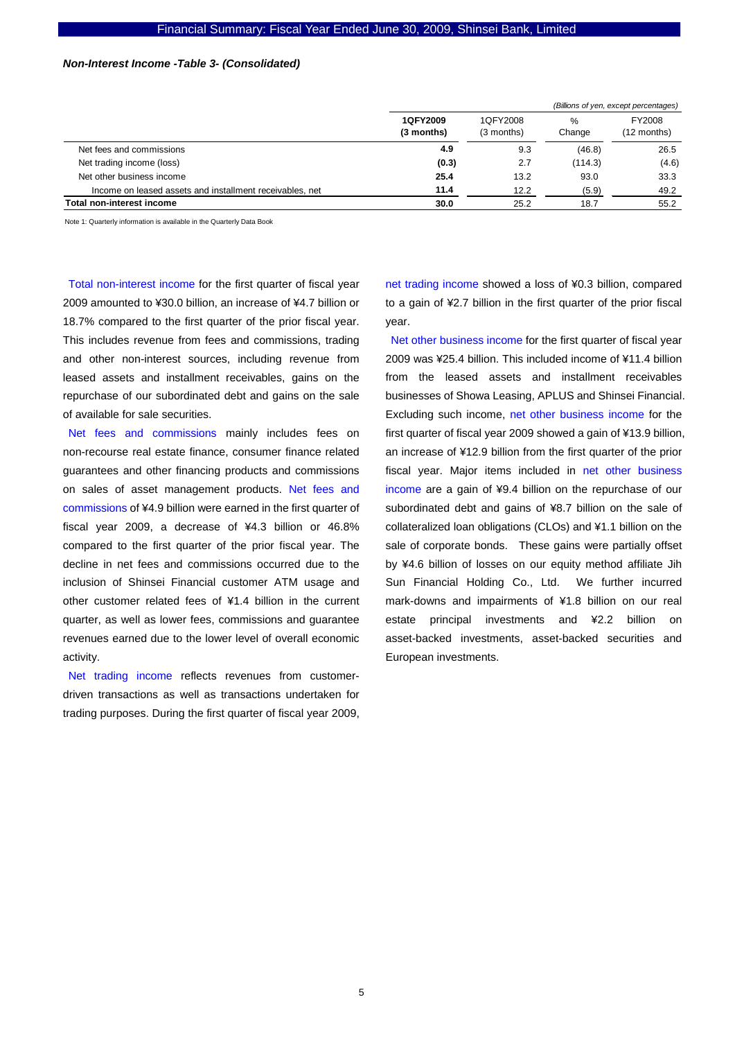***Non-Interest Income -Table 3- (Consolidated)***

*(Billions of yen, except percentages)*

| | **1QFY2009 (3 months)** | 1QFY2008 (3 months) | % Change | FY2008 (12 months) |
|---|---|---|---|---|
| Net fees and commissions | **4.9** | 9.3 | (46.8) | 26.5 |
| Net trading income (loss) | **(0.3)** | 2.7 | (114.3) | (4.6) |
| Net other business income | **25.4** | 13.2 | 93.0 | 33.3 |
| Income on leased assets and installment receivables, net | **11.4** | 12.2 | (5.9) | 49.2 |
| **Total non-interest income** | **30.0** | 25.2 | 18.7 | 55.2 |

Note 1: Quarterly information is available in the Quarterly Data Book

Total non-interest income for the first quarter of fiscal year 2009 amounted to ¥30.0 billion, an increase of ¥4.7 billion or 18.7% compared to the first quarter of the prior fiscal year. This includes revenue from fees and commissions, trading and other non-interest sources, including revenue from leased assets and installment receivables, gains on the repurchase of our subordinated debt and gains on the sale of available for sale securities.

Net fees and commissions mainly includes fees on non-recourse real estate finance, consumer finance related guarantees and other financing products and commissions on sales of asset management products. Net fees and commissions of ¥4.9 billion were earned in the first quarter of fiscal year 2009, a decrease of ¥4.3 billion or 46.8% compared to the first quarter of the prior fiscal year. The decline in net fees and commissions occurred due to the inclusion of Shinsei Financial customer ATM usage and other customer related fees of ¥1.4 billion in the current quarter, as well as lower fees, commissions and guarantee revenues earned due to the lower level of overall economic activity.

Net trading income reflects revenues from customer-driven transactions as well as transactions undertaken for trading purposes. During the first quarter of fiscal year 2009, net trading income showed a loss of ¥0.3 billion, compared to a gain of ¥2.7 billion in the first quarter of the prior fiscal year.

Net other business income for the first quarter of fiscal year 2009 was ¥25.4 billion. This included income of ¥11.4 billion from the leased assets and installment receivables businesses of Showa Leasing, APLUS and Shinsei Financial. Excluding such income, net other business income for the first quarter of fiscal year 2009 showed a gain of ¥13.9 billion, an increase of ¥12.9 billion from the first quarter of the prior fiscal year. Major items included in net other business income are a gain of ¥9.4 billion on the repurchase of our subordinated debt and gains of ¥8.7 billion on the sale of collateralized loan obligations (CLOs) and ¥1.1 billion on the sale of corporate bonds. These gains were partially offset by ¥4.6 billion of losses on our equity method affiliate Jih Sun Financial Holding Co., Ltd. We further incurred mark-downs and impairments of ¥1.8 billion on our real estate principal investments and ¥2.2 billion on asset-backed investments, asset-backed securities and European investments.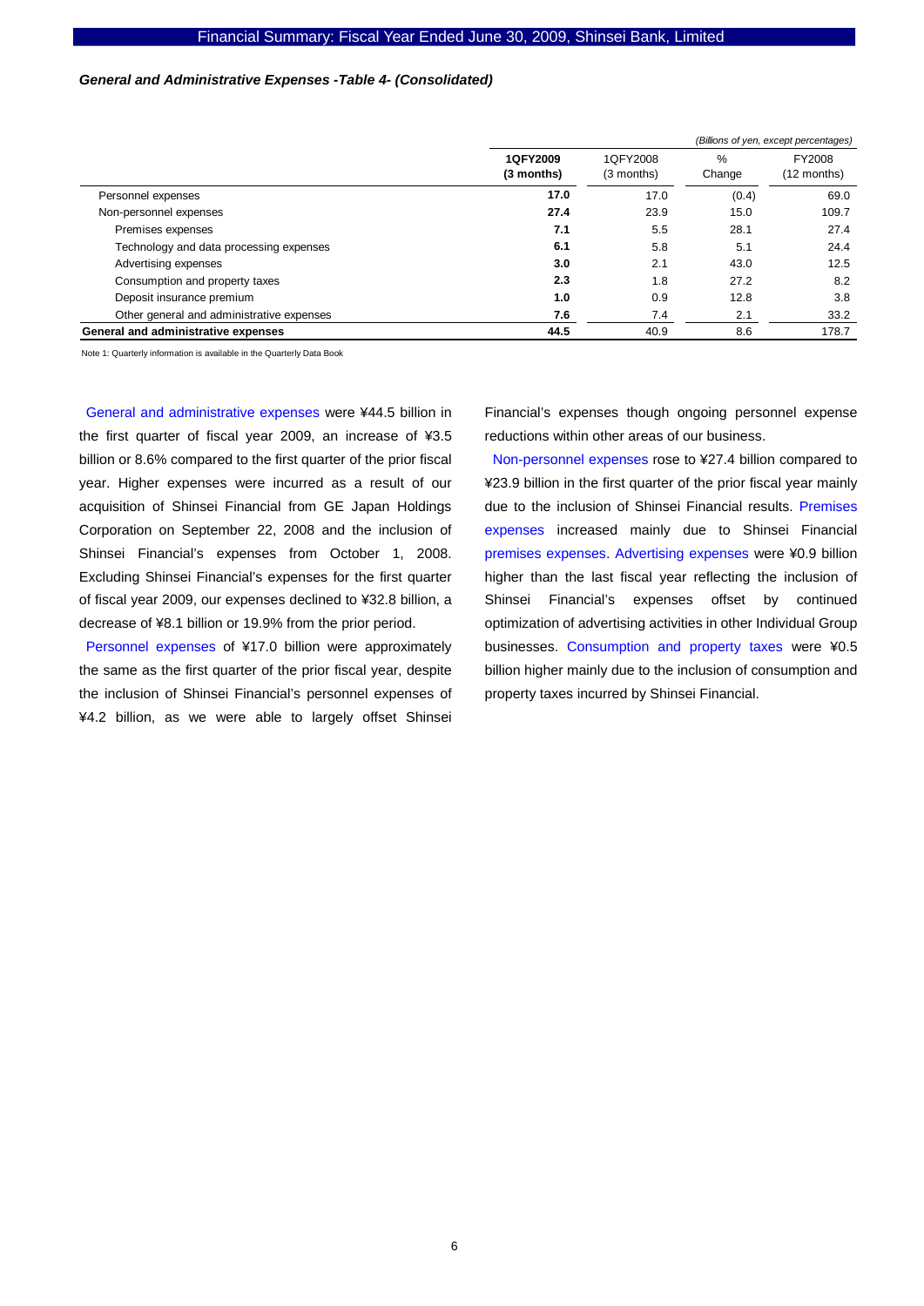***General and Administrative Expenses -Table 4- (Consolidated)***

*(Billions of yen, except percentages)*

| | **1QFY2009 (3 months)** | 1QFY2008 (3 months) | % Change | FY2008 (12 months) |
|---|---|---|---|---|
| Personnel expenses | **17.0** | 17.0 | (0.4) | 69.0 |
| Non-personnel expenses | **27.4** | 23.9 | 15.0 | 109.7 |
| Premises expenses | **7.1** | 5.5 | 28.1 | 27.4 |
| Technology and data processing expenses | **6.1** | 5.8 | 5.1 | 24.4 |
| Advertising expenses | **3.0** | 2.1 | 43.0 | 12.5 |
| Consumption and property taxes | **2.3** | 1.8 | 27.2 | 8.2 |
| Deposit insurance premium | **1.0** | 0.9 | 12.8 | 3.8 |
| Other general and administrative expenses | **7.6** | 7.4 | 2.1 | 33.2 |
| **General and administrative expenses** | **44.5** | 40.9 | 8.6 | 178.7 |

Note 1: Quarterly information is available in the Quarterly Data Book

General and administrative expenses were ¥44.5 billion in the first quarter of fiscal year 2009, an increase of ¥3.5 billion or 8.6% compared to the first quarter of the prior fiscal year. Higher expenses were incurred as a result of our acquisition of Shinsei Financial from GE Japan Holdings Corporation on September 22, 2008 and the inclusion of Shinsei Financial's expenses from October 1, 2008. Excluding Shinsei Financial's expenses for the first quarter of fiscal year 2009, our expenses declined to ¥32.8 billion, a decrease of ¥8.1 billion or 19.9% from the prior period.

Personnel expenses of ¥17.0 billion were approximately the same as the first quarter of the prior fiscal year, despite the inclusion of Shinsei Financial's personnel expenses of ¥4.2 billion, as we were able to largely offset Shinsei Financial's expenses though ongoing personnel expense reductions within other areas of our business.

Non-personnel expenses rose to ¥27.4 billion compared to ¥23.9 billion in the first quarter of the prior fiscal year mainly due to the inclusion of Shinsei Financial results. Premises expenses increased mainly due to Shinsei Financial premises expenses. Advertising expenses were ¥0.9 billion higher than the last fiscal year reflecting the inclusion of Shinsei Financial's expenses offset by continued optimization of advertising activities in other Individual Group businesses. Consumption and property taxes were ¥0.5 billion higher mainly due to the inclusion of consumption and property taxes incurred by Shinsei Financial.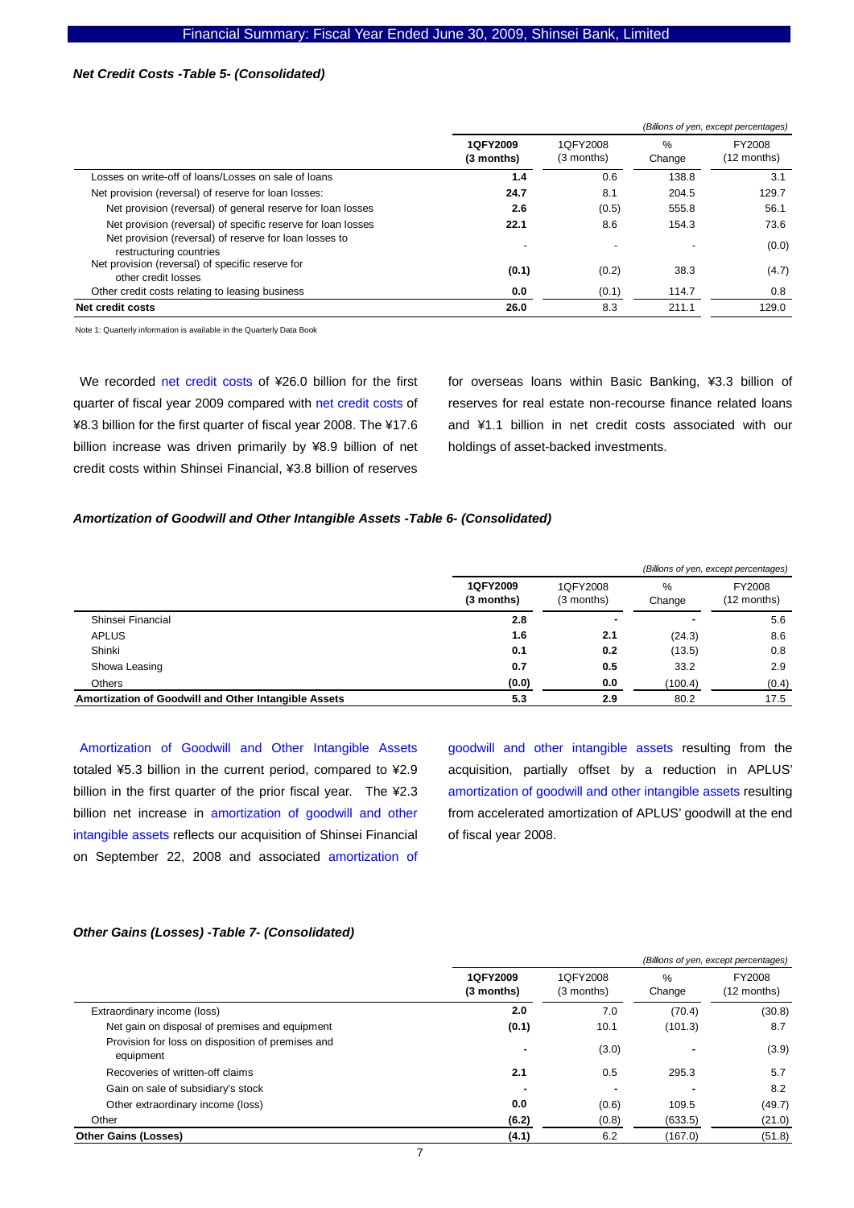### *Net Credit Costs -Table 5- (Consolidated)*

*(Billions of yen, except percentages)*

| | 1QFY2009 (3 months) | 1QFY2008 (3 months) | % Change | FY2008 (12 months) |
|---|---|---|---|---|
| Losses on write-off of loans/Losses on sale of loans | **1.4** | 0.6 | 138.8 | 3.1 |
| Net provision (reversal) of reserve for loan losses: | **24.7** | 8.1 | 204.5 | 129.7 |
| Net provision (reversal) of general reserve for loan losses | **2.6** | (0.5) | 555.8 | 56.1 |
| Net provision (reversal) of specific reserve for loan losses | **22.1** | 8.6 | 154.3 | 73.6 |
| Net provision (reversal) of reserve for loan losses to restructuring countries | - | - | - | (0.0) |
| Net provision (reversal) of specific reserve for other credit losses | **(0.1)** | (0.2) | 38.3 | (4.7) |
| Other credit costs relating to leasing business | **0.0** | (0.1) | 114.7 | 0.8 |
| **Net credit costs** | **26.0** | 8.3 | 211.1 | 129.0 |

Note 1: Quarterly information is available in the Quarterly Data Book

We recorded net credit costs of ¥26.0 billion for the first quarter of fiscal year 2009 compared with net credit costs of ¥8.3 billion for the first quarter of fiscal year 2008. The ¥17.6 billion increase was driven primarily by ¥8.9 billion of net credit costs within Shinsei Financial, ¥3.8 billion of reserves for overseas loans within Basic Banking, ¥3.3 billion of reserves for real estate non-recourse finance related loans and ¥1.1 billion in net credit costs associated with our holdings of asset-backed investments.

### *Amortization of Goodwill and Other Intangible Assets -Table 6- (Consolidated)*

*(Billions of yen, except percentages)*

| | 1QFY2009 (3 months) | 1QFY2008 (3 months) | % Change | FY2008 (12 months) |
|---|---|---|---|---|
| Shinsei Financial | **2.8** | **-** | - | 5.6 |
| APLUS | **1.6** | **2.1** | (24.3) | 8.6 |
| Shinki | **0.1** | **0.2** | (13.5) | 0.8 |
| Showa Leasing | **0.7** | **0.5** | 33.2 | 2.9 |
| Others | **(0.0)** | **0.0** | (100.4) | (0.4) |
| **Amortization of Goodwill and Other Intangible Assets** | **5.3** | **2.9** | 80.2 | 17.5 |

Amortization of Goodwill and Other Intangible Assets totaled ¥5.3 billion in the current period, compared to ¥2.9 billion in the first quarter of the prior fiscal year. The ¥2.3 billion net increase in amortization of goodwill and other intangible assets reflects our acquisition of Shinsei Financial on September 22, 2008 and associated amortization of goodwill and other intangible assets resulting from the acquisition, partially offset by a reduction in APLUS' amortization of goodwill and other intangible assets resulting from accelerated amortization of APLUS' goodwill at the end of fiscal year 2008.

### *Other Gains (Losses) -Table 7- (Consolidated)*

*(Billions of yen, except percentages)*

| | 1QFY2009 (3 months) | 1QFY2008 (3 months) | % Change | FY2008 (12 months) |
|---|---|---|---|---|
| Extraordinary income (loss) | **2.0** | 7.0 | (70.4) | (30.8) |
| Net gain on disposal of premises and equipment | **(0.1)** | 10.1 | (101.3) | 8.7 |
| Provision for loss on disposition of premises and equipment | **-** | (3.0) | - | (3.9) |
| Recoveries of written-off claims | **2.1** | 0.5 | 295.3 | 5.7 |
| Gain on sale of subsidiary's stock | **-** | - | - | 8.2 |
| Other extraordinary income (loss) | **0.0** | (0.6) | 109.5 | (49.7) |
| Other | **(6.2)** | (0.8) | (633.5) | (21.0) |
| **Other Gains (Losses)** | **(4.1)** | 6.2 | (167.0) | (51.8) |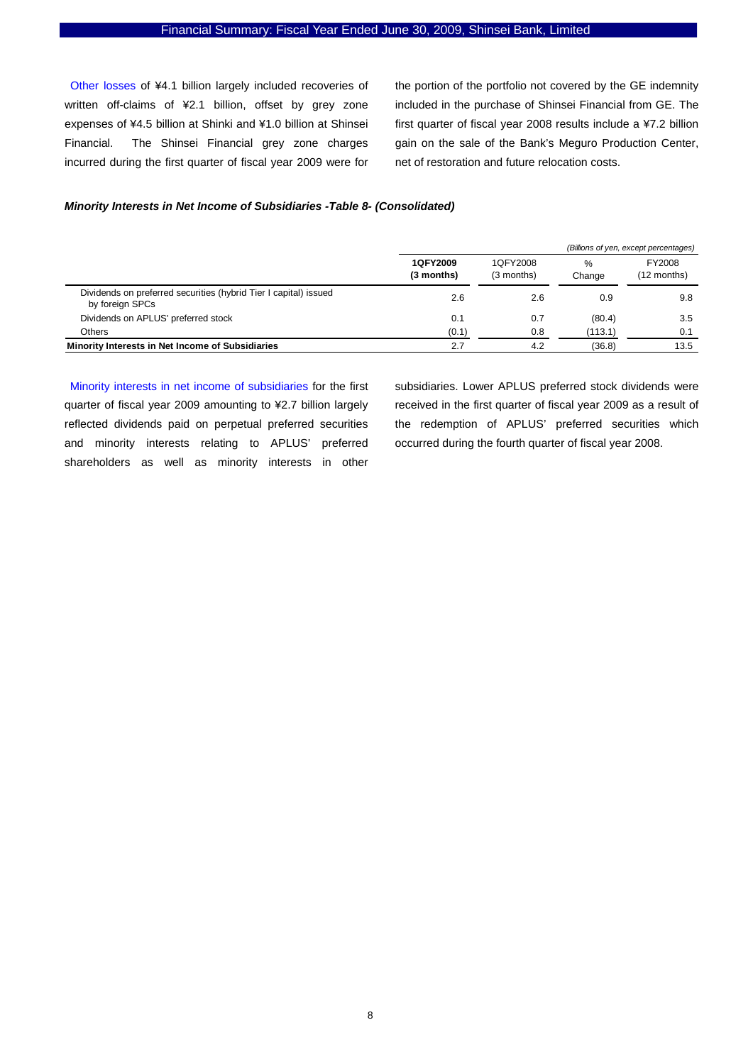Other losses of ¥4.1 billion largely included recoveries of written off-claims of ¥2.1 billion, offset by grey zone expenses of ¥4.5 billion at Shinki and ¥1.0 billion at Shinsei Financial. The Shinsei Financial grey zone charges incurred during the first quarter of fiscal year 2009 were for the portion of the portfolio not covered by the GE indemnity included in the purchase of Shinsei Financial from GE. The first quarter of fiscal year 2008 results include a ¥7.2 billion gain on the sale of the Bank's Meguro Production Center, net of restoration and future relocation costs.

***Minority Interests in Net Income of Subsidiaries -Table 8- (Consolidated)***

*(Billions of yen, except percentages)*

| | **1QFY2009 (3 months)** | 1QFY2008 (3 months) | % Change | FY2008 (12 months) |
|---|---|---|---|---|
| Dividends on preferred securities (hybrid Tier I capital) issued by foreign SPCs | 2.6 | 2.6 | 0.9 | 9.8 |
| Dividends on APLUS' preferred stock | 0.1 | 0.7 | (80.4) | 3.5 |
| Others | (0.1) | 0.8 | (113.1) | 0.1 |
| **Minority Interests in Net Income of Subsidiaries** | 2.7 | 4.2 | (36.8) | 13.5 |

Minority interests in net income of subsidiaries for the first quarter of fiscal year 2009 amounting to ¥2.7 billion largely reflected dividends paid on perpetual preferred securities and minority interests relating to APLUS' preferred shareholders as well as minority interests in other subsidiaries. Lower APLUS preferred stock dividends were received in the first quarter of fiscal year 2009 as a result of the redemption of APLUS' preferred securities which occurred during the fourth quarter of fiscal year 2008.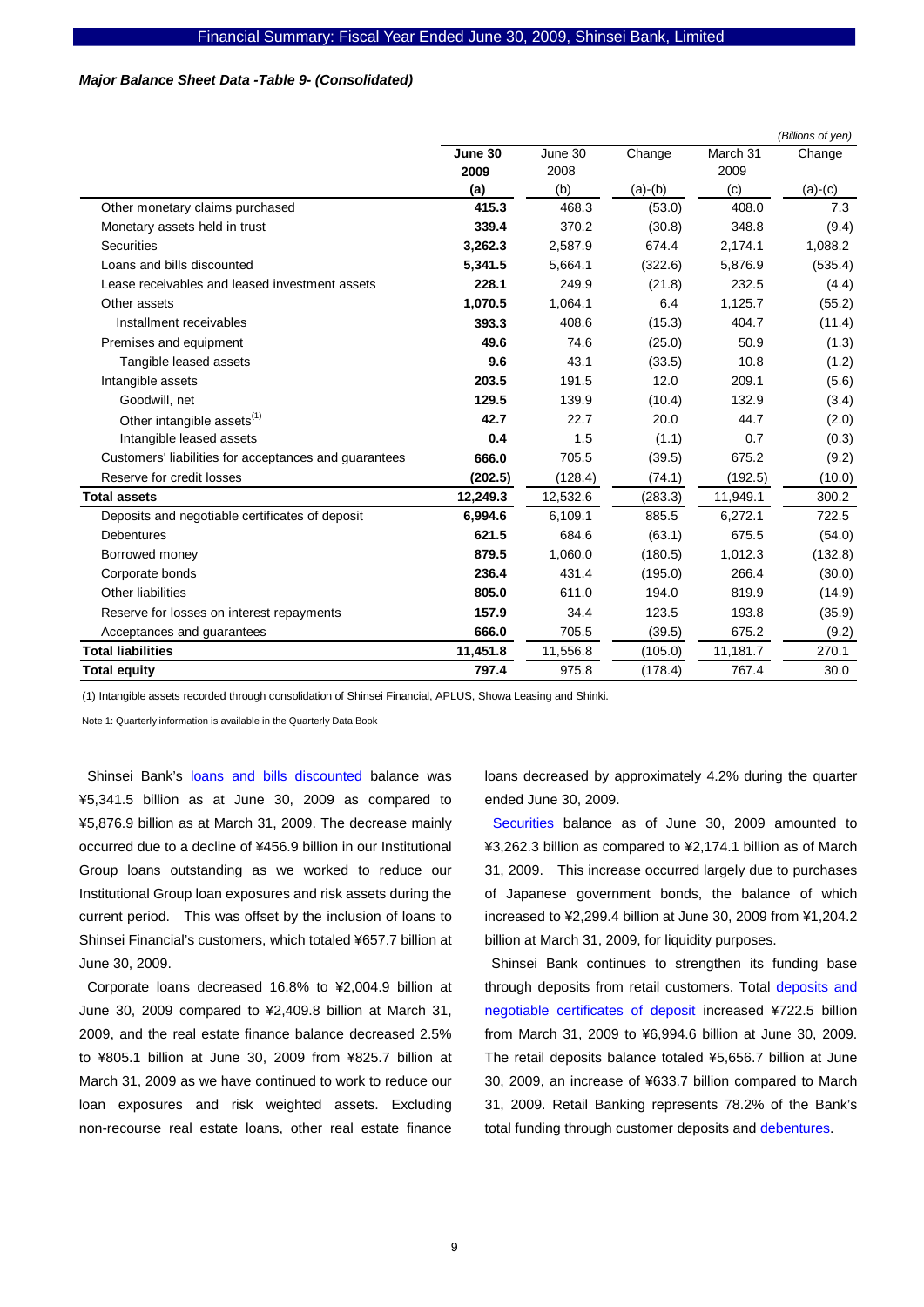***Major Balance Sheet Data -Table 9- (Consolidated)***

*(Billions of yen)*

| | **June 30 2009 (a)** | June 30 2008 (b) | Change (a)-(b) | March 31 2009 (c) | Change (a)-(c) |
|---|---|---|---|---|---|
| Other monetary claims purchased | **415.3** | 468.3 | (53.0) | 408.0 | 7.3 |
| Monetary assets held in trust | **339.4** | 370.2 | (30.8) | 348.8 | (9.4) |
| Securities | **3,262.3** | 2,587.9 | 674.4 | 2,174.1 | 1,088.2 |
| Loans and bills discounted | **5,341.5** | 5,664.1 | (322.6) | 5,876.9 | (535.4) |
| Lease receivables and leased investment assets | **228.1** | 249.9 | (21.8) | 232.5 | (4.4) |
| Other assets | **1,070.5** | 1,064.1 | 6.4 | 1,125.7 | (55.2) |
| Installment receivables | **393.3** | 408.6 | (15.3) | 404.7 | (11.4) |
| Premises and equipment | **49.6** | 74.6 | (25.0) | 50.9 | (1.3) |
| Tangible leased assets | **9.6** | 43.1 | (33.5) | 10.8 | (1.2) |
| Intangible assets | **203.5** | 191.5 | 12.0 | 209.1 | (5.6) |
| Goodwill, net | **129.5** | 139.9 | (10.4) | 132.9 | (3.4) |
| Other intangible assets(1) | **42.7** | 22.7 | 20.0 | 44.7 | (2.0) |
| Intangible leased assets | **0.4** | 1.5 | (1.1) | 0.7 | (0.3) |
| Customers' liabilities for acceptances and guarantees | **666.0** | 705.5 | (39.5) | 675.2 | (9.2) |
| Reserve for credit losses | **(202.5)** | (128.4) | (74.1) | (192.5) | (10.0) |
| **Total assets** | **12,249.3** | 12,532.6 | (283.3) | 11,949.1 | 300.2 |
| Deposits and negotiable certificates of deposit | **6,994.6** | 6,109.1 | 885.5 | 6,272.1 | 722.5 |
| Debentures | **621.5** | 684.6 | (63.1) | 675.5 | (54.0) |
| Borrowed money | **879.5** | 1,060.0 | (180.5) | 1,012.3 | (132.8) |
| Corporate bonds | **236.4** | 431.4 | (195.0) | 266.4 | (30.0) |
| Other liabilities | **805.0** | 611.0 | 194.0 | 819.9 | (14.9) |
| Reserve for losses on interest repayments | **157.9** | 34.4 | 123.5 | 193.8 | (35.9) |
| Acceptances and guarantees | **666.0** | 705.5 | (39.5) | 675.2 | (9.2) |
| **Total liabilities** | **11,451.8** | 11,556.8 | (105.0) | 11,181.7 | 270.1 |
| **Total equity** | **797.4** | 975.8 | (178.4) | 767.4 | 30.0 |

(1) Intangible assets recorded through consolidation of Shinsei Financial, APLUS, Showa Leasing and Shinki.

Note 1: Quarterly information is available in the Quarterly Data Book

Shinsei Bank's loans and bills discounted balance was ¥5,341.5 billion as at June 30, 2009 as compared to ¥5,876.9 billion as at March 31, 2009. The decrease mainly occurred due to a decline of ¥456.9 billion in our Institutional Group loans outstanding as we worked to reduce our Institutional Group loan exposures and risk assets during the current period. This was offset by the inclusion of loans to Shinsei Financial's customers, which totaled ¥657.7 billion at June 30, 2009.

Corporate loans decreased 16.8% to ¥2,004.9 billion at June 30, 2009 compared to ¥2,409.8 billion at March 31, 2009, and the real estate finance balance decreased 2.5% to ¥805.1 billion at June 30, 2009 from ¥825.7 billion at March 31, 2009 as we have continued to work to reduce our loan exposures and risk weighted assets. Excluding non-recourse real estate loans, other real estate finance loans decreased by approximately 4.2% during the quarter ended June 30, 2009.

Securities balance as of June 30, 2009 amounted to ¥3,262.3 billion as compared to ¥2,174.1 billion as of March 31, 2009. This increase occurred largely due to purchases of Japanese government bonds, the balance of which increased to ¥2,299.4 billion at June 30, 2009 from ¥1,204.2 billion at March 31, 2009, for liquidity purposes.

Shinsei Bank continues to strengthen its funding base through deposits from retail customers. Total deposits and negotiable certificates of deposit increased ¥722.5 billion from March 31, 2009 to ¥6,994.6 billion at June 30, 2009. The retail deposits balance totaled ¥5,656.7 billion at June 30, 2009, an increase of ¥633.7 billion compared to March 31, 2009. Retail Banking represents 78.2% of the Bank's total funding through customer deposits and debentures.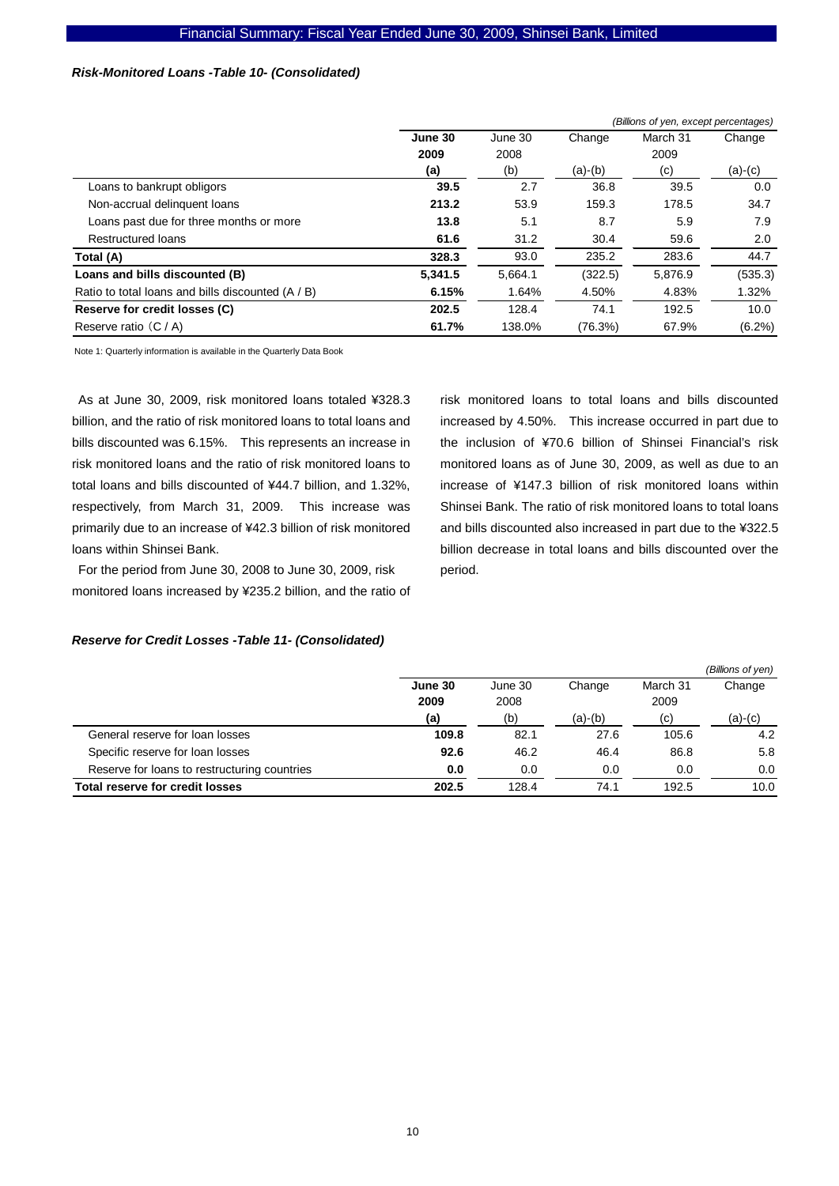### *Risk-Monitored Loans -Table 10- (Consolidated)*

*(Billions of yen, except percentages)*

| | **June 30 2009 (a)** | June 30 2008 (b) | Change (a)-(b) | March 31 2009 (c) | Change (a)-(c) |
|---|---|---|---|---|---|
| Loans to bankrupt obligors | **39.5** | 2.7 | 36.8 | 39.5 | 0.0 |
| Non-accrual delinquent loans | **213.2** | 53.9 | 159.3 | 178.5 | 34.7 |
| Loans past due for three months or more | **13.8** | 5.1 | 8.7 | 5.9 | 7.9 |
| Restructured loans | **61.6** | 31.2 | 30.4 | 59.6 | 2.0 |
| **Total (A)** | **328.3** | 93.0 | 235.2 | 283.6 | 44.7 |
| **Loans and bills discounted (B)** | **5,341.5** | 5,664.1 | (322.5) | 5,876.9 | (535.3) |
| Ratio to total loans and bills discounted (A / B) | **6.15%** | 1.64% | 4.50% | 4.83% | 1.32% |
| **Reserve for credit losses (C)** | **202.5** | 128.4 | 74.1 | 192.5 | 10.0 |
| Reserve ratio（C / A) | **61.7%** | 138.0% | (76.3%) | 67.9% | (6.2%) |

Note 1: Quarterly information is available in the Quarterly Data Book

As at June 30, 2009, risk monitored loans totaled ¥328.3 billion, and the ratio of risk monitored loans to total loans and bills discounted was 6.15%. This represents an increase in risk monitored loans and the ratio of risk monitored loans to total loans and bills discounted of ¥44.7 billion, and 1.32%, respectively, from March 31, 2009. This increase was primarily due to an increase of ¥42.3 billion of risk monitored loans within Shinsei Bank.

For the period from June 30, 2008 to June 30, 2009, risk monitored loans increased by ¥235.2 billion, and the ratio of risk monitored loans to total loans and bills discounted increased by 4.50%. This increase occurred in part due to the inclusion of ¥70.6 billion of Shinsei Financial's risk monitored loans as of June 30, 2009, as well as due to an increase of ¥147.3 billion of risk monitored loans within Shinsei Bank. The ratio of risk monitored loans to total loans and bills discounted also increased in part due to the ¥322.5 billion decrease in total loans and bills discounted over the period.

### *Reserve for Credit Losses -Table 11- (Consolidated)*

*(Billions of yen)*

| | **June 30 2009 (a)** | June 30 2008 (b) | Change (a)-(b) | March 31 2009 (c) | Change (a)-(c) |
|---|---|---|---|---|---|
| General reserve for loan losses | **109.8** | 82.1 | 27.6 | 105.6 | 4.2 |
| Specific reserve for loan losses | **92.6** | 46.2 | 46.4 | 86.8 | 5.8 |
| Reserve for loans to restructuring countries | **0.0** | 0.0 | 0.0 | 0.0 | 0.0 |
| **Total reserve for credit losses** | **202.5** | 128.4 | 74.1 | 192.5 | 10.0 |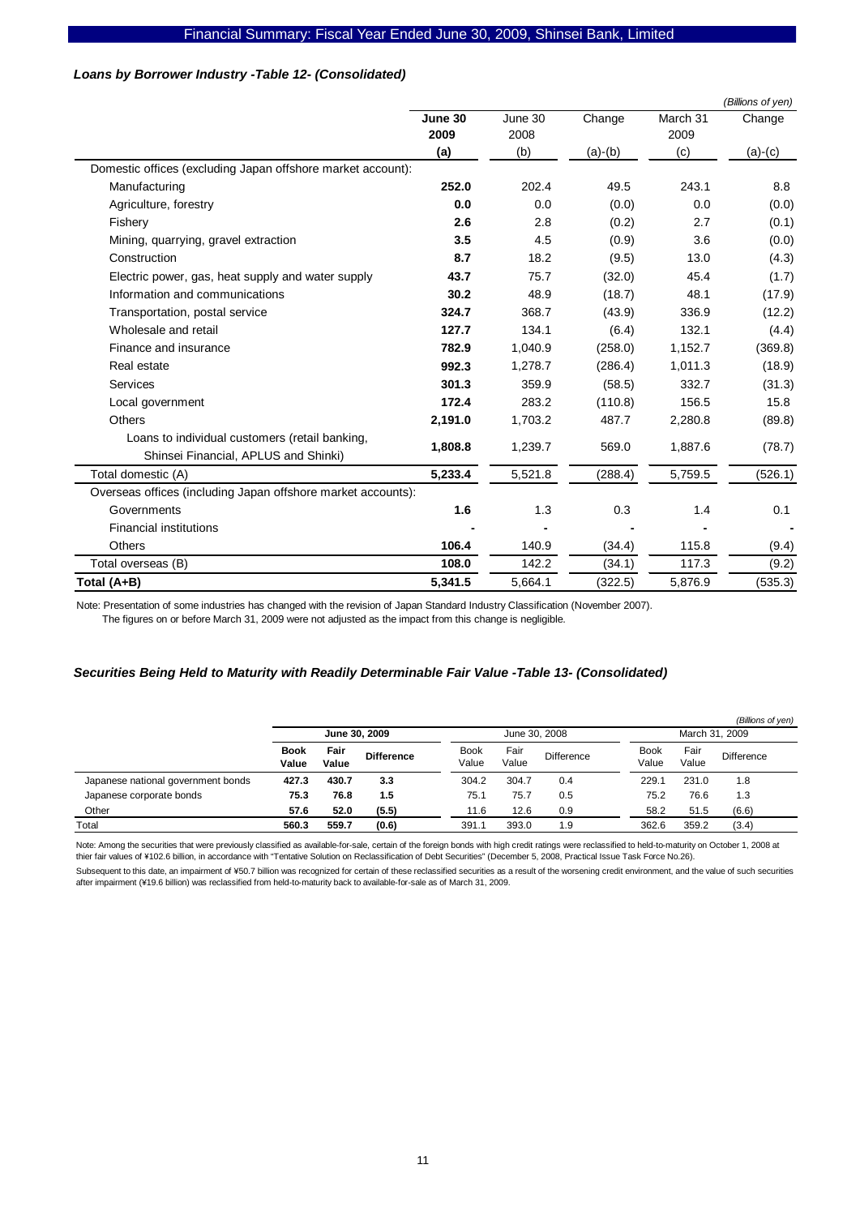### *Loans by Borrower Industry -Table 12- (Consolidated)*

*(Billions of yen)*

| | **June 30 2009 (a)** | June 30 2008 (b) | Change (a)-(b) | March 31 2009 (c) | Change (a)-(c) |
|---|---|---|---|---|---|
| Domestic offices (excluding Japan offshore market account): | | | | | |
| Manufacturing | **252.0** | 202.4 | 49.5 | 243.1 | 8.8 |
| Agriculture, forestry | **0.0** | 0.0 | (0.0) | 0.0 | (0.0) |
| Fishery | **2.6** | 2.8 | (0.2) | 2.7 | (0.1) |
| Mining, quarrying, gravel extraction | **3.5** | 4.5 | (0.9) | 3.6 | (0.0) |
| Construction | **8.7** | 18.2 | (9.5) | 13.0 | (4.3) |
| Electric power, gas, heat supply and water supply | **43.7** | 75.7 | (32.0) | 45.4 | (1.7) |
| Information and communications | **30.2** | 48.9 | (18.7) | 48.1 | (17.9) |
| Transportation, postal service | **324.7** | 368.7 | (43.9) | 336.9 | (12.2) |
| Wholesale and retail | **127.7** | 134.1 | (6.4) | 132.1 | (4.4) |
| Finance and insurance | **782.9** | 1,040.9 | (258.0) | 1,152.7 | (369.8) |
| Real estate | **992.3** | 1,278.7 | (286.4) | 1,011.3 | (18.9) |
| Services | **301.3** | 359.9 | (58.5) | 332.7 | (31.3) |
| Local government | **172.4** | 283.2 | (110.8) | 156.5 | 15.8 |
| Others | **2,191.0** | 1,703.2 | 487.7 | 2,280.8 | (89.8) |
| Loans to individual customers (retail banking, Shinsei Financial, APLUS and Shinki) | **1,808.8** | 1,239.7 | 569.0 | 1,887.6 | (78.7) |
| Total domestic (A) | **5,233.4** | 5,521.8 | (288.4) | 5,759.5 | (526.1) |
| Overseas offices (including Japan offshore market accounts): | | | | | |
| Governments | **1.6** | 1.3 | 0.3 | 1.4 | 0.1 |
| Financial institutions | **-** | - | - | - | - |
| Others | **106.4** | 140.9 | (34.4) | 115.8 | (9.4) |
| Total overseas (B) | **108.0** | 142.2 | (34.1) | 117.3 | (9.2) |
| **Total (A+B)** | **5,341.5** | 5,664.1 | (322.5) | 5,876.9 | (535.3) |

Note: Presentation of some industries has changed with the revision of Japan Standard Industry Classification (November 2007).
The figures on or before March 31, 2009 were not adjusted as the impact from this change is negligible.

### *Securities Being Held to Maturity with Readily Determinable Fair Value -Table 13- (Consolidated)*

*(Billions of yen)*

| | **June 30, 2009** | | | June 30, 2008 | | | March 31, 2009 | | |
|---|---|---|---|---|---|---|---|---|---|
| | **Book Value** | **Fair Value** | **Difference** | Book Value | Fair Value | Difference | Book Value | Fair Value | Difference |
| Japanese national government bonds | **427.3** | **430.7** | **3.3** | 304.2 | 304.7 | 0.4 | 229.1 | 231.0 | 1.8 |
| Japanese corporate bonds | **75.3** | **76.8** | **1.5** | 75.1 | 75.7 | 0.5 | 75.2 | 76.6 | 1.3 |
| Other | **57.6** | **52.0** | **(5.5)** | 11.6 | 12.6 | 0.9 | 58.2 | 51.5 | (6.6) |
| Total | **560.3** | **559.7** | **(0.6)** | 391.1 | 393.0 | 1.9 | 362.6 | 359.2 | (3.4) |

Note: Among the securities that were previously classified as available-for-sale, certain of the foreign bonds with high credit ratings were reclassified to held-to-maturity on October 1, 2008 at thier fair values of ¥102.6 billion, in accordance with "Tentative Solution on Reclassification of Debt Securities" (December 5, 2008, Practical Issue Task Force No.26).

Subsequent to this date, an impairment of ¥50.7 billion was recognized for certain of these reclassified securities as a result of the worsening credit environment, and the value of such securities after impairment (¥19.6 billion) was reclassified from held-to-maturity back to available-for-sale as of March 31, 2009.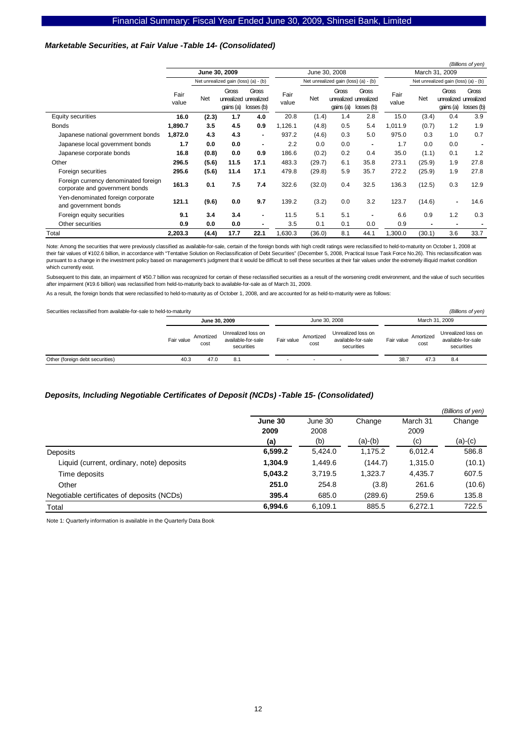### *Marketable Securities, at Fair Value -Table 14- (Consolidated)*

*(Billions of yen)*

| | June 30, 2009 | | | | June 30, 2008 | | | | March 31, 2009 | | | |
|---|---|---|---|---|---|---|---|---|---|---|---|---|
| | | Net unrealized gain (loss) (a) - (b) | | | | Net unrealized gain (loss) (a) - (b) | | | | Net unrealized gain (loss) (a) - (b) | | |
| | Fair value | Net | Gross unrealized gains (a) | Gross unrealized losses (b) | Fair value | Net | Gross unrealized gains (a) | Gross unrealized losses (b) | Fair value | Net | Gross unrealized gains (a) | Gross unrealized losses (b) |
| Equity securities | **16.0** | **(2.3)** | **1.7** | **4.0** | 20.8 | (1.4) | 1.4 | 2.8 | 15.0 | (3.4) | 0.4 | 3.9 |
| Bonds | **1,890.7** | **3.5** | **4.5** | **0.9** | 1,126.1 | (4.8) | 0.5 | 5.4 | 1,011.9 | (0.7) | 1.2 | 1.9 |
| Japanese national government bonds | **1,872.0** | **4.3** | **4.3** | **-** | 937.2 | (4.6) | 0.3 | 5.0 | 975.0 | 0.3 | 1.0 | 0.7 |
| Japanese local government bonds | **1.7** | **0.0** | **0.0** | **-** | 2.2 | 0.0 | 0.0 | - | 1.7 | 0.0 | 0.0 | - |
| Japanese corporate bonds | **16.8** | **(0.8)** | **0.0** | **0.9** | 186.6 | (0.2) | 0.2 | 0.4 | 35.0 | (1.1) | 0.1 | 1.2 |
| Other | **296.5** | **(5.6)** | **11.5** | **17.1** | 483.3 | (29.7) | 6.1 | 35.8 | 273.1 | (25.9) | 1.9 | 27.8 |
| Foreign securities | **295.6** | **(5.6)** | **11.4** | **17.1** | 479.8 | (29.8) | 5.9 | 35.7 | 272.2 | (25.9) | 1.9 | 27.8 |
| Foreign currency denominated foreign corporate and government bonds | **161.3** | **0.1** | **7.5** | **7.4** | 322.6 | (32.0) | 0.4 | 32.5 | 136.3 | (12.5) | 0.3 | 12.9 |
| Yen-denominated foreign corporate and government bonds | **121.1** | **(9.6)** | **0.0** | **9.7** | 139.2 | (3.2) | 0.0 | 3.2 | 123.7 | (14.6) | - | 14.6 |
| Foreign equity securities | **9.1** | **3.4** | **3.4** | **-** | 11.5 | 5.1 | 5.1 | - | 6.6 | 0.9 | 1.2 | 0.3 |
| Other securities | **0.9** | **0.0** | **0.0** | **-** | 3.5 | 0.1 | 0.1 | 0.0 | 0.9 | - | - | - |
| Total | **2,203.3** | **(4.4)** | **17.7** | **22.1** | 1,630.3 | (36.0) | 8.1 | 44.1 | 1,300.0 | (30.1) | 3.6 | 33.7 |

Note: Among the securities that were previously classified as available-for-sale, certain of the foreign bonds with high credit ratings were reclassified to held-to-maturity on October 1, 2008 at their fair values of ¥102.6 billion, in accordance with "Tentative Solution on Reclassification of Debt Securities" (December 5, 2008, Practical Issue Task Force No.26). This reclassification was pursuant to a change in the investment policy based on management's judgment that it would be difficult to sell these securities at their fair values under the extremely illiquid market condition which currently exist.

Subsequent to this date, an impairment of ¥50.7 billion was recognized for certain of these reclassified securities as a result of the worsening credit environment, and the value of such securities after impairment (¥19.6 billion) was reclassified from held-to-maturity back to available-for-sale as of March 31, 2009.

As a result, the foreign bonds that were reclassified to held-to-maturity as of October 1, 2008, and are accounted for as held-to-maturity were as follows:

Securities reclassified from available-for-sale to held-to-maturity *(Billions of yen)*

| | June 30, 2009 | | | June 30, 2008 | | | March 31, 2009 | | |
|---|---|---|---|---|---|---|---|---|---|
| | Fair value | Amortized cost | Unrealized loss on available-for-sale securities | Fair value | Amortized cost | Unrealized loss on available-for-sale securities | Fair value | Amortized cost | Unrealized loss on available-for-sale securities |
| Other (foreign debt securities) | 40.3 | 47.0 | 8.1 | - | - | - | 38.7 | 47.3 | 8.4 |

### *Deposits, Including Negotiable Certificates of Deposit (NCDs) -Table 15- (Consolidated)*

*(Billions of yen)*

| | June 30 2009 (a) | June 30 2008 (b) | Change (a)-(b) | March 31 2009 (c) | Change (a)-(c) |
|---|---|---|---|---|---|
| Deposits | **6,599.2** | 5,424.0 | 1,175.2 | 6,012.4 | 586.8 |
| Liquid (current, ordinary, note) deposits | **1,304.9** | 1,449.6 | (144.7) | 1,315.0 | (10.1) |
| Time deposits | **5,043.2** | 3,719.5 | 1,323.7 | 4,435.7 | 607.5 |
| Other | **251.0** | 254.8 | (3.8) | 261.6 | (10.6) |
| Negotiable certificates of deposits (NCDs) | **395.4** | 685.0 | (289.6) | 259.6 | 135.8 |
| Total | **6,994.6** | 6,109.1 | 885.5 | 6,272.1 | 722.5 |

Note 1: Quarterly information is available in the Quarterly Data Book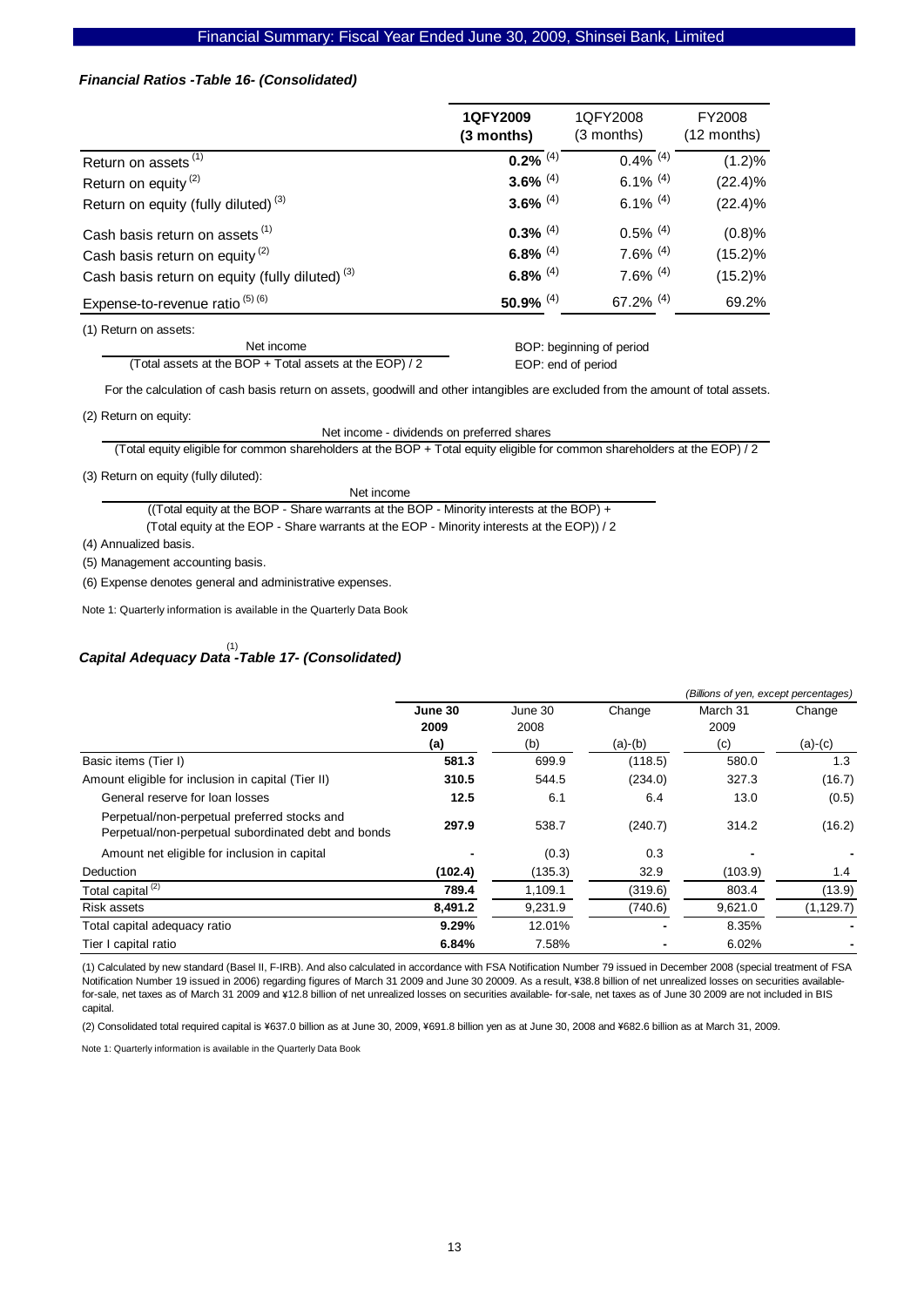### *Financial Ratios -Table 16- (Consolidated)*

| | 1QFY2009 (3 months) | 1QFY2008 (3 months) | FY2008 (12 months) |
|---|---|---|---|
| Return on assets [(1)] | **0.2%** [(4)] | 0.4% [(4)] | (1.2)% |
| Return on equity [(2)] | **3.6%** [(4)] | 6.1% [(4)] | (22.4)% |
| Return on equity (fully diluted) [(3)] | **3.6%** [(4)] | 6.1% [(4)] | (22.4)% |
| Cash basis return on assets [(1)] | **0.3%** [(4)] | 0.5% [(4)] | (0.8)% |
| Cash basis return on equity [(2)] | **6.8%** [(4)] | 7.6% [(4)] | (15.2)% |
| Cash basis return on equity (fully diluted) [(3)] | **6.8%** [(4)] | 7.6% [(4)] | (15.2)% |
| Expense-to-revenue ratio [(5) (6)] | **50.9%** [(4)] | 67.2% [(4)] | 69.2% |

(1) Return on assets:

$$\frac{\text{Net income}}{(\text{Total assets at the BOP} + \text{Total assets at the EOP}) / 2}$$

BOP: beginning of period
EOP: end of period

For the calculation of cash basis return on assets, goodwill and other intangibles are excluded from the amount of total assets.

(2) Return on equity:

$$\frac{\text{Net income - dividends on preferred shares}}{(\text{Total equity eligible for common shareholders at the BOP} + \text{Total equity eligible for common shareholders at the EOP}) / 2}$$

(3) Return on equity (fully diluted):

$$\frac{\text{Net income}}{((\text{Total equity at the BOP - Share warrants at the BOP - Minority interests at the BOP}) + (\text{Total equity at the EOP - Share warrants at the EOP - Minority interests at the EOP})) / 2}$$

(4) Annualized basis.

(5) Management accounting basis.

(6) Expense denotes general and administrative expenses.

Note 1: Quarterly information is available in the Quarterly Data Book

### *Capital Adequacy Data [(1)] -Table 17- (Consolidated)*

*(Billions of yen, except percentages)*

| | June 30 2009 (a) | June 30 2008 (b) | Change (a)-(b) | March 31 2009 (c) | Change (a)-(c) |
|---|---|---|---|---|---|
| Basic items (Tier I) | **581.3** | 699.9 | (118.5) | 580.0 | 1.3 |
| Amount eligible for inclusion in capital (Tier II) | **310.5** | 544.5 | (234.0) | 327.3 | (16.7) |
| General reserve for loan losses | **12.5** | 6.1 | 6.4 | 13.0 | (0.5) |
| Perpetual/non-perpetual preferred stocks and Perpetual/non-perpetual subordinated debt and bonds | **297.9** | 538.7 | (240.7) | 314.2 | (16.2) |
| Amount net eligible for inclusion in capital | **-** | (0.3) | 0.3 | - | - |
| Deduction | **(102.4)** | (135.3) | 32.9 | (103.9) | 1.4 |
| Total capital [(2)] | **789.4** | 1,109.1 | (319.6) | 803.4 | (13.9) |
| Risk assets | **8,491.2** | 9,231.9 | (740.6) | 9,621.0 | (1,129.7) |
| Total capital adequacy ratio | **9.29%** | 12.01% | - | 8.35% | - |
| Tier I capital ratio | **6.84%** | 7.58% | - | 6.02% | - |

(1) Calculated by new standard (Basel II, F-IRB). And also calculated in accordance with FSA Notification Number 79 issued in December 2008 (special treatment of FSA Notification Number 19 issued in 2006) regarding figures of March 31 2009 and June 30 20009. As a result, ¥38.8 billion of net unrealized losses on securities available-for-sale, net taxes as of March 31 2009 and ¥12.8 billion of net unrealized losses on securities available- for-sale, net taxes as of June 30 2009 are not included in BIS capital.

(2) Consolidated total required capital is ¥637.0 billion as at June 30, 2009, ¥691.8 billion yen as at June 30, 2008 and ¥682.6 billion as at March 31, 2009.

Note 1: Quarterly information is available in the Quarterly Data Book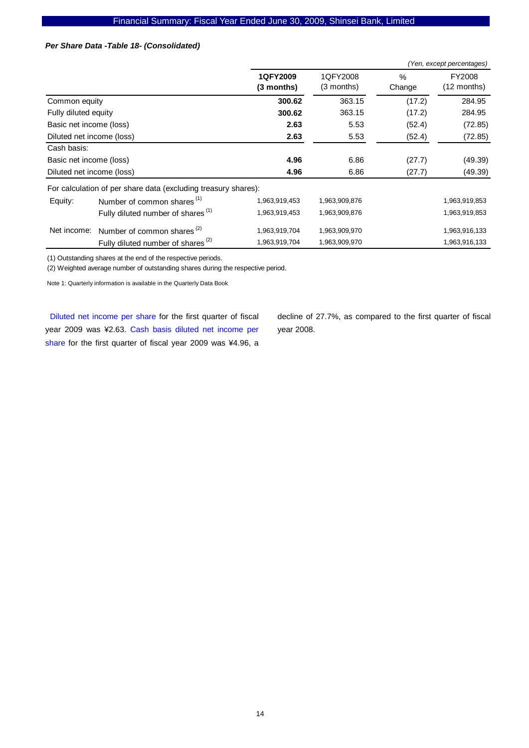### *Per Share Data -Table 18- (Consolidated)*

*(Yen, except percentages)*

| | | **1QFY2009 (3 months)** | 1QFY2008 (3 months) | % Change | FY2008 (12 months) |
|---|---|---|---|---|---|
| Common equity | | **300.62** | 363.15 | (17.2) | 284.95 |
| Fully diluted equity | | **300.62** | 363.15 | (17.2) | 284.95 |
| Basic net income (loss) | | **2.63** | 5.53 | (52.4) | (72.85) |
| Diluted net income (loss) | | **2.63** | 5.53 | (52.4) | (72.85) |
| Cash basis: | | | | | |
| Basic net income (loss) | | **4.96** | 6.86 | (27.7) | (49.39) |
| Diluted net income (loss) | | **4.96** | 6.86 | (27.7) | (49.39) |
| For calculation of per share data (excluding treasury shares): | | | | | |
| Equity: | Number of common shares [1] | 1,963,919,453 | 1,963,909,876 | | 1,963,919,853 |
| | Fully diluted number of shares [1] | 1,963,919,453 | 1,963,909,876 | | 1,963,919,853 |
| Net income: | Number of common shares [2] | 1,963,919,704 | 1,963,909,970 | | 1,963,916,133 |
| | Fully diluted number of shares [2] | 1,963,919,704 | 1,963,909,970 | | 1,963,916,133 |

(1) Outstanding shares at the end of the respective periods.

(2) Weighted average number of outstanding shares during the respective period.

Note 1: Quarterly information is available in the Quarterly Data Book

Diluted net income per share for the first quarter of fiscal year 2009 was ¥2.63. Cash basis diluted net income per share for the first quarter of fiscal year 2009 was ¥4.96, a decline of 27.7%, as compared to the first quarter of fiscal year 2008.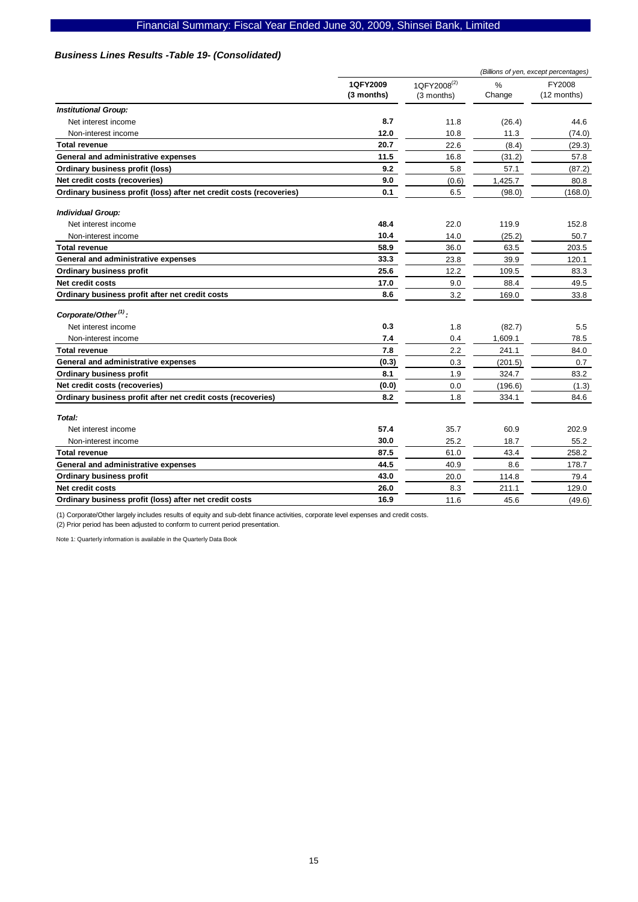### *Business Lines Results -Table 19- (Consolidated)*

*(Billions of yen, except percentages)*

| | 1QFY2009 (3 months) | 1QFY2008[(2)] (3 months) | % Change | FY2008 (12 months) |
|---|---|---|---|---|
| ***Institutional Group:*** | | | | |
| Net interest income | **8.7** | 11.8 | (26.4) | 44.6 |
| Non-interest income | **12.0** | 10.8 | 11.3 | (74.0) |
| **Total revenue** | **20.7** | 22.6 | (8.4) | (29.3) |
| **General and administrative expenses** | **11.5** | 16.8 | (31.2) | 57.8 |
| **Ordinary business profit (loss)** | **9.2** | 5.8 | 57.1 | (87.2) |
| **Net credit costs (recoveries)** | **9.0** | (0.6) | 1,425.7 | 80.8 |
| **Ordinary business profit (loss) after net credit costs (recoveries)** | **0.1** | 6.5 | (98.0) | (168.0) |
| ***Individual Group:*** | | | | |
| Net interest income | **48.4** | 22.0 | 119.9 | 152.8 |
| Non-interest income | **10.4** | 14.0 | (25.2) | 50.7 |
| **Total revenue** | **58.9** | 36.0 | 63.5 | 203.5 |
| **General and administrative expenses** | **33.3** | 23.8 | 39.9 | 120.1 |
| **Ordinary business profit** | **25.6** | 12.2 | 109.5 | 83.3 |
| **Net credit costs** | **17.0** | 9.0 | 88.4 | 49.5 |
| **Ordinary business profit after net credit costs** | **8.6** | 3.2 | 169.0 | 33.8 |
| ***Corporate/Other[(1)]:*** | | | | |
| Net interest income | **0.3** | 1.8 | (82.7) | 5.5 |
| Non-interest income | **7.4** | 0.4 | 1,609.1 | 78.5 |
| **Total revenue** | **7.8** | 2.2 | 241.1 | 84.0 |
| **General and administrative expenses** | **(0.3)** | 0.3 | (201.5) | 0.7 |
| **Ordinary business profit** | **8.1** | 1.9 | 324.7 | 83.2 |
| **Net credit costs (recoveries)** | **(0.0)** | 0.0 | (196.6) | (1.3) |
| **Ordinary business profit after net credit costs (recoveries)** | **8.2** | 1.8 | 334.1 | 84.6 |
| ***Total:*** | | | | |
| Net interest income | **57.4** | 35.7 | 60.9 | 202.9 |
| Non-interest income | **30.0** | 25.2 | 18.7 | 55.2 |
| **Total revenue** | **87.5** | 61.0 | 43.4 | 258.2 |
| **General and administrative expenses** | **44.5** | 40.9 | 8.6 | 178.7 |
| **Ordinary business profit** | **43.0** | 20.0 | 114.8 | 79.4 |
| **Net credit costs** | **26.0** | 8.3 | 211.1 | 129.0 |
| **Ordinary business profit (loss) after net credit costs** | **16.9** | 11.6 | 45.6 | (49.6) |

(1) Corporate/Other largely includes results of equity and sub-debt finance activities, corporate level expenses and credit costs.
(2) Prior period has been adjusted to conform to current period presentation.

Note 1: Quarterly information is available in the Quarterly Data Book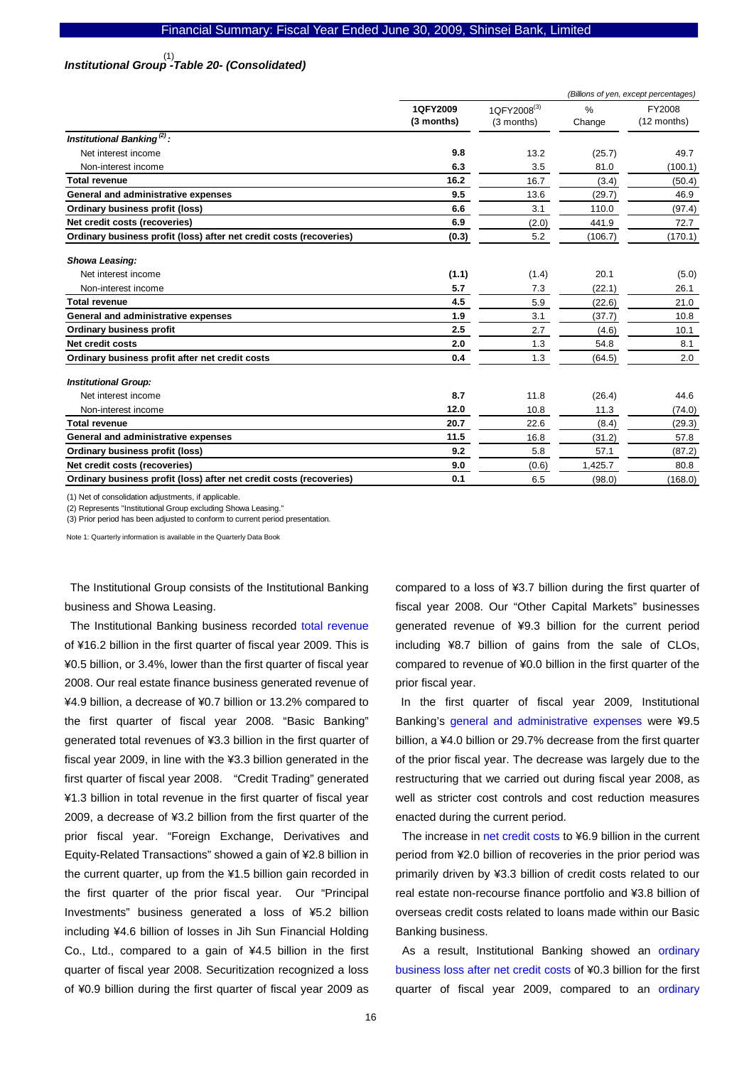### *Institutional Group[1] -Table 20- (Consolidated)*

*(Billions of yen, except percentages)*

| | 1QFY2009 (3 months) | 1QFY2008[3] (3 months) | % Change | FY2008 (12 months) |
|---|---|---|---|---|
| ***Institutional Banking[2] :*** | | | | |
| Net interest income | **9.8** | 13.2 | (25.7) | 49.7 |
| Non-interest income | **6.3** | 3.5 | 81.0 | (100.1) |
| **Total revenue** | **16.2** | 16.7 | (3.4) | (50.4) |
| **General and administrative expenses** | **9.5** | 13.6 | (29.7) | 46.9 |
| **Ordinary business profit (loss)** | **6.6** | 3.1 | 110.0 | (97.4) |
| **Net credit costs (recoveries)** | **6.9** | (2.0) | 441.9 | 72.7 |
| **Ordinary business profit (loss) after net credit costs (recoveries)** | **(0.3)** | 5.2 | (106.7) | (170.1) |
| ***Showa Leasing:*** | | | | |
| Net interest income | **(1.1)** | (1.4) | 20.1 | (5.0) |
| Non-interest income | **5.7** | 7.3 | (22.1) | 26.1 |
| **Total revenue** | **4.5** | 5.9 | (22.6) | 21.0 |
| **General and administrative expenses** | **1.9** | 3.1 | (37.7) | 10.8 |
| **Ordinary business profit** | **2.5** | 2.7 | (4.6) | 10.1 |
| **Net credit costs** | **2.0** | 1.3 | 54.8 | 8.1 |
| **Ordinary business profit after net credit costs** | **0.4** | 1.3 | (64.5) | 2.0 |
| ***Institutional Group:*** | | | | |
| Net interest income | **8.7** | 11.8 | (26.4) | 44.6 |
| Non-interest income | **12.0** | 10.8 | 11.3 | (74.0) |
| **Total revenue** | **20.7** | 22.6 | (8.4) | (29.3) |
| **General and administrative expenses** | **11.5** | 16.8 | (31.2) | 57.8 |
| **Ordinary business profit (loss)** | **9.2** | 5.8 | 57.1 | (87.2) |
| **Net credit costs (recoveries)** | **9.0** | (0.6) | 1,425.7 | 80.8 |
| **Ordinary business profit (loss) after net credit costs (recoveries)** | **0.1** | 6.5 | (98.0) | (168.0) |

(1) Net of consolidation adjustments, if applicable.

(2) Represents "Institutional Group excluding Showa Leasing."

(3) Prior period has been adjusted to conform to current period presentation.

Note 1: Quarterly information is available in the Quarterly Data Book

The Institutional Group consists of the Institutional Banking business and Showa Leasing.

The Institutional Banking business recorded total revenue of ¥16.2 billion in the first quarter of fiscal year 2009. This is ¥0.5 billion, or 3.4%, lower than the first quarter of fiscal year 2008. Our real estate finance business generated revenue of ¥4.9 billion, a decrease of ¥0.7 billion or 13.2% compared to the first quarter of fiscal year 2008. "Basic Banking" generated total revenues of ¥3.3 billion in the first quarter of fiscal year 2009, in line with the ¥3.3 billion generated in the first quarter of fiscal year 2008. "Credit Trading" generated ¥1.3 billion in total revenue in the first quarter of fiscal year 2009, a decrease of ¥3.2 billion from the first quarter of the prior fiscal year. "Foreign Exchange, Derivatives and Equity-Related Transactions" showed a gain of ¥2.8 billion in the current quarter, up from the ¥1.5 billion gain recorded in the first quarter of the prior fiscal year. Our "Principal Investments" business generated a loss of ¥5.2 billion including ¥4.6 billion of losses in Jih Sun Financial Holding Co., Ltd., compared to a gain of ¥4.5 billion in the first quarter of fiscal year 2008. Securitization recognized a loss of ¥0.9 billion during the first quarter of fiscal year 2009 as compared to a loss of ¥3.7 billion during the first quarter of fiscal year 2008. Our "Other Capital Markets" businesses generated revenue of ¥9.3 billion for the current period including ¥8.7 billion of gains from the sale of CLOs, compared to revenue of ¥0.0 billion in the first quarter of the prior fiscal year.

In the first quarter of fiscal year 2009, Institutional Banking's general and administrative expenses were ¥9.5 billion, a ¥4.0 billion or 29.7% decrease from the first quarter of the prior fiscal year. The decrease was largely due to the restructuring that we carried out during fiscal year 2008, as well as stricter cost controls and cost reduction measures enacted during the current period.

The increase in net credit costs to ¥6.9 billion in the current period from ¥2.0 billion of recoveries in the prior period was primarily driven by ¥3.3 billion of credit costs related to our real estate non-recourse finance portfolio and ¥3.8 billion of overseas credit costs related to loans made within our Basic Banking business.

As a result, Institutional Banking showed an ordinary business loss after net credit costs of ¥0.3 billion for the first quarter of fiscal year 2009, compared to an ordinary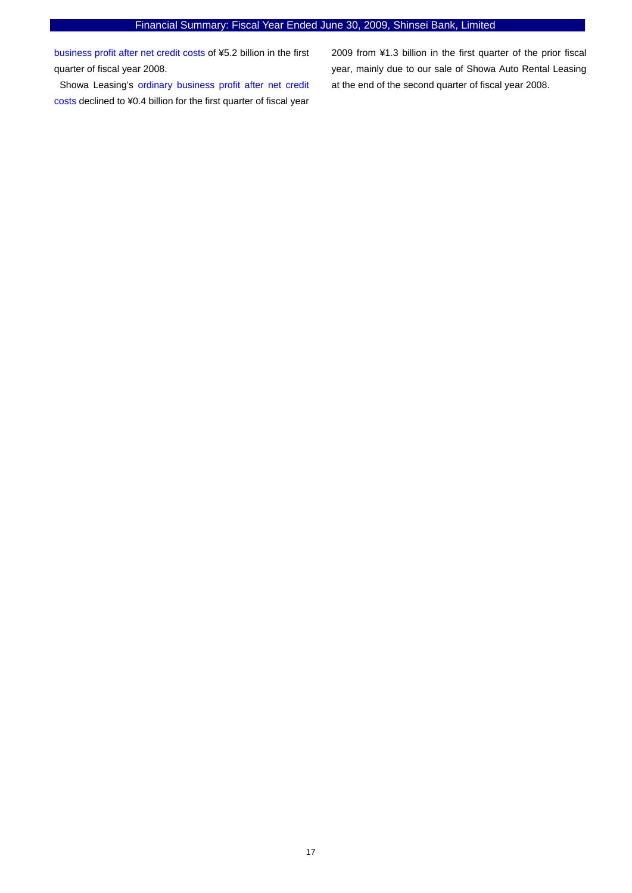business profit after net credit costs of ¥5.2 billion in the first quarter of fiscal year 2008.

Showa Leasing's ordinary business profit after net credit costs declined to ¥0.4 billion for the first quarter of fiscal year 2009 from ¥1.3 billion in the first quarter of the prior fiscal year, mainly due to our sale of Showa Auto Rental Leasing at the end of the second quarter of fiscal year 2008.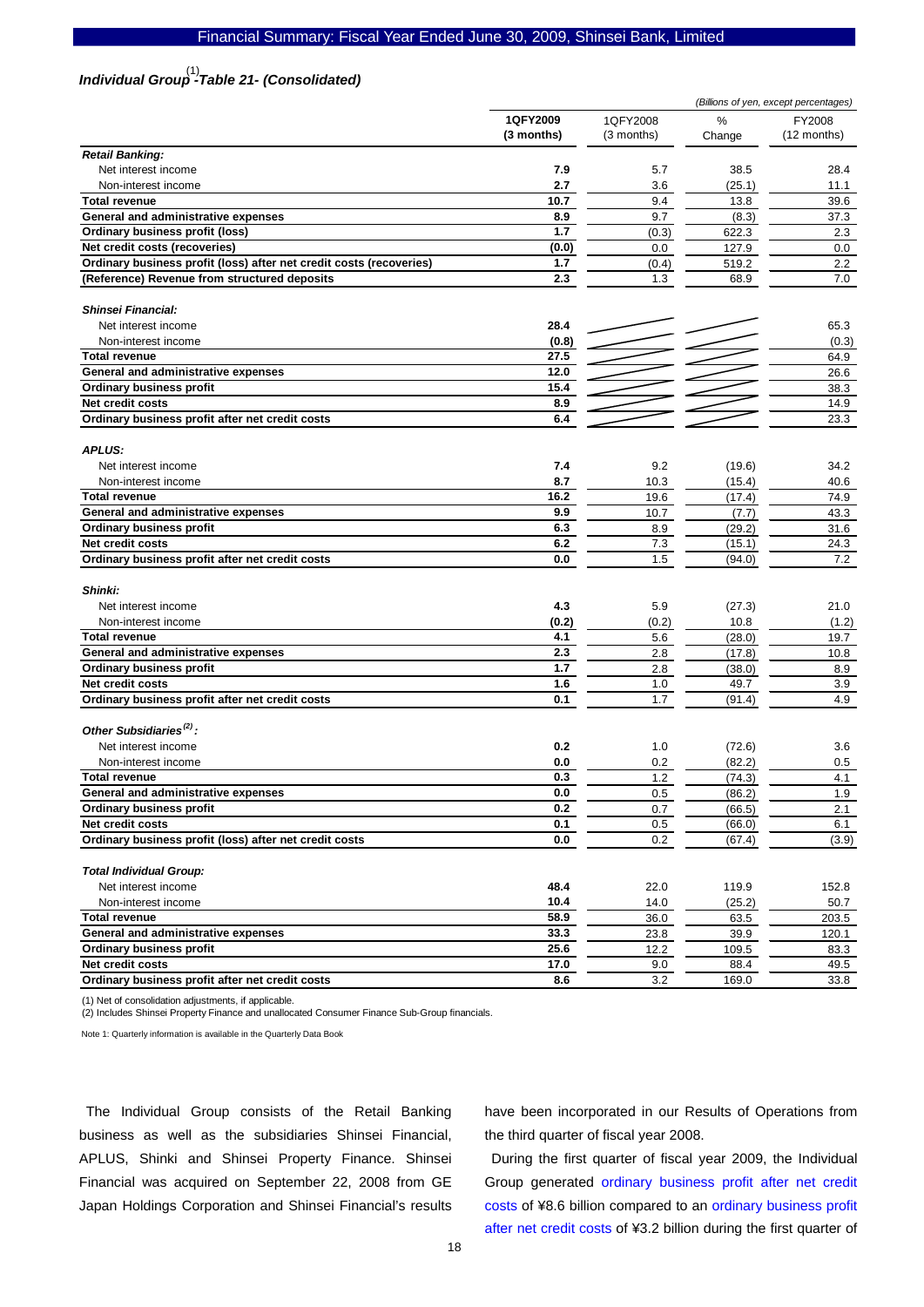### *Individual Group*[1] *-Table 21- (Consolidated)*

*(Billions of yen, except percentages)*

| | 1QFY2009 (3 months) | 1QFY2008 (3 months) | % Change | FY2008 (12 months) |
|---|---|---|---|---|
| ***Retail Banking:*** | | | | |
| Net interest income | **7.9** | 5.7 | 38.5 | 28.4 |
| Non-interest income | **2.7** | 3.6 | (25.1) | 11.1 |
| **Total revenue** | **10.7** | 9.4 | 13.8 | 39.6 |
| **General and administrative expenses** | **8.9** | 9.7 | (8.3) | 37.3 |
| **Ordinary business profit (loss)** | **1.7** | (0.3) | 622.3 | 2.3 |
| **Net credit costs (recoveries)** | **(0.0)** | 0.0 | 127.9 | 0.0 |
| **Ordinary business profit (loss) after net credit costs (recoveries)** | **1.7** | (0.4) | 519.2 | 2.2 |
| **(Reference) Revenue from structured deposits** | **2.3** | 1.3 | 68.9 | 7.0 |
| ***Shinsei Financial:*** | | | | |
| Net interest income | **28.4** | | | 65.3 |
| Non-interest income | **(0.8)** | | | (0.3) |
| **Total revenue** | **27.5** | | | 64.9 |
| **General and administrative expenses** | **12.0** | | | 26.6 |
| **Ordinary business profit** | **15.4** | | | 38.3 |
| **Net credit costs** | **8.9** | | | 14.9 |
| **Ordinary business profit after net credit costs** | **6.4** | | | 23.3 |
| ***APLUS:*** | | | | |
| Net interest income | **7.4** | 9.2 | (19.6) | 34.2 |
| Non-interest income | **8.7** | 10.3 | (15.4) | 40.6 |
| **Total revenue** | **16.2** | 19.6 | (17.4) | 74.9 |
| **General and administrative expenses** | **9.9** | 10.7 | (7.7) | 43.3 |
| **Ordinary business profit** | **6.3** | 8.9 | (29.2) | 31.6 |
| **Net credit costs** | **6.2** | 7.3 | (15.1) | 24.3 |
| **Ordinary business profit after net credit costs** | **0.0** | 1.5 | (94.0) | 7.2 |
| ***Shinki:*** | | | | |
| Net interest income | **4.3** | 5.9 | (27.3) | 21.0 |
| Non-interest income | **(0.2)** | (0.2) | 10.8 | (1.2) |
| **Total revenue** | **4.1** | 5.6 | (28.0) | 19.7 |
| **General and administrative expenses** | **2.3** | 2.8 | (17.8) | 10.8 |
| **Ordinary business profit** | **1.7** | 2.8 | (38.0) | 8.9 |
| **Net credit costs** | **1.6** | 1.0 | 49.7 | 3.9 |
| **Ordinary business profit after net credit costs** | **0.1** | 1.7 | (91.4) | 4.9 |
| ***Other Subsidiaries***[2]***:*** | | | | |
| Net interest income | **0.2** | 1.0 | (72.6) | 3.6 |
| Non-interest income | **0.0** | 0.2 | (82.2) | 0.5 |
| **Total revenue** | **0.3** | 1.2 | (74.3) | 4.1 |
| **General and administrative expenses** | **0.0** | 0.5 | (86.2) | 1.9 |
| **Ordinary business profit** | **0.2** | 0.7 | (66.5) | 2.1 |
| **Net credit costs** | **0.1** | 0.5 | (66.0) | 6.1 |
| **Ordinary business profit (loss) after net credit costs** | **0.0** | 0.2 | (67.4) | (3.9) |
| ***Total Individual Group:*** | | | | |
| Net interest income | **48.4** | 22.0 | 119.9 | 152.8 |
| Non-interest income | **10.4** | 14.0 | (25.2) | 50.7 |
| **Total revenue** | **58.9** | 36.0 | 63.5 | 203.5 |
| **General and administrative expenses** | **33.3** | 23.8 | 39.9 | 120.1 |
| **Ordinary business profit** | **25.6** | 12.2 | 109.5 | 83.3 |
| **Net credit costs** | **17.0** | 9.0 | 88.4 | 49.5 |
| **Ordinary business profit after net credit costs** | **8.6** | 3.2 | 169.0 | 33.8 |

(1) Net of consolidation adjustments, if applicable.
(2) Includes Shinsei Property Finance and unallocated Consumer Finance Sub-Group financials.

Note 1: Quarterly information is available in the Quarterly Data Book

The Individual Group consists of the Retail Banking business as well as the subsidiaries Shinsei Financial, APLUS, Shinki and Shinsei Property Finance. Shinsei Financial was acquired on September 22, 2008 from GE Japan Holdings Corporation and Shinsei Financial's results have been incorporated in our Results of Operations from the third quarter of fiscal year 2008.

During the first quarter of fiscal year 2009, the Individual Group generated ordinary business profit after net credit costs of ¥8.6 billion compared to an ordinary business profit after net credit costs of ¥3.2 billion during the first quarter of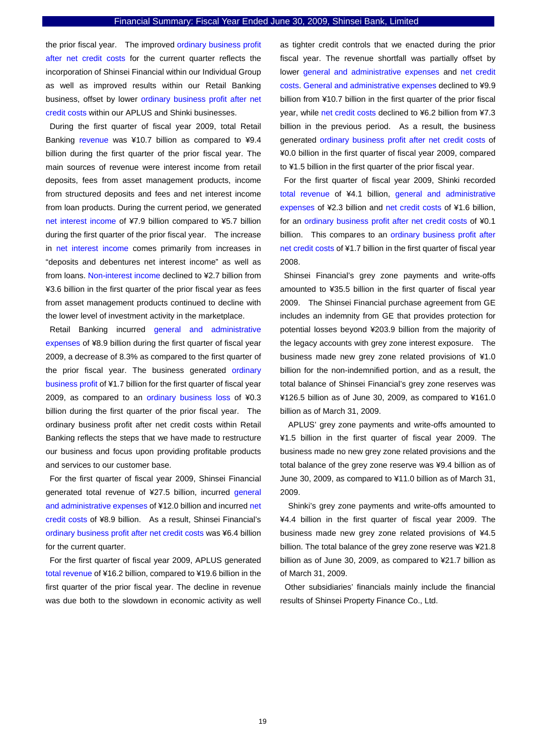the prior fiscal year. The improved ordinary business profit after net credit costs for the current quarter reflects the incorporation of Shinsei Financial within our Individual Group as well as improved results within our Retail Banking business, offset by lower ordinary business profit after net credit costs within our APLUS and Shinki businesses.

During the first quarter of fiscal year 2009, total Retail Banking revenue was ¥10.7 billion as compared to ¥9.4 billion during the first quarter of the prior fiscal year. The main sources of revenue were interest income from retail deposits, fees from asset management products, income from structured deposits and fees and net interest income from loan products. During the current period, we generated net interest income of ¥7.9 billion compared to ¥5.7 billion during the first quarter of the prior fiscal year. The increase in net interest income comes primarily from increases in "deposits and debentures net interest income" as well as from loans. Non-interest income declined to ¥2.7 billion from ¥3.6 billion in the first quarter of the prior fiscal year as fees from asset management products continued to decline with the lower level of investment activity in the marketplace.

Retail Banking incurred general and administrative expenses of ¥8.9 billion during the first quarter of fiscal year 2009, a decrease of 8.3% as compared to the first quarter of the prior fiscal year. The business generated ordinary business profit of ¥1.7 billion for the first quarter of fiscal year 2009, as compared to an ordinary business loss of ¥0.3 billion during the first quarter of the prior fiscal year. The ordinary business profit after net credit costs within Retail Banking reflects the steps that we have made to restructure our business and focus upon providing profitable products and services to our customer base.

For the first quarter of fiscal year 2009, Shinsei Financial generated total revenue of ¥27.5 billion, incurred general and administrative expenses of ¥12.0 billion and incurred net credit costs of ¥8.9 billion. As a result, Shinsei Financial's ordinary business profit after net credit costs was ¥6.4 billion for the current quarter.

For the first quarter of fiscal year 2009, APLUS generated total revenue of ¥16.2 billion, compared to ¥19.6 billion in the first quarter of the prior fiscal year. The decline in revenue was due both to the slowdown in economic activity as well as tighter credit controls that we enacted during the prior fiscal year. The revenue shortfall was partially offset by lower general and administrative expenses and net credit costs. General and administrative expenses declined to ¥9.9 billion from ¥10.7 billion in the first quarter of the prior fiscal year, while net credit costs declined to ¥6.2 billion from ¥7.3 billion in the previous period. As a result, the business generated ordinary business profit after net credit costs of ¥0.0 billion in the first quarter of fiscal year 2009, compared to ¥1.5 billion in the first quarter of the prior fiscal year.

For the first quarter of fiscal year 2009, Shinki recorded total revenue of ¥4.1 billion, general and administrative expenses of ¥2.3 billion and net credit costs of ¥1.6 billion, for an ordinary business profit after net credit costs of ¥0.1 billion. This compares to an ordinary business profit after net credit costs of ¥1.7 billion in the first quarter of fiscal year 2008.

Shinsei Financial's grey zone payments and write-offs amounted to ¥35.5 billion in the first quarter of fiscal year 2009. The Shinsei Financial purchase agreement from GE includes an indemnity from GE that provides protection for potential losses beyond ¥203.9 billion from the majority of the legacy accounts with grey zone interest exposure. The business made new grey zone related provisions of ¥1.0 billion for the non-indemnified portion, and as a result, the total balance of Shinsei Financial's grey zone reserves was ¥126.5 billion as of June 30, 2009, as compared to ¥161.0 billion as of March 31, 2009.

APLUS' grey zone payments and write-offs amounted to ¥1.5 billion in the first quarter of fiscal year 2009. The business made no new grey zone related provisions and the total balance of the grey zone reserve was ¥9.4 billion as of June 30, 2009, as compared to ¥11.0 billion as of March 31, 2009.

Shinki's grey zone payments and write-offs amounted to ¥4.4 billion in the first quarter of fiscal year 2009. The business made new grey zone related provisions of ¥4.5 billion. The total balance of the grey zone reserve was ¥21.8 billion as of June 30, 2009, as compared to ¥21.7 billion as of March 31, 2009.

Other subsidiaries' financials mainly include the financial results of Shinsei Property Finance Co., Ltd.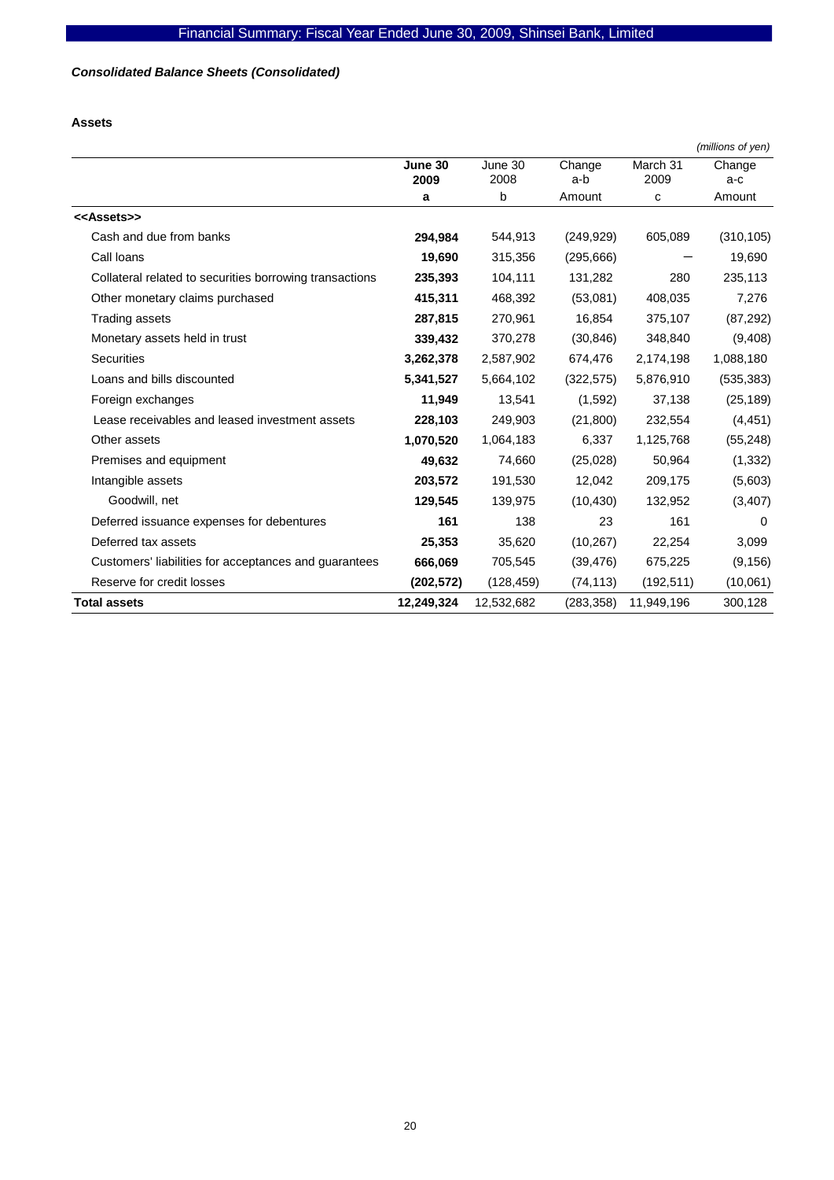Financial Summary: Fiscal Year Ended June 30, 2009, Shinsei Bank, Limited

***Consolidated Balance Sheets (Consolidated)***

**Assets**

*(millions of yen)*

| | **June 30 2009** | June 30 2008 | Change a-b | March 31 2009 | Change a-c |
|---|---|---|---|---|---|
| | **a** | b | Amount | c | Amount |
| **<<Assets>>** | | | | | |
| Cash and due from banks | **294,984** | 544,913 | (249,929) | 605,089 | (310,105) |
| Call loans | **19,690** | 315,356 | (295,666) | — | 19,690 |
| Collateral related to securities borrowing transactions | **235,393** | 104,111 | 131,282 | 280 | 235,113 |
| Other monetary claims purchased | **415,311** | 468,392 | (53,081) | 408,035 | 7,276 |
| Trading assets | **287,815** | 270,961 | 16,854 | 375,107 | (87,292) |
| Monetary assets held in trust | **339,432** | 370,278 | (30,846) | 348,840 | (9,408) |
| Securities | **3,262,378** | 2,587,902 | 674,476 | 2,174,198 | 1,088,180 |
| Loans and bills discounted | **5,341,527** | 5,664,102 | (322,575) | 5,876,910 | (535,383) |
| Foreign exchanges | **11,949** | 13,541 | (1,592) | 37,138 | (25,189) |
| Lease receivables and leased investment assets | **228,103** | 249,903 | (21,800) | 232,554 | (4,451) |
| Other assets | **1,070,520** | 1,064,183 | 6,337 | 1,125,768 | (55,248) |
| Premises and equipment | **49,632** | 74,660 | (25,028) | 50,964 | (1,332) |
| Intangible assets | **203,572** | 191,530 | 12,042 | 209,175 | (5,603) |
| Goodwill, net | **129,545** | 139,975 | (10,430) | 132,952 | (3,407) |
| Deferred issuance expenses for debentures | **161** | 138 | 23 | 161 | 0 |
| Deferred tax assets | **25,353** | 35,620 | (10,267) | 22,254 | 3,099 |
| Customers' liabilities for acceptances and guarantees | **666,069** | 705,545 | (39,476) | 675,225 | (9,156) |
| Reserve for credit losses | **(202,572)** | (128,459) | (74,113) | (192,511) | (10,061) |
| **Total assets** | **12,249,324** | 12,532,682 | (283,358) | 11,949,196 | 300,128 |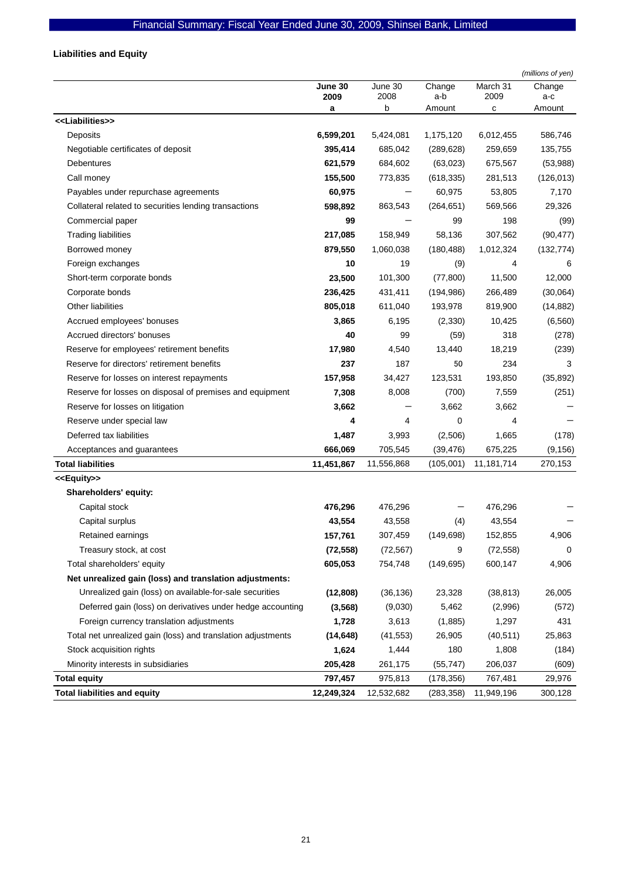## Liabilities and Equity

*(millions of yen)*

| | June 30 2009 a | June 30 2008 b | Change a-b Amount | March 31 2009 c | Change a-c Amount |
|---|---|---|---|---|---|
| **<<Liabilities>>** | | | | | |
| Deposits | **6,599,201** | 5,424,081 | 1,175,120 | 6,012,455 | 586,746 |
| Negotiable certificates of deposit | **395,414** | 685,042 | (289,628) | 259,659 | 135,755 |
| Debentures | **621,579** | 684,602 | (63,023) | 675,567 | (53,988) |
| Call money | **155,500** | 773,835 | (618,335) | 281,513 | (126,013) |
| Payables under repurchase agreements | **60,975** | － | 60,975 | 53,805 | 7,170 |
| Collateral related to securities lending transactions | **598,892** | 863,543 | (264,651) | 569,566 | 29,326 |
| Commercial paper | **99** | － | 99 | 198 | (99) |
| Trading liabilities | **217,085** | 158,949 | 58,136 | 307,562 | (90,477) |
| Borrowed money | **879,550** | 1,060,038 | (180,488) | 1,012,324 | (132,774) |
| Foreign exchanges | **10** | 19 | (9) | 4 | 6 |
| Short-term corporate bonds | **23,500** | 101,300 | (77,800) | 11,500 | 12,000 |
| Corporate bonds | **236,425** | 431,411 | (194,986) | 266,489 | (30,064) |
| Other liabilities | **805,018** | 611,040 | 193,978 | 819,900 | (14,882) |
| Accrued employees' bonuses | **3,865** | 6,195 | (2,330) | 10,425 | (6,560) |
| Accrued directors' bonuses | **40** | 99 | (59) | 318 | (278) |
| Reserve for employees' retirement benefits | **17,980** | 4,540 | 13,440 | 18,219 | (239) |
| Reserve for directors' retirement benefits | **237** | 187 | 50 | 234 | 3 |
| Reserve for losses on interest repayments | **157,958** | 34,427 | 123,531 | 193,850 | (35,892) |
| Reserve for losses on disposal of premises and equipment | **7,308** | 8,008 | (700) | 7,559 | (251) |
| Reserve for losses on litigation | **3,662** | － | 3,662 | 3,662 | － |
| Reserve under special law | **4** | 4 | 0 | 4 | － |
| Deferred tax liabilities | **1,487** | 3,993 | (2,506) | 1,665 | (178) |
| Acceptances and guarantees | **666,069** | 705,545 | (39,476) | 675,225 | (9,156) |
| **Total liabilities** | **11,451,867** | 11,556,868 | (105,001) | 11,181,714 | 270,153 |
| **<<Equity>>** | | | | | |
| **Shareholders' equity:** | | | | | |
| Capital stock | **476,296** | 476,296 | － | 476,296 | － |
| Capital surplus | **43,554** | 43,558 | (4) | 43,554 | － |
| Retained earnings | **157,761** | 307,459 | (149,698) | 152,855 | 4,906 |
| Treasury stock, at cost | **(72,558)** | (72,567) | 9 | (72,558) | 0 |
| Total shareholders' equity | **605,053** | 754,748 | (149,695) | 600,147 | 4,906 |
| **Net unrealized gain (loss) and translation adjustments:** | | | | | |
| Unrealized gain (loss) on available-for-sale securities | **(12,808)** | (36,136) | 23,328 | (38,813) | 26,005 |
| Deferred gain (loss) on derivatives under hedge accounting | **(3,568)** | (9,030) | 5,462 | (2,996) | (572) |
| Foreign currency translation adjustments | **1,728** | 3,613 | (1,885) | 1,297 | 431 |
| Total net unrealized gain (loss) and translation adjustments | **(14,648)** | (41,553) | 26,905 | (40,511) | 25,863 |
| Stock acquisition rights | **1,624** | 1,444 | 180 | 1,808 | (184) |
| Minority interests in subsidiaries | **205,428** | 261,175 | (55,747) | 206,037 | (609) |
| **Total equity** | **797,457** | 975,813 | (178,356) | 767,481 | 29,976 |
| **Total liabilities and equity** | **12,249,324** | 12,532,682 | (283,358) | 11,949,196 | 300,128 |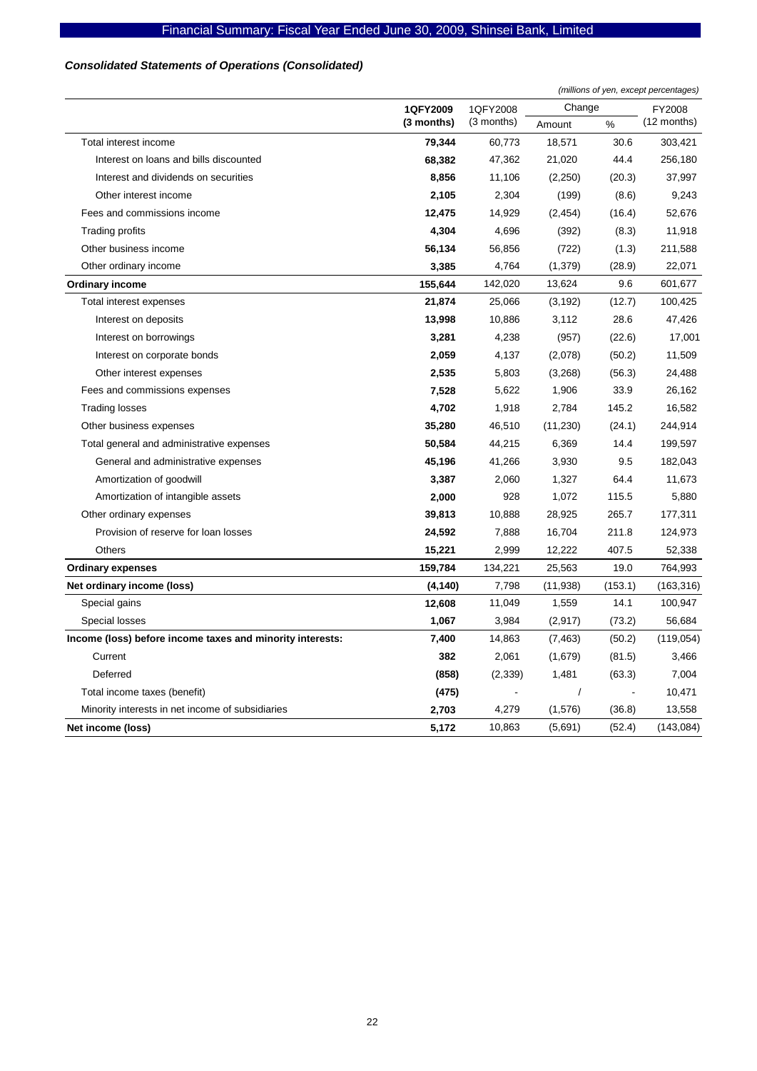*Consolidated Statements of Operations (Consolidated)*

*(millions of yen, except percentages)*

| | 1QFY2009 (3 months) | 1QFY2008 (3 months) | Change Amount | Change % | FY2008 (12 months) |
|---|---|---|---|---|---|
| Total interest income | **79,344** | 60,773 | 18,571 | 30.6 | 303,421 |
| Interest on loans and bills discounted | **68,382** | 47,362 | 21,020 | 44.4 | 256,180 |
| Interest and dividends on securities | **8,856** | 11,106 | (2,250) | (20.3) | 37,997 |
| Other interest income | **2,105** | 2,304 | (199) | (8.6) | 9,243 |
| Fees and commissions income | **12,475** | 14,929 | (2,454) | (16.4) | 52,676 |
| Trading profits | **4,304** | 4,696 | (392) | (8.3) | 11,918 |
| Other business income | **56,134** | 56,856 | (722) | (1.3) | 211,588 |
| Other ordinary income | **3,385** | 4,764 | (1,379) | (28.9) | 22,071 |
| **Ordinary income** | **155,644** | 142,020 | 13,624 | 9.6 | 601,677 |
| Total interest expenses | **21,874** | 25,066 | (3,192) | (12.7) | 100,425 |
| Interest on deposits | **13,998** | 10,886 | 3,112 | 28.6 | 47,426 |
| Interest on borrowings | **3,281** | 4,238 | (957) | (22.6) | 17,001 |
| Interest on corporate bonds | **2,059** | 4,137 | (2,078) | (50.2) | 11,509 |
| Other interest expenses | **2,535** | 5,803 | (3,268) | (56.3) | 24,488 |
| Fees and commissions expenses | **7,528** | 5,622 | 1,906 | 33.9 | 26,162 |
| Trading losses | **4,702** | 1,918 | 2,784 | 145.2 | 16,582 |
| Other business expenses | **35,280** | 46,510 | (11,230) | (24.1) | 244,914 |
| Total general and administrative expenses | **50,584** | 44,215 | 6,369 | 14.4 | 199,597 |
| General and administrative expenses | **45,196** | 41,266 | 3,930 | 9.5 | 182,043 |
| Amortization of goodwill | **3,387** | 2,060 | 1,327 | 64.4 | 11,673 |
| Amortization of intangible assets | **2,000** | 928 | 1,072 | 115.5 | 5,880 |
| Other ordinary expenses | **39,813** | 10,888 | 28,925 | 265.7 | 177,311 |
| Provision of reserve for loan losses | **24,592** | 7,888 | 16,704 | 211.8 | 124,973 |
| Others | **15,221** | 2,999 | 12,222 | 407.5 | 52,338 |
| **Ordinary expenses** | **159,784** | 134,221 | 25,563 | 19.0 | 764,993 |
| **Net ordinary income (loss)** | **(4,140)** | 7,798 | (11,938) | (153.1) | (163,316) |
| Special gains | **12,608** | 11,049 | 1,559 | 14.1 | 100,947 |
| Special losses | **1,067** | 3,984 | (2,917) | (73.2) | 56,684 |
| **Income (loss) before income taxes and minority interests:** | **7,400** | 14,863 | (7,463) | (50.2) | (119,054) |
| Current | **382** | 2,061 | (1,679) | (81.5) | 3,466 |
| Deferred | **(858)** | (2,339) | 1,481 | (63.3) | 7,004 |
| Total income taxes (benefit) | **(475)** | - | / | - | 10,471 |
| Minority interests in net income of subsidiaries | **2,703** | 4,279 | (1,576) | (36.8) | 13,558 |
| **Net income (loss)** | **5,172** | 10,863 | (5,691) | (52.4) | (143,084) |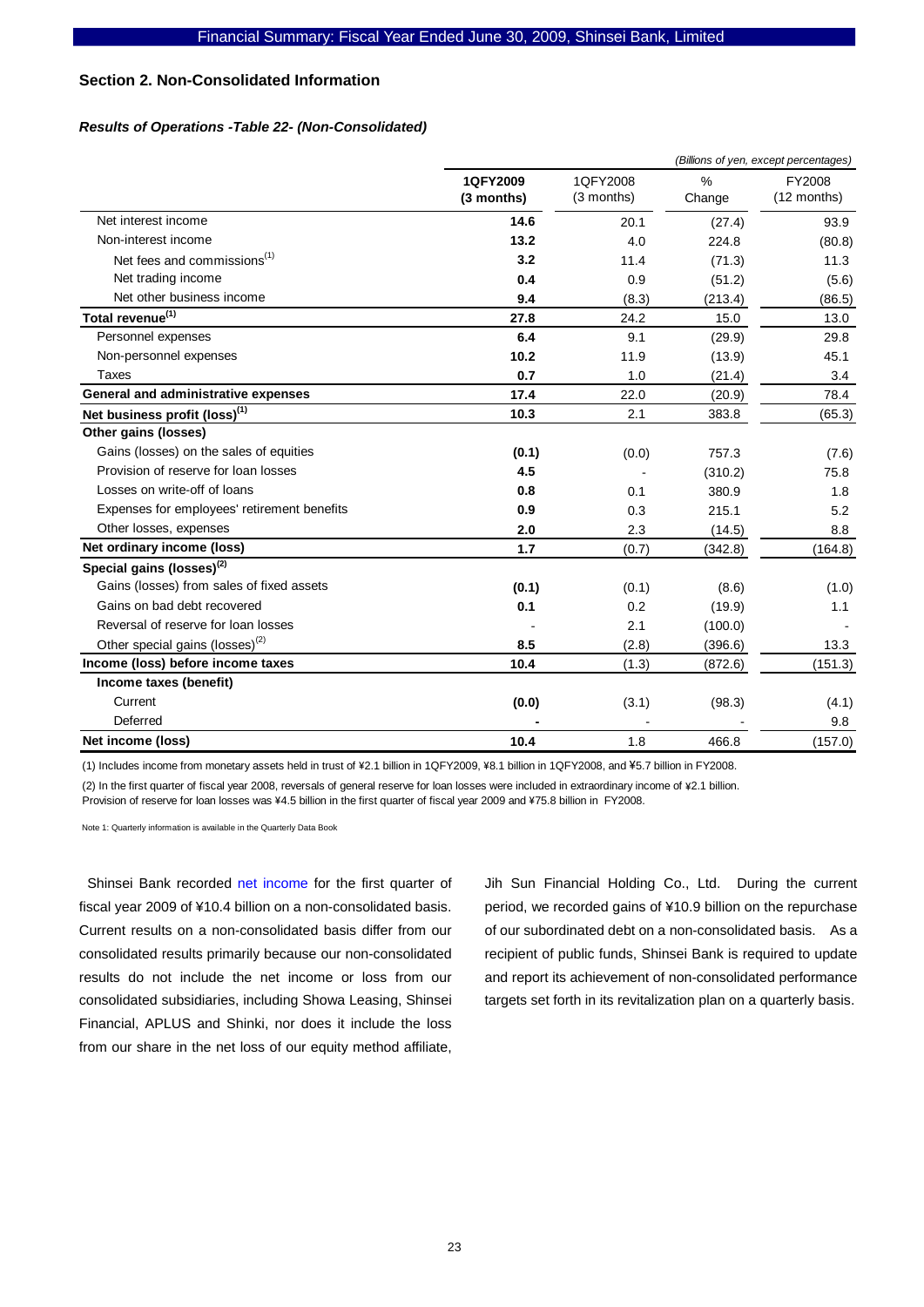## Section 2. Non-Consolidated Information

### *Results of Operations -Table 22- (Non-Consolidated)*

*(Billions of yen, except percentages)*

| | 1QFY2009 (3 months) | 1QFY2008 (3 months) | % Change | FY2008 (12 months) |
|---|---|---|---|---|
| Net interest income | **14.6** | 20.1 | (27.4) | 93.9 |
| Non-interest income | **13.2** | 4.0 | 224.8 | (80.8) |
| Net fees and commissions[1] | **3.2** | 11.4 | (71.3) | 11.3 |
| Net trading income | **0.4** | 0.9 | (51.2) | (5.6) |
| Net other business income | **9.4** | (8.3) | (213.4) | (86.5) |
| **Total revenue[1]** | **27.8** | 24.2 | 15.0 | 13.0 |
| Personnel expenses | **6.4** | 9.1 | (29.9) | 29.8 |
| Non-personnel expenses | **10.2** | 11.9 | (13.9) | 45.1 |
| Taxes | **0.7** | 1.0 | (21.4) | 3.4 |
| **General and administrative expenses** | **17.4** | 22.0 | (20.9) | 78.4 |
| **Net business profit (loss)[1]** | **10.3** | 2.1 | 383.8 | (65.3) |
| **Other gains (losses)** | | | | |
| Gains (losses) on the sales of equities | **(0.1)** | (0.0) | 757.3 | (7.6) |
| Provision of reserve for loan losses | **4.5** | - | (310.2) | 75.8 |
| Losses on write-off of loans | **0.8** | 0.1 | 380.9 | 1.8 |
| Expenses for employees' retirement benefits | **0.9** | 0.3 | 215.1 | 5.2 |
| Other losses, expenses | **2.0** | 2.3 | (14.5) | 8.8 |
| **Net ordinary income (loss)** | **1.7** | (0.7) | (342.8) | (164.8) |
| **Special gains (losses)[2]** | | | | |
| Gains (losses) from sales of fixed assets | **(0.1)** | (0.1) | (8.6) | (1.0) |
| Gains on bad debt recovered | **0.1** | 0.2 | (19.9) | 1.1 |
| Reversal of reserve for loan losses | - | 2.1 | (100.0) | - |
| Other special gains (losses)[2] | **8.5** | (2.8) | (396.6) | 13.3 |
| **Income (loss) before income taxes** | **10.4** | (1.3) | (872.6) | (151.3) |
| **Income taxes (benefit)** | | | | |
| Current | **(0.0)** | (3.1) | (98.3) | (4.1) |
| Deferred | **-** | - | - | 9.8 |
| **Net income (loss)** | **10.4** | 1.8 | 466.8 | (157.0) |

(1) Includes income from monetary assets held in trust of ¥2.1 billion in 1QFY2009, ¥8.1 billion in 1QFY2008, and ¥5.7 billion in FY2008.

(2) In the first quarter of fiscal year 2008, reversals of general reserve for loan losses were included in extraordinary income of ¥2.1 billion. Provision of reserve for loan losses was ¥4.5 billion in the first quarter of fiscal year 2009 and ¥75.8 billion in FY2008.

Note 1: Quarterly information is available in the Quarterly Data Book

Shinsei Bank recorded net income for the first quarter of fiscal year 2009 of ¥10.4 billion on a non-consolidated basis. Current results on a non-consolidated basis differ from our consolidated results primarily because our non-consolidated results do not include the net income or loss from our consolidated subsidiaries, including Showa Leasing, Shinsei Financial, APLUS and Shinki, nor does it include the loss from our share in the net loss of our equity method affiliate, Jih Sun Financial Holding Co., Ltd. During the current period, we recorded gains of ¥10.9 billion on the repurchase of our subordinated debt on a non-consolidated basis. As a recipient of public funds, Shinsei Bank is required to update and report its achievement of non-consolidated performance targets set forth in its revitalization plan on a quarterly basis.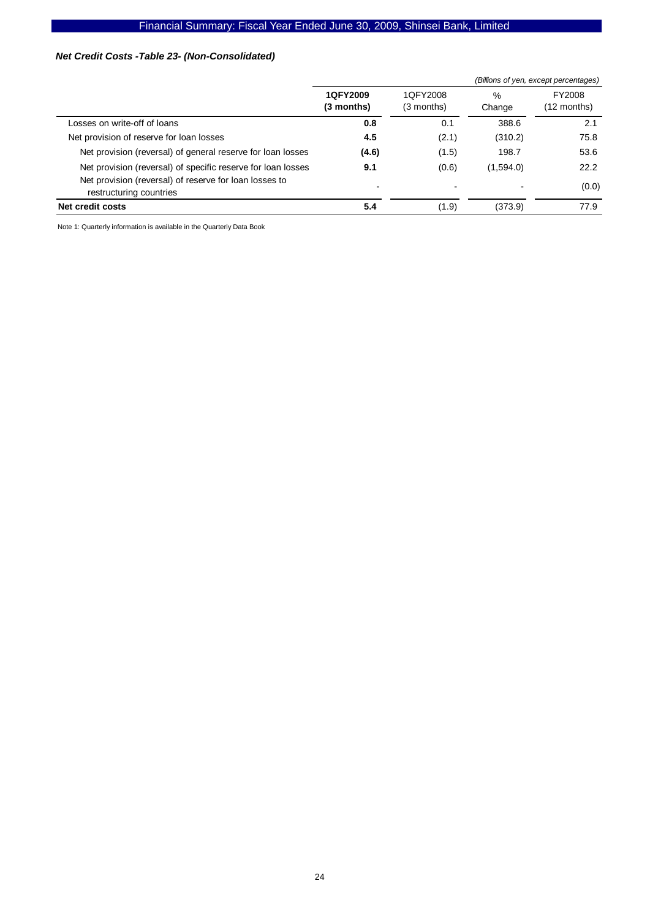### *Net Credit Costs -Table 23- (Non-Consolidated)*

*(Billions of yen, except percentages)*

| | **1QFY2009 (3 months)** | 1QFY2008 (3 months) | % Change | FY2008 (12 months) |
|---|---|---|---|---|
| Losses on write-off of loans | **0.8** | 0.1 | 388.6 | 2.1 |
| Net provision of reserve for loan losses | **4.5** | (2.1) | (310.2) | 75.8 |
| Net provision (reversal) of general reserve for loan losses | **(4.6)** | (1.5) | 198.7 | 53.6 |
| Net provision (reversal) of specific reserve for loan losses | **9.1** | (0.6) | (1,594.0) | 22.2 |
| Net provision (reversal) of reserve for loan losses to restructuring countries | - | - | - | (0.0) |
| **Net credit costs** | **5.4** | (1.9) | (373.9) | 77.9 |

Note 1: Quarterly information is available in the Quarterly Data Book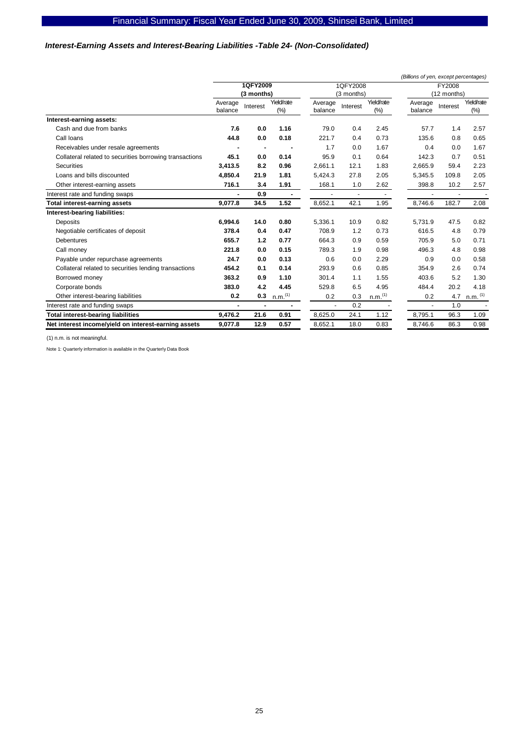### *Interest-Earning Assets and Interest-Bearing Liabilities -Table 24- (Non-Consolidated)*

*(Billions of yen, except percentages)*

| | **1QFY2009 (3 months)** | | | 1QFY2008 (3 months) | | | FY2008 (12 months) | | |
|---|---|---|---|---|---|---|---|---|---|
| | Average balance | Interest | Yield/rate (%) | Average balance | Interest | Yield/rate (%) | Average balance | Interest | Yield/rate (%) |
| **Interest-earning assets:** | | | | | | | | | |
| Cash and due from banks | **7.6** | **0.0** | **1.16** | 79.0 | 0.4 | 2.45 | 57.7 | 1.4 | 2.57 |
| Call loans | **44.8** | **0.0** | **0.18** | 221.7 | 0.4 | 0.73 | 135.6 | 0.8 | 0.65 |
| Receivables under resale agreements | **-** | **-** | **-** | 1.7 | 0.0 | 1.67 | 0.4 | 0.0 | 1.67 |
| Collateral related to securities borrowing transactions | **45.1** | **0.0** | **0.14** | 95.9 | 0.1 | 0.64 | 142.3 | 0.7 | 0.51 |
| Securities | **3,413.5** | **8.2** | **0.96** | 2,661.1 | 12.1 | 1.83 | 2,665.9 | 59.4 | 2.23 |
| Loans and bills discounted | **4,850.4** | **21.9** | **1.81** | 5,424.3 | 27.8 | 2.05 | 5,345.5 | 109.8 | 2.05 |
| Other interest-earning assets | **716.1** | **3.4** | **1.91** | 168.1 | 1.0 | 2.62 | 398.8 | 10.2 | 2.57 |
| Interest rate and funding swaps | **-** | **0.9** | **-** | - | - | - | - | - | - |
| **Total interest-earning assets** | **9,077.8** | **34.5** | **1.52** | 8,652.1 | 42.1 | 1.95 | 8,746.6 | 182.7 | 2.08 |
| **Interest-bearing liabilities:** | | | | | | | | | |
| Deposits | **6,994.6** | **14.0** | **0.80** | 5,336.1 | 10.9 | 0.82 | 5,731.9 | 47.5 | 0.82 |
| Negotiable certificates of deposit | **378.4** | **0.4** | **0.47** | 708.9 | 1.2 | 0.73 | 616.5 | 4.8 | 0.79 |
| Debentures | **655.7** | **1.2** | **0.77** | 664.3 | 0.9 | 0.59 | 705.9 | 5.0 | 0.71 |
| Call money | **221.8** | **0.0** | **0.15** | 789.3 | 1.9 | 0.98 | 496.3 | 4.8 | 0.98 |
| Payable under repurchase agreements | **24.7** | **0.0** | **0.13** | 0.6 | 0.0 | 2.29 | 0.9 | 0.0 | 0.58 |
| Collateral related to securities lending transactions | **454.2** | **0.1** | **0.14** | 293.9 | 0.6 | 0.85 | 354.9 | 2.6 | 0.74 |
| Borrowed money | **363.2** | **0.9** | **1.10** | 301.4 | 1.1 | 1.55 | 403.6 | 5.2 | 1.30 |
| Corporate bonds | **383.0** | **4.2** | **4.45** | 529.8 | 6.5 | 4.95 | 484.4 | 20.2 | 4.18 |
| Other interest-bearing liabilities | **0.2** | **0.3** | **n.m.[(1)]** | 0.2 | 0.3 | n.m.[(1)] | 0.2 | 4.7 | n.m.[(1)] |
| Interest rate and funding swaps | **-** | **-** | **-** | - | 0.2 | - | - | 1.0 | - |
| **Total interest-bearing liabilities** | **9,476.2** | **21.6** | **0.91** | 8,625.0 | 24.1 | 1.12 | 8,795.1 | 96.3 | 1.09 |
| **Net interest income/yield on interest-earning assets** | **9,077.8** | **12.9** | **0.57** | 8,652.1 | 18.0 | 0.83 | 8,746.6 | 86.3 | 0.98 |

(1) n.m. is not meaningful.

Note 1: Quarterly information is available in the Quarterly Data Book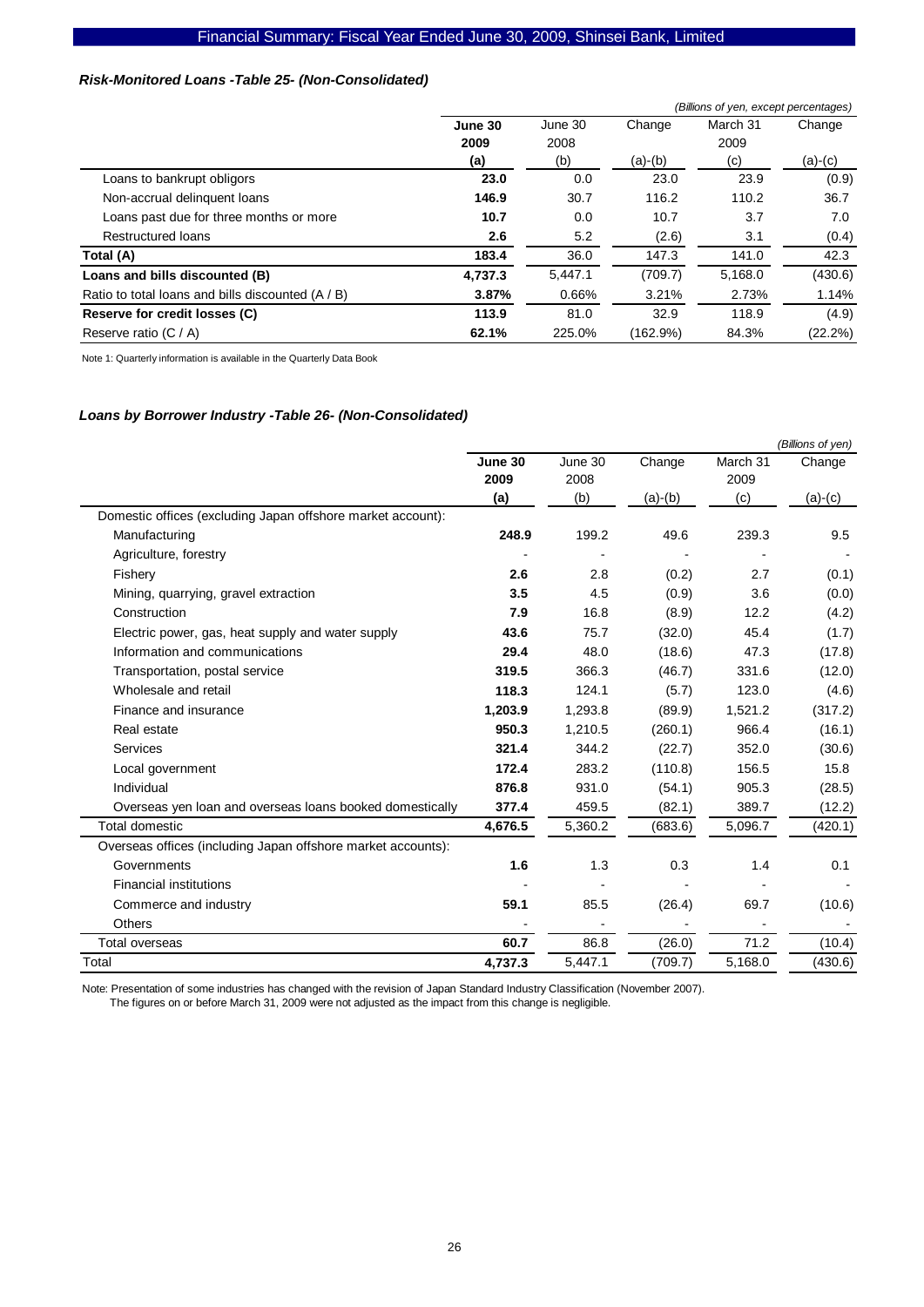### *Risk-Monitored Loans -Table 25- (Non-Consolidated)*

*(Billions of yen, except percentages)*

| | **June 30 2009 (a)** | June 30 2008 (b) | Change (a)-(b) | March 31 2009 (c) | Change (a)-(c) |
|---|---|---|---|---|---|
| Loans to bankrupt obligors | **23.0** | 0.0 | 23.0 | 23.9 | (0.9) |
| Non-accrual delinquent loans | **146.9** | 30.7 | 116.2 | 110.2 | 36.7 |
| Loans past due for three months or more | **10.7** | 0.0 | 10.7 | 3.7 | 7.0 |
| Restructured loans | **2.6** | 5.2 | (2.6) | 3.1 | (0.4) |
| **Total (A)** | **183.4** | 36.0 | 147.3 | 141.0 | 42.3 |
| **Loans and bills discounted (B)** | **4,737.3** | 5,447.1 | (709.7) | 5,168.0 | (430.6) |
| Ratio to total loans and bills discounted (A / B) | **3.87%** | 0.66% | 3.21% | 2.73% | 1.14% |
| **Reserve for credit losses (C)** | **113.9** | 81.0 | 32.9 | 118.9 | (4.9) |
| Reserve ratio (C / A) | **62.1%** | 225.0% | (162.9%) | 84.3% | (22.2%) |

Note 1: Quarterly information is available in the Quarterly Data Book

### *Loans by Borrower Industry -Table 26- (Non-Consolidated)*

*(Billions of yen)*

| | **June 30 2009 (a)** | June 30 2008 (b) | Change (a)-(b) | March 31 2009 (c) | Change (a)-(c) |
|---|---|---|---|---|---|
| Domestic offices (excluding Japan offshore market account): | | | | | |
| Manufacturing | **248.9** | 199.2 | 49.6 | 239.3 | 9.5 |
| Agriculture, forestry | - | - | - | - | - |
| Fishery | **2.6** | 2.8 | (0.2) | 2.7 | (0.1) |
| Mining, quarrying, gravel extraction | **3.5** | 4.5 | (0.9) | 3.6 | (0.0) |
| Construction | **7.9** | 16.8 | (8.9) | 12.2 | (4.2) |
| Electric power, gas, heat supply and water supply | **43.6** | 75.7 | (32.0) | 45.4 | (1.7) |
| Information and communications | **29.4** | 48.0 | (18.6) | 47.3 | (17.8) |
| Transportation, postal service | **319.5** | 366.3 | (46.7) | 331.6 | (12.0) |
| Wholesale and retail | **118.3** | 124.1 | (5.7) | 123.0 | (4.6) |
| Finance and insurance | **1,203.9** | 1,293.8 | (89.9) | 1,521.2 | (317.2) |
| Real estate | **950.3** | 1,210.5 | (260.1) | 966.4 | (16.1) |
| Services | **321.4** | 344.2 | (22.7) | 352.0 | (30.6) |
| Local government | **172.4** | 283.2 | (110.8) | 156.5 | 15.8 |
| Individual | **876.8** | 931.0 | (54.1) | 905.3 | (28.5) |
| Overseas yen loan and overseas loans booked domestically | **377.4** | 459.5 | (82.1) | 389.7 | (12.2) |
| Total domestic | **4,676.5** | 5,360.2 | (683.6) | 5,096.7 | (420.1) |
| Overseas offices (including Japan offshore market accounts): | | | | | |
| Governments | **1.6** | 1.3 | 0.3 | 1.4 | 0.1 |
| Financial institutions | - | - | - | - | - |
| Commerce and industry | **59.1** | 85.5 | (26.4) | 69.7 | (10.6) |
| Others | - | - | - | - | - |
| Total overseas | **60.7** | 86.8 | (26.0) | 71.2 | (10.4) |
| Total | **4,737.3** | 5,447.1 | (709.7) | 5,168.0 | (430.6) |

Note: Presentation of some industries has changed with the revision of Japan Standard Industry Classification (November 2007).
The figures on or before March 31, 2009 were not adjusted as the impact from this change is negligible.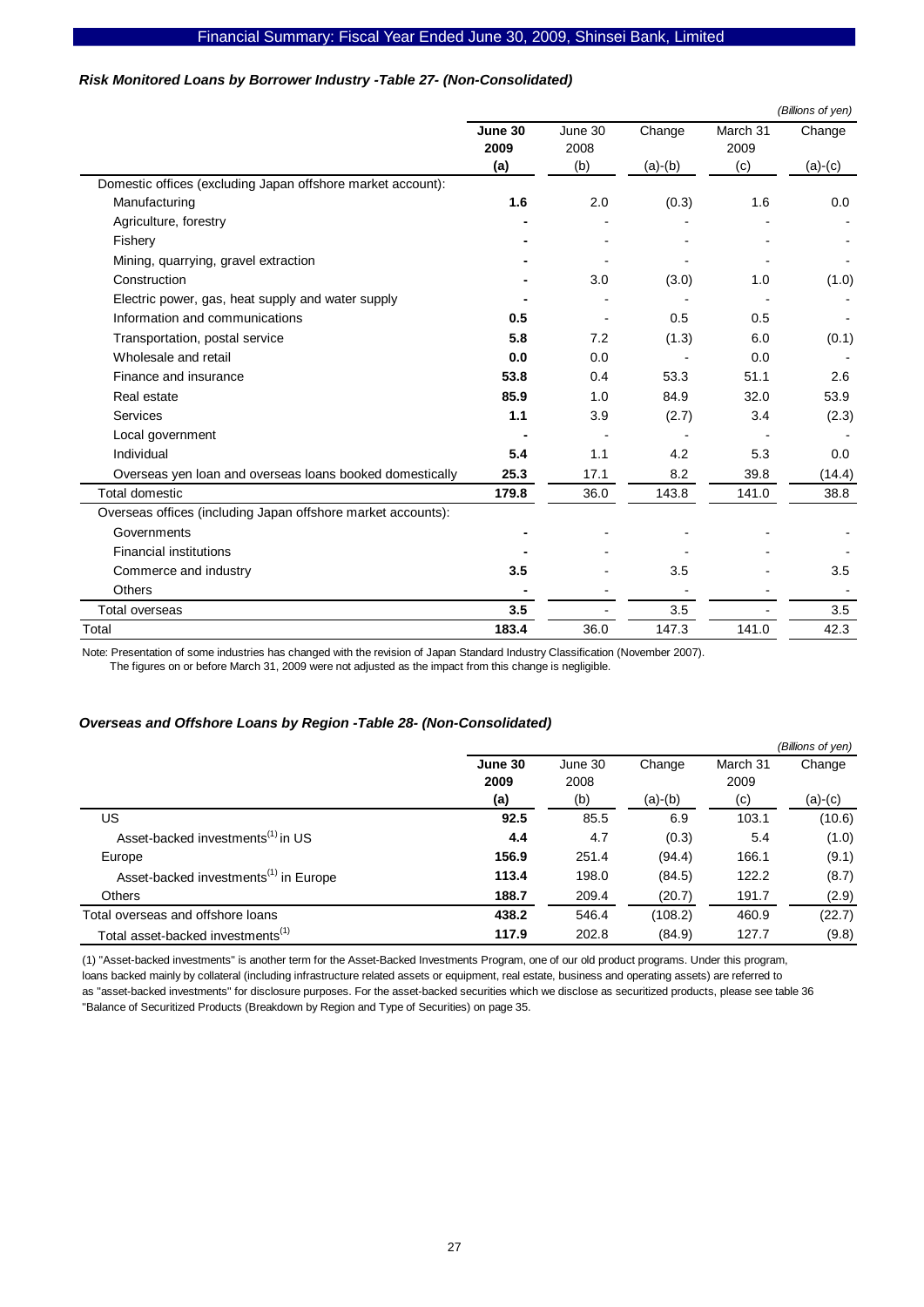### *Risk Monitored Loans by Borrower Industry -Table 27- (Non-Consolidated)*

*(Billions of yen)*

| | **June 30 2009 (a)** | June 30 2008 (b) | Change (a)-(b) | March 31 2009 (c) | Change (a)-(c) |
|---|---|---|---|---|---|
| Domestic offices (excluding Japan offshore market account): | | | | | |
| Manufacturing | **1.6** | 2.0 | (0.3) | 1.6 | 0.0 |
| Agriculture, forestry | **-** | - | - | - | - |
| Fishery | **-** | - | - | - | - |
| Mining, quarrying, gravel extraction | **-** | - | - | - | - |
| Construction | **-** | 3.0 | (3.0) | 1.0 | (1.0) |
| Electric power, gas, heat supply and water supply | **-** | - | - | - | - |
| Information and communications | **0.5** | - | 0.5 | 0.5 | - |
| Transportation, postal service | **5.8** | 7.2 | (1.3) | 6.0 | (0.1) |
| Wholesale and retail | **0.0** | 0.0 | - | 0.0 | - |
| Finance and insurance | **53.8** | 0.4 | 53.3 | 51.1 | 2.6 |
| Real estate | **85.9** | 1.0 | 84.9 | 32.0 | 53.9 |
| Services | **1.1** | 3.9 | (2.7) | 3.4 | (2.3) |
| Local government | **-** | - | - | - | - |
| Individual | **5.4** | 1.1 | 4.2 | 5.3 | 0.0 |
| Overseas yen loan and overseas loans booked domestically | **25.3** | 17.1 | 8.2 | 39.8 | (14.4) |
| Total domestic | **179.8** | 36.0 | 143.8 | 141.0 | 38.8 |
| Overseas offices (including Japan offshore market accounts): | | | | | |
| Governments | **-** | - | - | - | - |
| Financial institutions | **-** | - | - | - | - |
| Commerce and industry | **3.5** | - | 3.5 | - | 3.5 |
| Others | **-** | - | - | - | - |
| Total overseas | **3.5** | - | 3.5 | - | 3.5 |
| Total | **183.4** | 36.0 | 147.3 | 141.0 | 42.3 |

Note: Presentation of some industries has changed with the revision of Japan Standard Industry Classification (November 2007).
The figures on or before March 31, 2009 were not adjusted as the impact from this change is negligible.

### *Overseas and Offshore Loans by Region -Table 28- (Non-Consolidated)*

*(Billions of yen)*

| | **June 30 2009 (a)** | June 30 2008 (b) | Change (a)-(b) | March 31 2009 (c) | Change (a)-(c) |
|---|---|---|---|---|---|
| US | **92.5** | 85.5 | 6.9 | 103.1 | (10.6) |
| Asset-backed investments[1] in US | **4.4** | 4.7 | (0.3) | 5.4 | (1.0) |
| Europe | **156.9** | 251.4 | (94.4) | 166.1 | (9.1) |
| Asset-backed investments[1] in Europe | **113.4** | 198.0 | (84.5) | 122.2 | (8.7) |
| Others | **188.7** | 209.4 | (20.7) | 191.7 | (2.9) |
| Total overseas and offshore loans | **438.2** | 546.4 | (108.2) | 460.9 | (22.7) |
| Total asset-backed investments[1] | **117.9** | 202.8 | (84.9) | 127.7 | (9.8) |

(1) "Asset-backed investments" is another term for the Asset-Backed Investments Program, one of our old product programs. Under this program, loans backed mainly by collateral (including infrastructure related assets or equipment, real estate, business and operating assets) are referred to as "asset-backed investments" for disclosure purposes. For the asset-backed securities which we disclose as securitized products, please see table 36 "Balance of Securitized Products (Breakdown by Region and Type of Securities) on page 35.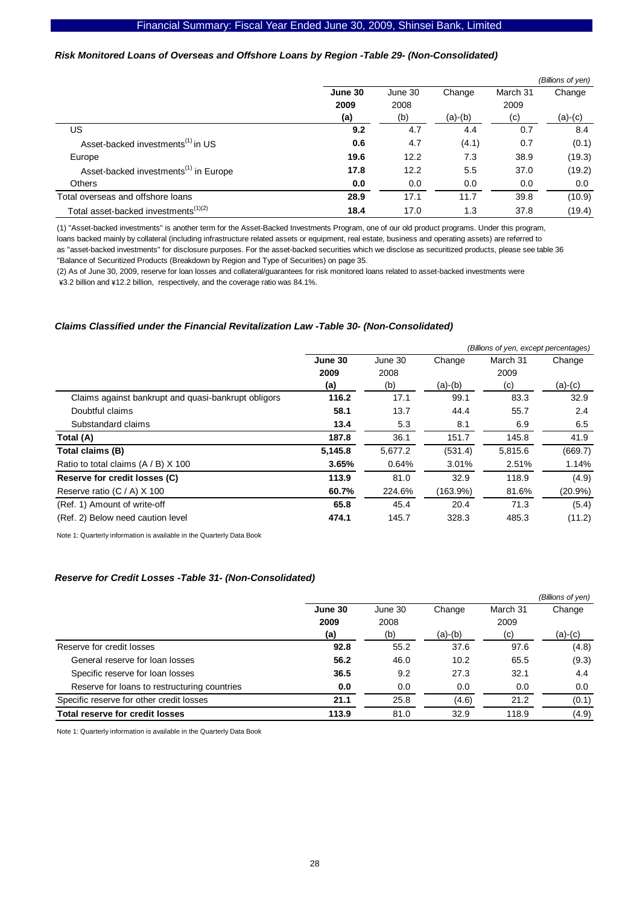### *Risk Monitored Loans of Overseas and Offshore Loans by Region -Table 29- (Non-Consolidated)*

*(Billions of yen)*

| | June 30 2009 (a) | June 30 2008 (b) | Change (a)-(b) | March 31 2009 (c) | Change (a)-(c) |
|---|---|---|---|---|---|
| US | **9.2** | 4.7 | 4.4 | 0.7 | 8.4 |
| Asset-backed investments[1] in US | **0.6** | 4.7 | (4.1) | 0.7 | (0.1) |
| Europe | **19.6** | 12.2 | 7.3 | 38.9 | (19.3) |
| Asset-backed investments[1] in Europe | **17.8** | 12.2 | 5.5 | 37.0 | (19.2) |
| Others | **0.0** | 0.0 | 0.0 | 0.0 | 0.0 |
| Total overseas and offshore loans | **28.9** | 17.1 | 11.7 | 39.8 | (10.9) |
| Total asset-backed investments[1][2] | **18.4** | 17.0 | 1.3 | 37.8 | (19.4) |

(1) "Asset-backed investments" is another term for the Asset-Backed Investments Program, one of our old product programs. Under this program, loans backed mainly by collateral (including infrastructure related assets or equipment, real estate, business and operating assets) are referred to as "asset-backed investments" for disclosure purposes. For the asset-backed securities which we disclose as securitized products, please see table 36 "Balance of Securitized Products (Breakdown by Region and Type of Securities) on page 35.

(2) As of June 30, 2009, reserve for loan losses and collateral/guarantees for risk monitored loans related to asset-backed investments were ¥3.2 billion and ¥12.2 billion, respectively, and the coverage ratio was 84.1%.

### *Claims Classified under the Financial Revitalization Law -Table 30- (Non-Consolidated)*

*(Billions of yen, except percentages)*

| | June 30 2009 (a) | June 30 2008 (b) | Change (a)-(b) | March 31 2009 (c) | Change (a)-(c) |
|---|---|---|---|---|---|
| Claims against bankrupt and quasi-bankrupt obligors | **116.2** | 17.1 | 99.1 | 83.3 | 32.9 |
| Doubtful claims | **58.1** | 13.7 | 44.4 | 55.7 | 2.4 |
| Substandard claims | **13.4** | 5.3 | 8.1 | 6.9 | 6.5 |
| **Total (A)** | **187.8** | 36.1 | 151.7 | 145.8 | 41.9 |
| **Total claims (B)** | **5,145.8** | 5,677.2 | (531.4) | 5,815.6 | (669.7) |
| Ratio to total claims (A / B) X 100 | **3.65%** | 0.64% | 3.01% | 2.51% | 1.14% |
| **Reserve for credit losses (C)** | **113.9** | 81.0 | 32.9 | 118.9 | (4.9) |
| Reserve ratio (C / A) X 100 | **60.7%** | 224.6% | (163.9%) | 81.6% | (20.9%) |
| (Ref. 1) Amount of write-off | **65.8** | 45.4 | 20.4 | 71.3 | (5.4) |
| (Ref. 2) Below need caution level | **474.1** | 145.7 | 328.3 | 485.3 | (11.2) |

Note 1: Quarterly information is available in the Quarterly Data Book

### *Reserve for Credit Losses -Table 31- (Non-Consolidated)*

*(Billions of yen)*

| | June 30 2009 (a) | June 30 2008 (b) | Change (a)-(b) | March 31 2009 (c) | Change (a)-(c) |
|---|---|---|---|---|---|
| Reserve for credit losses | **92.8** | 55.2 | 37.6 | 97.6 | (4.8) |
| General reserve for loan losses | **56.2** | 46.0 | 10.2 | 65.5 | (9.3) |
| Specific reserve for loan losses | **36.5** | 9.2 | 27.3 | 32.1 | 4.4 |
| Reserve for loans to restructuring countries | **0.0** | 0.0 | 0.0 | 0.0 | 0.0 |
| Specific reserve for other credit losses | **21.1** | 25.8 | (4.6) | 21.2 | (0.1) |
| **Total reserve for credit losses** | **113.9** | 81.0 | 32.9 | 118.9 | (4.9) |

Note 1: Quarterly information is available in the Quarterly Data Book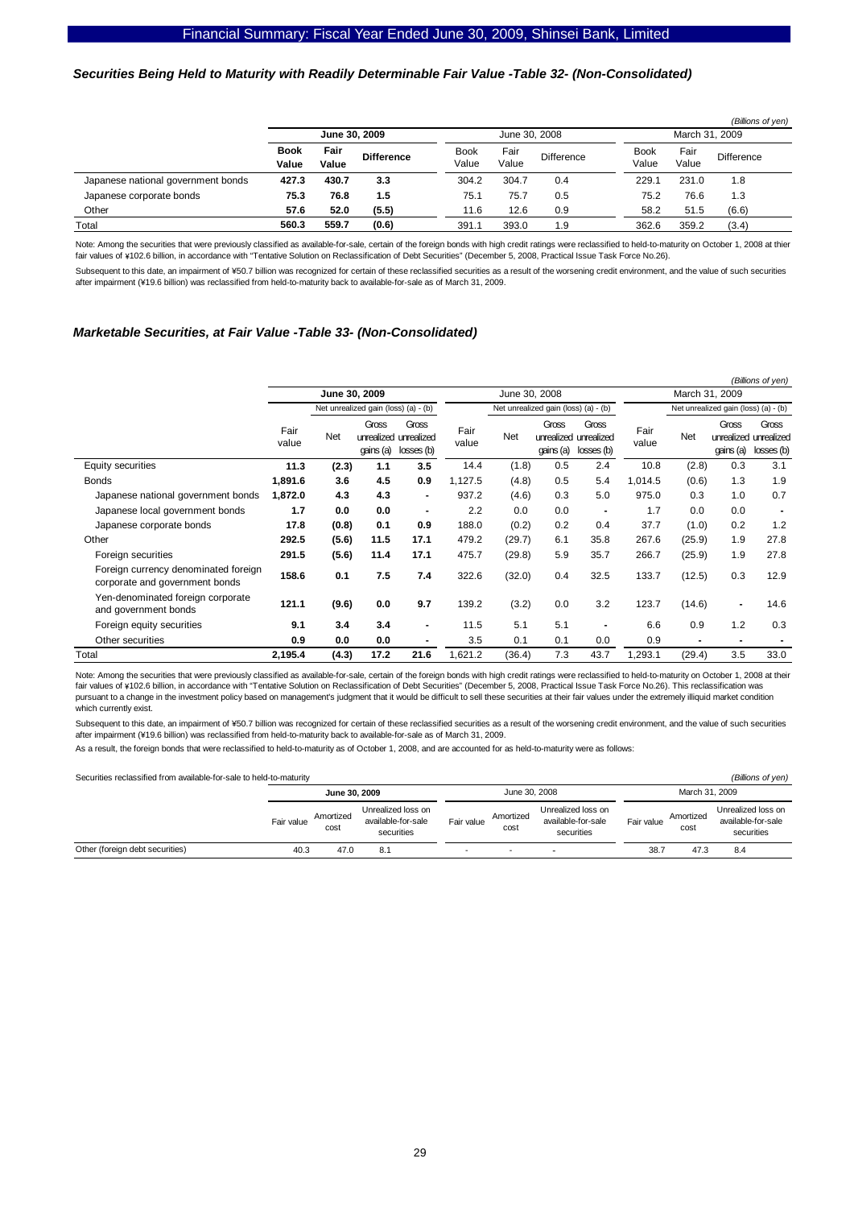### *Securities Being Held to Maturity with Readily Determinable Fair Value -Table 32- (Non-Consolidated)*

*(Billions of yen)*

| | June 30, 2009 | | | June 30, 2008 | | | March 31, 2009 | | |
|---|---|---|---|---|---|---|---|---|---|
| | **Book Value** | **Fair Value** | **Difference** | Book Value | Fair Value | Difference | Book Value | Fair Value | Difference |
| Japanese national government bonds | **427.3** | **430.7** | **3.3** | 304.2 | 304.7 | 0.4 | 229.1 | 231.0 | 1.8 |
| Japanese corporate bonds | **75.3** | **76.8** | **1.5** | 75.1 | 75.7 | 0.5 | 75.2 | 76.6 | 1.3 |
| Other | **57.6** | **52.0** | **(5.5)** | 11.6 | 12.6 | 0.9 | 58.2 | 51.5 | (6.6) |
| Total | **560.3** | **559.7** | **(0.6)** | 391.1 | 393.0 | 1.9 | 362.6 | 359.2 | (3.4) |

Note: Among the securities that were previously classified as available-for-sale, certain of the foreign bonds with high credit ratings were reclassified to held-to-maturity on October 1, 2008 at thier fair values of ¥102.6 billion, in accordance with "Tentative Solution on Reclassification of Debt Securities" (December 5, 2008, Practical Issue Task Force No.26).

Subsequent to this date, an impairment of ¥50.7 billion was recognized for certain of these reclassified securities as a result of the worsening credit environment, and the value of such securities after impairment (¥19.6 billion) was reclassified from held-to-maturity back to available-for-sale as of March 31, 2009.

### *Marketable Securities, at Fair Value -Table 33- (Non-Consolidated)*

*(Billions of yen)*

| | June 30, 2009 | | | | June 30, 2008 | | | | March 31, 2009 | | | |
|---|---|---|---|---|---|---|---|---|---|---|---|---|
| | | Net unrealized gain (loss) (a) - (b) | | | | Net unrealized gain (loss) (a) - (b) | | | | Net unrealized gain (loss) (a) - (b) | | |
| | Fair value | Net | Gross unrealized gains (a) | Gross unrealized losses (b) | Fair value | Net | Gross unrealized gains (a) | Gross unrealized losses (b) | Fair value | Net | Gross unrealized gains (a) | Gross unrealized losses (b) |
| Equity securities | **11.3** | **(2.3)** | **1.1** | **3.5** | 14.4 | (1.8) | 0.5 | 2.4 | 10.8 | (2.8) | 0.3 | 3.1 |
| Bonds | **1,891.6** | **3.6** | **4.5** | **0.9** | 1,127.5 | (4.8) | 0.5 | 5.4 | 1,014.5 | (0.6) | 1.3 | 1.9 |
| Japanese national government bonds | **1,872.0** | **4.3** | **4.3** | **-** | 937.2 | (4.6) | 0.3 | 5.0 | 975.0 | 0.3 | 1.0 | 0.7 |
| Japanese local government bonds | **1.7** | **0.0** | **0.0** | **-** | 2.2 | 0.0 | 0.0 | - | 1.7 | 0.0 | 0.0 | - |
| Japanese corporate bonds | **17.8** | **(0.8)** | **0.1** | **0.9** | 188.0 | (0.2) | 0.2 | 0.4 | 37.7 | (1.0) | 0.2 | 1.2 |
| Other | **292.5** | **(5.6)** | **11.5** | **17.1** | 479.2 | (29.7) | 6.1 | 35.8 | 267.6 | (25.9) | 1.9 | 27.8 |
| Foreign securities | **291.5** | **(5.6)** | **11.4** | **17.1** | 475.7 | (29.8) | 5.9 | 35.7 | 266.7 | (25.9) | 1.9 | 27.8 |
| Foreign currency denominated foreign corporate and government bonds | **158.6** | **0.1** | **7.5** | **7.4** | 322.6 | (32.0) | 0.4 | 32.5 | 133.7 | (12.5) | 0.3 | 12.9 |
| Yen-denominated foreign corporate and government bonds | **121.1** | **(9.6)** | **0.0** | **9.7** | 139.2 | (3.2) | 0.0 | 3.2 | 123.7 | (14.6) | - | 14.6 |
| Foreign equity securities | **9.1** | **3.4** | **3.4** | **-** | 11.5 | 5.1 | 5.1 | - | 6.6 | 0.9 | 1.2 | 0.3 |
| Other securities | **0.9** | **0.0** | **0.0** | **-** | 3.5 | 0.1 | 0.1 | 0.0 | 0.9 | - | - | - |
| Total | **2,195.4** | **(4.3)** | **17.2** | **21.6** | 1,621.2 | (36.4) | 7.3 | 43.7 | 1,293.1 | (29.4) | 3.5 | 33.0 |

Note: Among the securities that were previously classified as available-for-sale, certain of the foreign bonds with high credit ratings were reclassified to held-to-maturity on October 1, 2008 at their fair values of ¥102.6 billion, in accordance with "Tentative Solution on Reclassification of Debt Securities" (December 5, 2008, Practical Issue Task Force No.26). This reclassification was pursuant to a change in the investment policy based on management's judgment that it would be difficult to sell these securities at their fair values under the extremely illiquid market condition which currently exist.

Subsequent to this date, an impairment of ¥50.7 billion was recognized for certain of these reclassified securities as a result of the worsening credit environment, and the value of such securities after impairment (¥19.6 billion) was reclassified from held-to-maturity back to available-for-sale as of March 31, 2009.

As a result, the foreign bonds that were reclassified to held-to-maturity as of October 1, 2008, and are accounted for as held-to-maturity were as follows:

Securities reclassified from available-for-sale to held-to-maturity *(Billions of yen)*

| | June 30, 2009 | | | June 30, 2008 | | | March 31, 2009 | | |
|---|---|---|---|---|---|---|---|---|---|
| | Fair value | Amortized cost | Unrealized loss on available-for-sale securities | Fair value | Amortized cost | Unrealized loss on available-for-sale securities | Fair value | Amortized cost | Unrealized loss on available-for-sale securities |
| Other (foreign debt securities) | 40.3 | 47.0 | 8.1 | - | - | - | 38.7 | 47.3 | 8.4 |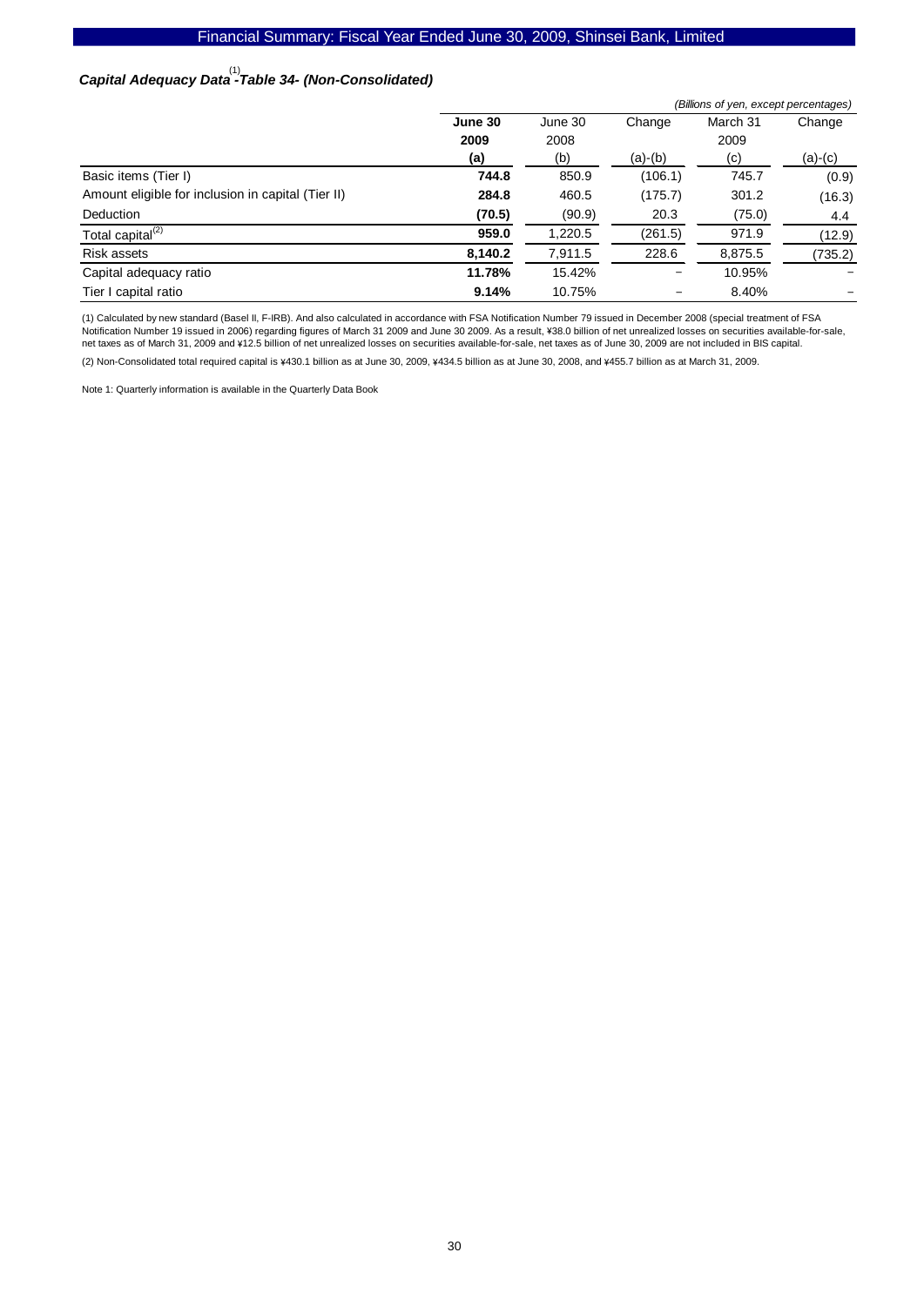### *Capital Adequacy Data[1] -Table 34- (Non-Consolidated)*

*(Billions of yen, except percentages)*

| | **June 30 2009 (a)** | June 30 2008 (b) | Change (a)-(b) | March 31 2009 (c) | Change (a)-(c) |
|---|---|---|---|---|---|
| Basic items (Tier I) | **744.8** | 850.9 | (106.1) | 745.7 | (0.9) |
| Amount eligible for inclusion in capital (Tier II) | **284.8** | 460.5 | (175.7) | 301.2 | (16.3) |
| Deduction | **(70.5)** | (90.9) | 20.3 | (75.0) | 4.4 |
| Total capital[2] | **959.0** | 1,220.5 | (261.5) | 971.9 | (12.9) |
| Risk assets | **8,140.2** | 7,911.5 | 228.6 | 8,875.5 | (735.2) |
| Capital adequacy ratio | **11.78%** | 15.42% | − | 10.95% | − |
| Tier I capital ratio | **9.14%** | 10.75% | − | 8.40% | − |

(1) Calculated by new standard (Basel II, F-IRB). And also calculated in accordance with FSA Notification Number 79 issued in December 2008 (special treatment of FSA Notification Number 19 issued in 2006) regarding figures of March 31 2009 and June 30 2009. As a result, ¥38.0 billion of net unrealized losses on securities available-for-sale, net taxes as of March 31, 2009 and ¥12.5 billion of net unrealized losses on securities available-for-sale, net taxes as of June 30, 2009 are not included in BIS capital.

(2) Non-Consolidated total required capital is ¥430.1 billion as at June 30, 2009, ¥434.5 billion as at June 30, 2008, and ¥455.7 billion as at March 31, 2009.

Note 1: Quarterly information is available in the Quarterly Data Book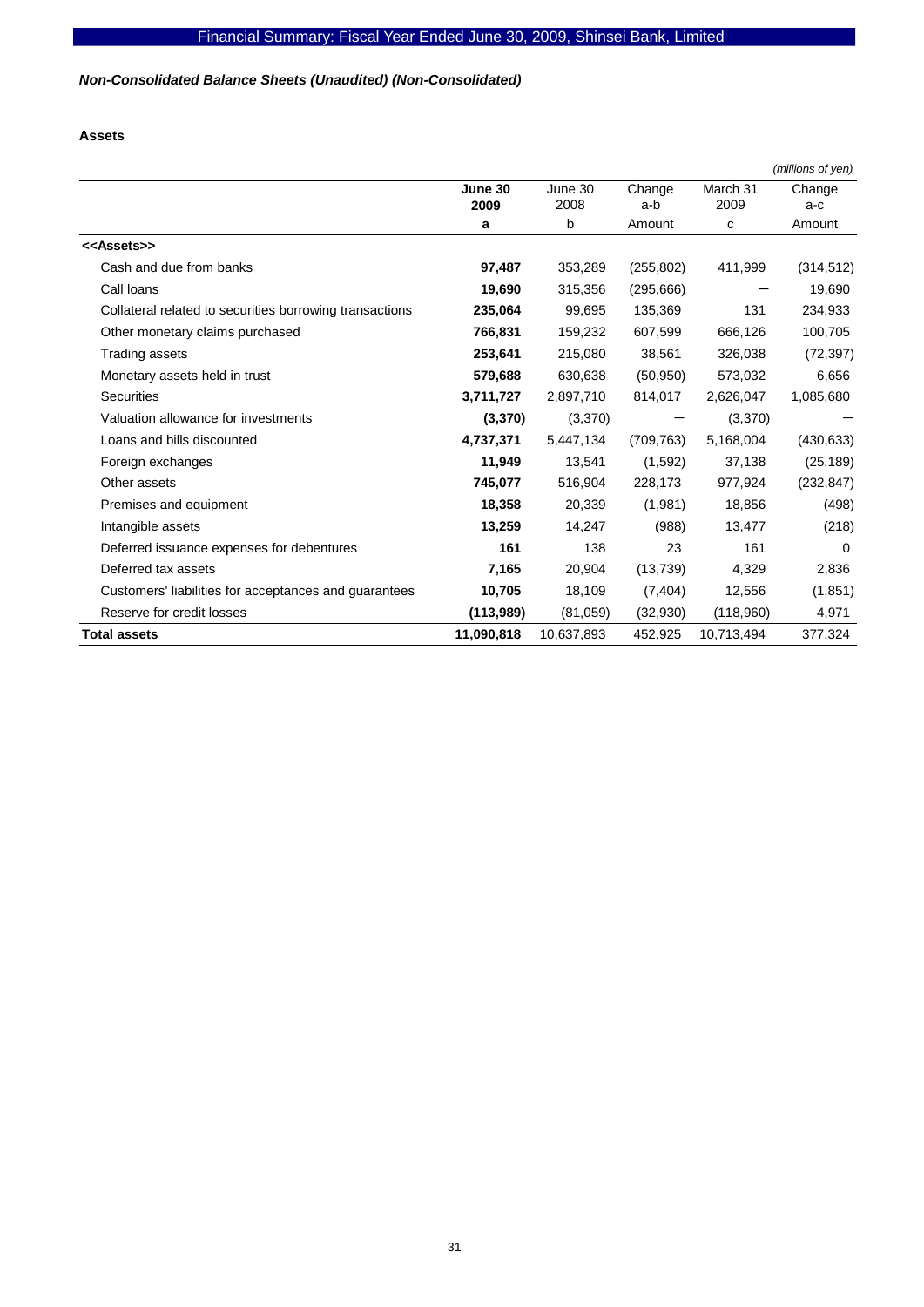*Non-Consolidated Balance Sheets (Unaudited) (Non-Consolidated)*

**Assets**

(millions of yen)

| | June 30 2009 | June 30 2008 | Change a-b | March 31 2009 | Change a-c |
|---|---|---|---|---|---|
| | a | b | Amount | c | Amount |
| <<Assets>> | | | | | |
| Cash and due from banks | **97,487** | 353,289 | (255,802) | 411,999 | (314,512) |
| Call loans | **19,690** | 315,356 | (295,666) | — | 19,690 |
| Collateral related to securities borrowing transactions | **235,064** | 99,695 | 135,369 | 131 | 234,933 |
| Other monetary claims purchased | **766,831** | 159,232 | 607,599 | 666,126 | 100,705 |
| Trading assets | **253,641** | 215,080 | 38,561 | 326,038 | (72,397) |
| Monetary assets held in trust | **579,688** | 630,638 | (50,950) | 573,032 | 6,656 |
| Securities | **3,711,727** | 2,897,710 | 814,017 | 2,626,047 | 1,085,680 |
| Valuation allowance for investments | **(3,370)** | (3,370) | — | (3,370) | — |
| Loans and bills discounted | **4,737,371** | 5,447,134 | (709,763) | 5,168,004 | (430,633) |
| Foreign exchanges | **11,949** | 13,541 | (1,592) | 37,138 | (25,189) |
| Other assets | **745,077** | 516,904 | 228,173 | 977,924 | (232,847) |
| Premises and equipment | **18,358** | 20,339 | (1,981) | 18,856 | (498) |
| Intangible assets | **13,259** | 14,247 | (988) | 13,477 | (218) |
| Deferred issuance expenses for debentures | **161** | 138 | 23 | 161 | 0 |
| Deferred tax assets | **7,165** | 20,904 | (13,739) | 4,329 | 2,836 |
| Customers' liabilities for acceptances and guarantees | **10,705** | 18,109 | (7,404) | 12,556 | (1,851) |
| Reserve for credit losses | **(113,989)** | (81,059) | (32,930) | (118,960) | 4,971 |
| **Total assets** | **11,090,818** | 10,637,893 | 452,925 | 10,713,494 | 377,324 |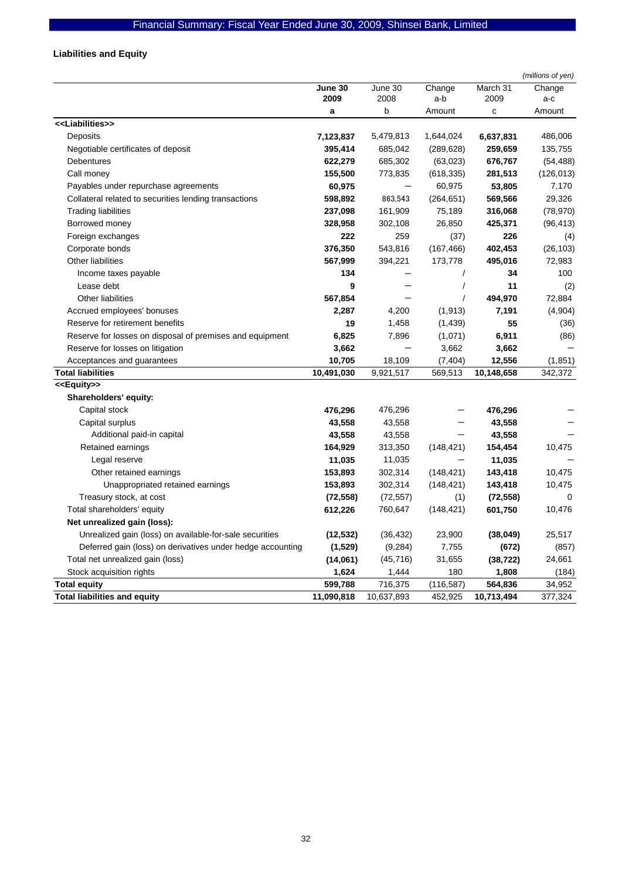## Liabilities and Equity

*(millions of yen)*

| | June 30 2009 | June 30 2008 | Change a-b | March 31 2009 | Change a-c |
|---|---|---|---|---|---|
| | a | b | Amount | c | Amount |
| **<<Liabilities>>** | | | | | |
| Deposits | **7,123,837** | 5,479,813 | 1,644,024 | **6,637,831** | 486,006 |
| Negotiable certificates of deposit | **395,414** | 685,042 | (289,628) | **259,659** | 135,755 |
| Debentures | **622,279** | 685,302 | (63,023) | **676,767** | (54,488) |
| Call money | **155,500** | 773,835 | (618,335) | **281,513** | (126,013) |
| Payables under repurchase agreements | **60,975** | — | 60,975 | **53,805** | 7,170 |
| Collateral related to securities lending transactions | **598,892** | 863,543 | (264,651) | **569,566** | 29,326 |
| Trading liabilities | **237,098** | 161,909 | 75,189 | **316,068** | (78,970) |
| Borrowed money | **328,958** | 302,108 | 26,850 | **425,371** | (96,413) |
| Foreign exchanges | **222** | 259 | (37) | **226** | (4) |
| Corporate bonds | **376,350** | 543,816 | (167,466) | **402,453** | (26,103) |
| Other liabilities | **567,999** | 394,221 | 173,778 | **495,016** | 72,983 |
| Income taxes payable | **134** | — | / | **34** | 100 |
| Lease debt | **9** | — | / | **11** | (2) |
| Other liabilities | **567,854** | — | / | **494,970** | 72,884 |
| Accrued employees' bonuses | **2,287** | 4,200 | (1,913) | **7,191** | (4,904) |
| Reserve for retirement benefits | **19** | 1,458 | (1,439) | **55** | (36) |
| Reserve for losses on disposal of premises and equipment | **6,825** | 7,896 | (1,071) | **6,911** | (86) |
| Reserve for losses on litigation | **3,662** | — | 3,662 | **3,662** | — |
| Acceptances and guarantees | **10,705** | 18,109 | (7,404) | **12,556** | (1,851) |
| **Total liabilities** | **10,491,030** | 9,921,517 | 569,513 | **10,148,658** | 342,372 |
| **<<Equity>>** | | | | | |
| **Shareholders' equity:** | | | | | |
| Capital stock | **476,296** | 476,296 | — | **476,296** | — |
| Capital surplus | **43,558** | 43,558 | — | **43,558** | — |
| Additional paid-in capital | **43,558** | 43,558 | — | **43,558** | — |
| Retained earnings | **164,929** | 313,350 | (148,421) | **154,454** | 10,475 |
| Legal reserve | **11,035** | 11,035 | — | **11,035** | — |
| Other retained earnings | **153,893** | 302,314 | (148,421) | **143,418** | 10,475 |
| Unappropriated retained earnings | **153,893** | 302,314 | (148,421) | **143,418** | 10,475 |
| Treasury stock, at cost | **(72,558)** | (72,557) | (1) | **(72,558)** | 0 |
| Total shareholders' equity | **612,226** | 760,647 | (148,421) | **601,750** | 10,476 |
| **Net unrealized gain (loss):** | | | | | |
| Unrealized gain (loss) on available-for-sale securities | **(12,532)** | (36,432) | 23,900 | **(38,049)** | 25,517 |
| Deferred gain (loss) on derivatives under hedge accounting | **(1,529)** | (9,284) | 7,755 | **(672)** | (857) |
| Total net unrealized gain (loss) | **(14,061)** | (45,716) | 31,655 | **(38,722)** | 24,661 |
| Stock acquisition rights | **1,624** | 1,444 | 180 | **1,808** | (184) |
| **Total equity** | **599,788** | 716,375 | (116,587) | **564,836** | 34,952 |
| **Total liabilities and equity** | **11,090,818** | 10,637,893 | 452,925 | **10,713,494** | 377,324 |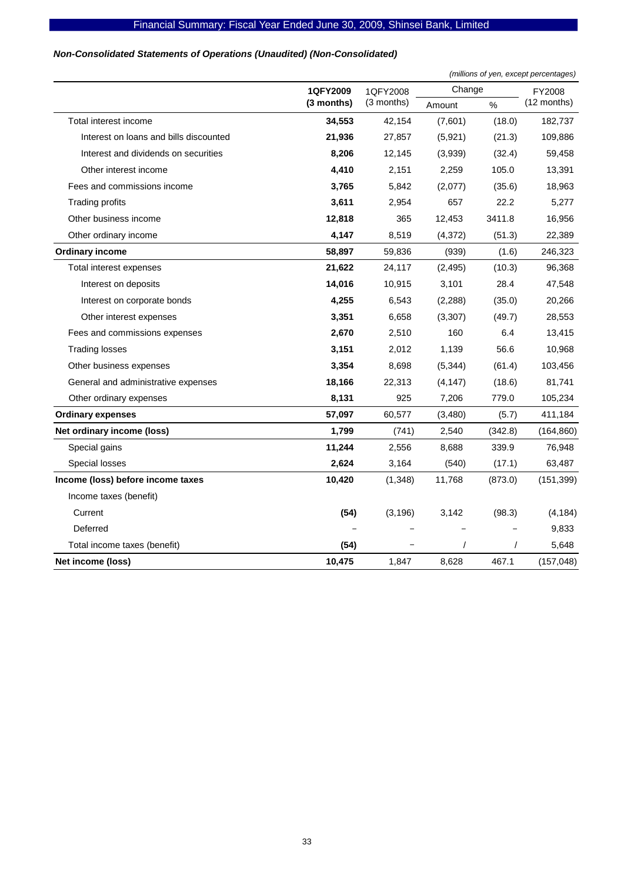*Non-Consolidated Statements of Operations (Unaudited) (Non-Consolidated)*

*(millions of yen, except percentages)*

| | 1QFY2009 (3 months) | 1QFY2008 (3 months) | Change | | FY2008 (12 months) |
|---|---|---|---|---|---|
| | | | Amount | % | |
| Total interest income | **34,553** | 42,154 | (7,601) | (18.0) | 182,737 |
| Interest on loans and bills discounted | **21,936** | 27,857 | (5,921) | (21.3) | 109,886 |
| Interest and dividends on securities | **8,206** | 12,145 | (3,939) | (32.4) | 59,458 |
| Other interest income | **4,410** | 2,151 | 2,259 | 105.0 | 13,391 |
| Fees and commissions income | **3,765** | 5,842 | (2,077) | (35.6) | 18,963 |
| Trading profits | **3,611** | 2,954 | 657 | 22.2 | 5,277 |
| Other business income | **12,818** | 365 | 12,453 | 3411.8 | 16,956 |
| Other ordinary income | **4,147** | 8,519 | (4,372) | (51.3) | 22,389 |
| **Ordinary income** | **58,897** | 59,836 | (939) | (1.6) | 246,323 |
| Total interest expenses | **21,622** | 24,117 | (2,495) | (10.3) | 96,368 |
| Interest on deposits | **14,016** | 10,915 | 3,101 | 28.4 | 47,548 |
| Interest on corporate bonds | **4,255** | 6,543 | (2,288) | (35.0) | 20,266 |
| Other interest expenses | **3,351** | 6,658 | (3,307) | (49.7) | 28,553 |
| Fees and commissions expenses | **2,670** | 2,510 | 160 | 6.4 | 13,415 |
| Trading losses | **3,151** | 2,012 | 1,139 | 56.6 | 10,968 |
| Other business expenses | **3,354** | 8,698 | (5,344) | (61.4) | 103,456 |
| General and administrative expenses | **18,166** | 22,313 | (4,147) | (18.6) | 81,741 |
| Other ordinary expenses | **8,131** | 925 | 7,206 | 779.0 | 105,234 |
| **Ordinary expenses** | **57,097** | 60,577 | (3,480) | (5.7) | 411,184 |
| **Net ordinary income (loss)** | **1,799** | (741) | 2,540 | (342.8) | (164,860) |
| Special gains | **11,244** | 2,556 | 8,688 | 339.9 | 76,948 |
| Special losses | **2,624** | 3,164 | (540) | (17.1) | 63,487 |
| **Income (loss) before income taxes** | **10,420** | (1,348) | 11,768 | (873.0) | (151,399) |
| Income taxes (benefit) | | | | | |
| Current | **(54)** | (3,196) | 3,142 | (98.3) | (4,184) |
| Deferred | – | – | – | – | 9,833 |
| Total income taxes (benefit) | **(54)** | – | / | / | 5,648 |
| **Net income (loss)** | **10,475** | 1,847 | 8,628 | 467.1 | (157,048) |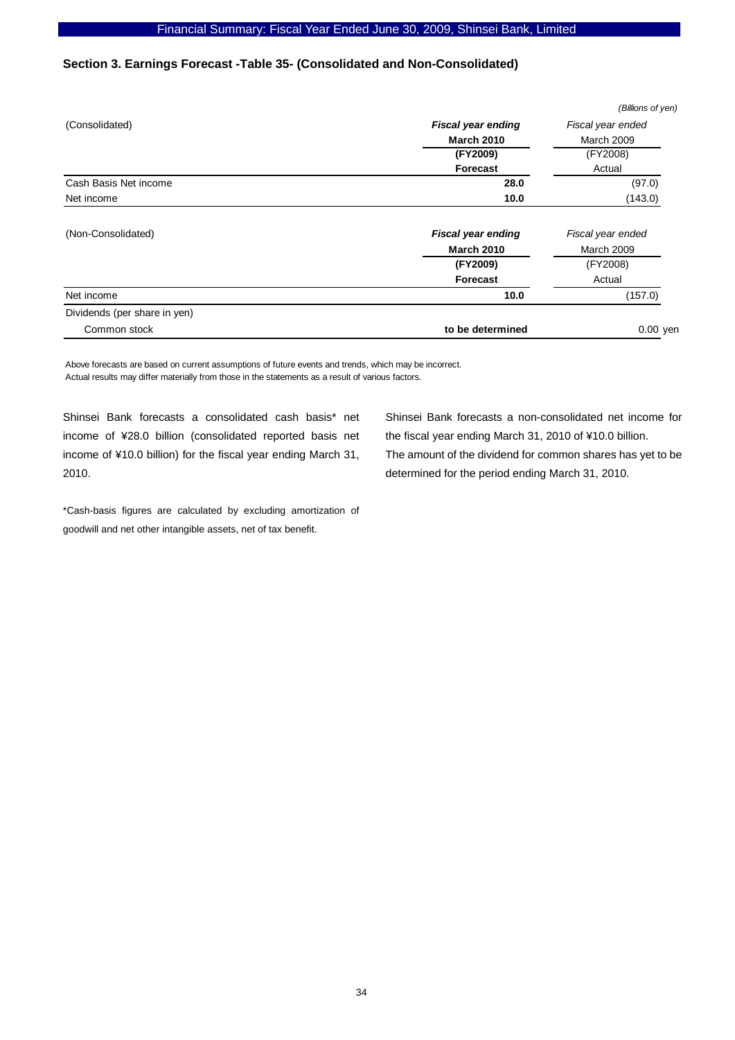## Section 3. Earnings Forecast -Table 35- (Consolidated and Non-Consolidated)

*(Billions of yen)*

| (Consolidated) | ***Fiscal year ending March 2010 (FY2009) Forecast*** | *Fiscal year ended* March 2009 (FY2008) Actual |
|---|---|---|
| Cash Basis Net income | **28.0** | (97.0) |
| Net income | **10.0** | (143.0) |

| (Non-Consolidated) | ***Fiscal year ending March 2010 (FY2009) Forecast*** | *Fiscal year ended* March 2009 (FY2008) Actual |
|---|---|---|
| Net income | **10.0** | (157.0) |
| Dividends (per share in yen) | | |
| Common stock | **to be determined** | 0.00 yen |

Above forecasts are based on current assumptions of future events and trends, which may be incorrect.
Actual results may differ materially from those in the statements as a result of various factors.

Shinsei Bank forecasts a consolidated cash basis* net income of ¥28.0 billion (consolidated reported basis net income of ¥10.0 billion) for the fiscal year ending March 31, 2010.

*Cash-basis figures are calculated by excluding amortization of goodwill and net other intangible assets, net of tax benefit.

Shinsei Bank forecasts a non-consolidated net income for the fiscal year ending March 31, 2010 of ¥10.0 billion.
The amount of the dividend for common shares has yet to be determined for the period ending March 31, 2010.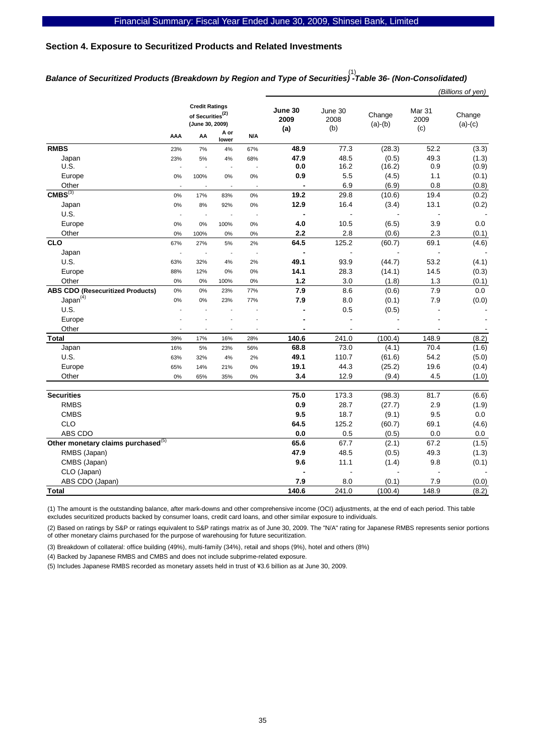## Section 4. Exposure to Securitized Products and Related Investments

### *Balance of Securitized Products (Breakdown by Region and Type of Securities)[1] -Table 36- (Non-Consolidated)*

*(Billions of yen)*

| | Credit Ratings of Securities[2] (June 30, 2009) AAA | AA | A or lower | N/A | June 30 2009 (a) | June 30 2008 (b) | Change (a)-(b) | Mar 31 2009 (c) | Change (a)-(c) |
|---|---|---|---|---|---|---|---|---|---|
| **RMBS** | 23% | 7% | 4% | 67% | **48.9** | 77.3 | (28.3) | 52.2 | (3.3) |
| Japan | 23% | 5% | 4% | 68% | **47.9** | 48.5 | (0.5) | 49.3 | (1.3) |
| U.S. | - | - | - | - | **0.0** | 16.2 | (16.2) | 0.9 | (0.9) |
| Europe | 0% | 100% | 0% | 0% | **0.9** | 5.5 | (4.5) | 1.1 | (0.1) |
| Other | - | - | - | - | **-** | 6.9 | (6.9) | 0.8 | (0.8) |
| **CMBS[3]** | 0% | 17% | 83% | 0% | **19.2** | 29.8 | (10.6) | 19.4 | (0.2) |
| Japan | 0% | 8% | 92% | 0% | **12.9** | 16.4 | (3.4) | 13.1 | (0.2) |
| U.S. | - | - | - | - | **-** | - | - | - | - |
| Europe | 0% | 0% | 100% | 0% | **4.0** | 10.5 | (6.5) | 3.9 | 0.0 |
| Other | 0% | 100% | 0% | 0% | **2.2** | 2.8 | (0.6) | 2.3 | (0.1) |
| **CLO** | 67% | 27% | 5% | 2% | **64.5** | 125.2 | (60.7) | 69.1 | (4.6) |
| Japan | - | - | - | - | **-** | - | - | - | - |
| U.S. | 63% | 32% | 4% | 2% | **49.1** | 93.9 | (44.7) | 53.2 | (4.1) |
| Europe | 88% | 12% | 0% | 0% | **14.1** | 28.3 | (14.1) | 14.5 | (0.3) |
| Other | 0% | 0% | 100% | 0% | **1.2** | 3.0 | (1.8) | 1.3 | (0.1) |
| **ABS CDO (Resecuritized Products)** | 0% | 0% | 23% | 77% | **7.9** | 8.6 | (0.6) | 7.9 | 0.0 |
| Japan[4] | 0% | 0% | 23% | 77% | **7.9** | 8.0 | (0.1) | 7.9 | (0.0) |
| U.S. | - | - | - | - | **-** | 0.5 | (0.5) | - | - |
| Europe | - | - | - | - | **-** | - | - | - | - |
| Other | - | - | - | - | **-** | - | - | - | - |
| **Total** | 39% | 17% | 16% | 28% | **140.6** | 241.0 | (100.4) | 148.9 | (8.2) |
| Japan | 16% | 5% | 23% | 56% | **68.8** | 73.0 | (4.1) | 70.4 | (1.6) |
| U.S. | 63% | 32% | 4% | 2% | **49.1** | 110.7 | (61.6) | 54.2 | (5.0) |
| Europe | 65% | 14% | 21% | 0% | **19.1** | 44.3 | (25.2) | 19.6 | (0.4) |
| Other | 0% | 65% | 35% | 0% | **3.4** | 12.9 | (9.4) | 4.5 | (1.0) |
| | | | | | | | | | |
| **Securities** | | | | | **75.0** | 173.3 | (98.3) | 81.7 | (6.6) |
| RMBS | | | | | **0.9** | 28.7 | (27.7) | 2.9 | (1.9) |
| CMBS | | | | | **9.5** | 18.7 | (9.1) | 9.5 | 0.0 |
| CLO | | | | | **64.5** | 125.2 | (60.7) | 69.1 | (4.6) |
| ABS CDO | | | | | **0.0** | 0.5 | (0.5) | 0.0 | 0.0 |
| **Other monetary claims purchased[5]** | | | | | **65.6** | 67.7 | (2.1) | 67.2 | (1.5) |
| RMBS (Japan) | | | | | **47.9** | 48.5 | (0.5) | 49.3 | (1.3) |
| CMBS (Japan) | | | | | **9.6** | 11.1 | (1.4) | 9.8 | (0.1) |
| CLO (Japan) | | | | | **-** | - | - | - | - |
| ABS CDO (Japan) | | | | | **7.9** | 8.0 | (0.1) | 7.9 | (0.0) |
| **Total** | | | | | **140.6** | 241.0 | (100.4) | 148.9 | (8.2) |

(1) The amount is the outstanding balance, after mark-downs and other comprehensive income (OCI) adjustments, at the end of each period. This table excludes securitized products backed by consumer loans, credit card loans, and other similar exposure to individuals.

(2) Based on ratings by S&P or ratings equivalent to S&P ratings matrix as of June 30, 2009. The "N/A" rating for Japanese RMBS represents senior portions of other monetary claims purchased for the purpose of warehousing for future securitization.

(3) Breakdown of collateral: office building (49%), multi-family (34%), retail and shops (9%), hotel and others (8%)

(4) Backed by Japanese RMBS and CMBS and does not include subprime-related exposure.

(5) Includes Japanese RMBS recorded as monetary assets held in trust of ¥3.6 billion as at June 30, 2009.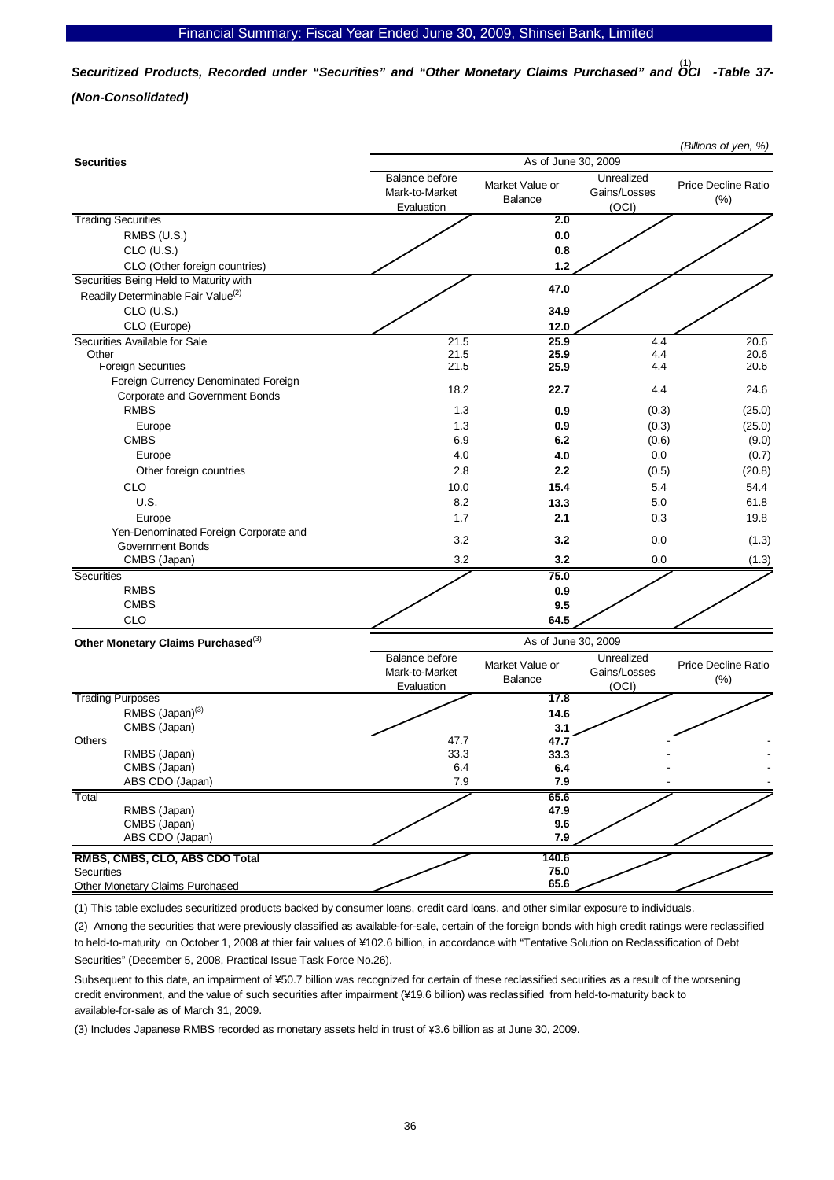## *Securitized Products, Recorded under "Securities" and "Other Monetary Claims Purchased" and OCI[1] -Table 37- (Non-Consolidated)*

*(Billions of yen, %)*

| Securities | As of June 30, 2009 | | | |
|---|---|---|---|---|
| | Balance before Mark-to-Market Evaluation | Market Value or Balance | Unrealized Gains/Losses (OCI) | Price Decline Ratio (%) |
| Trading Securities | | **2.0** | | |
| RMBS (U.S.) | | **0.0** | | |
| CLO (U.S.) | | **0.8** | | |
| CLO (Other foreign countries) | | **1.2** | | |
| Securities Being Held to Maturity with Readily Determinable Fair Value[2] | | **47.0** | | |
| CLO (U.S.) | | **34.9** | | |
| CLO (Europe) | | **12.0** | | |
| Securities Available for Sale | 21.5 | **25.9** | 4.4 | 20.6 |
| Other | 21.5 | **25.9** | 4.4 | 20.6 |
| Foreign Securities | 21.5 | **25.9** | 4.4 | 20.6 |
| Foreign Currency Denominated Foreign Corporate and Government Bonds | 18.2 | **22.7** | 4.4 | 24.6 |
| RMBS | 1.3 | **0.9** | (0.3) | (25.0) |
| Europe | 1.3 | **0.9** | (0.3) | (25.0) |
| CMBS | 6.9 | **6.2** | (0.6) | (9.0) |
| Europe | 4.0 | **4.0** | 0.0 | (0.7) |
| Other foreign countries | 2.8 | **2.2** | (0.5) | (20.8) |
| CLO | 10.0 | **15.4** | 5.4 | 54.4 |
| U.S. | 8.2 | **13.3** | 5.0 | 61.8 |
| Europe | 1.7 | **2.1** | 0.3 | 19.8 |
| Yen-Denominated Foreign Corporate and Government Bonds | 3.2 | **3.2** | 0.0 | (1.3) |
| CMBS (Japan) | 3.2 | **3.2** | 0.0 | (1.3) |
| Securities | | **75.0** | | |
| RMBS | | **0.9** | | |
| CMBS | | **9.5** | | |
| CLO | | **64.5** | | |

| Other Monetary Claims Purchased[3] | As of June 30, 2009 | | | |
|---|---|---|---|---|
| | Balance before Mark-to-Market Evaluation | Market Value or Balance | Unrealized Gains/Losses (OCI) | Price Decline Ratio (%) |
| Trading Purposes | | **17.8** | | |
| RMBS (Japan)[3] | | **14.6** | | |
| CMBS (Japan) | | **3.1** | | |
| Others | 47.7 | **47.7** | - | - |
| RMBS (Japan) | 33.3 | **33.3** | - | - |
| CMBS (Japan) | 6.4 | **6.4** | - | - |
| ABS CDO (Japan) | 7.9 | **7.9** | - | - |
| Total | | **65.6** | | |
| RMBS (Japan) | | **47.9** | | |
| CMBS (Japan) | | **9.6** | | |
| ABS CDO (Japan) | | **7.9** | | |
| **RMBS, CMBS, CLO, ABS CDO Total** | | **140.6** | | |
| Securities | | **75.0** | | |
| Other Monetary Claims Purchased | | **65.6** | | |

(1) This table excludes securitized products backed by consumer loans, credit card loans, and other similar exposure to individuals.

(2) Among the securities that were previously classified as available-for-sale, certain of the foreign bonds with high credit ratings were reclassified to held-to-maturity on October 1, 2008 at thier fair values of ¥102.6 billion, in accordance with "Tentative Solution on Reclassification of Debt Securities" (December 5, 2008, Practical Issue Task Force No.26).

Subsequent to this date, an impairment of ¥50.7 billion was recognized for certain of these reclassified securities as a result of the worsening credit environment, and the value of such securities after impairment (¥19.6 billion) was reclassified from held-to-maturity back to available-for-sale as of March 31, 2009.

(3) Includes Japanese RMBS recorded as monetary assets held in trust of ¥3.6 billion as at June 30, 2009.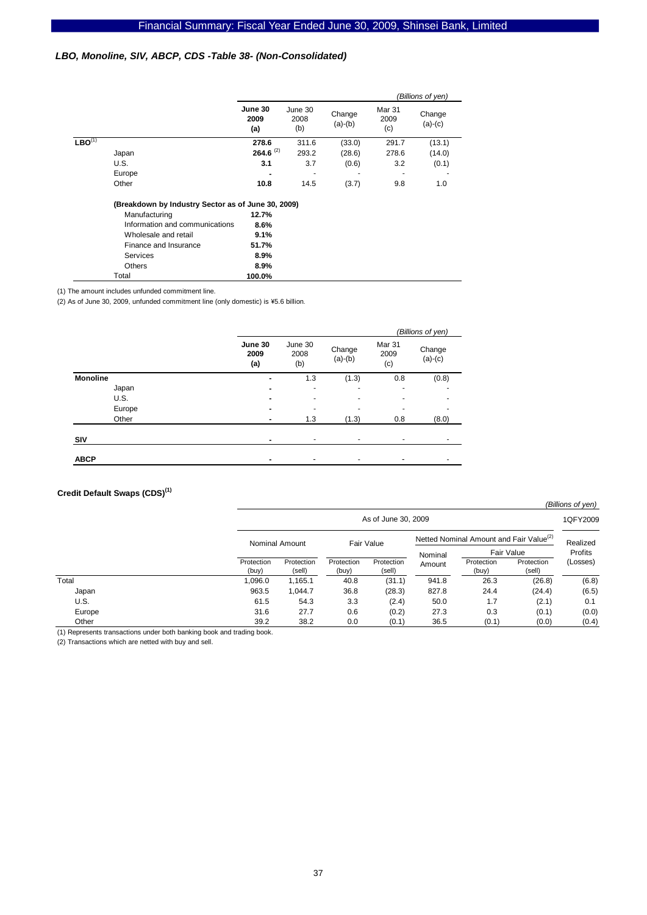## *LBO, Monoline, SIV, ABCP, CDS -Table 38- (Non-Consolidated)*

*(Billions of yen)*

| | | **June 30 2009 (a)** | June 30 2008 (b) | Change (a)-(b) | Mar 31 2009 (c) | Change (a)-(c) |
|---|---|---|---|---|---|---|
| **LBO**[1] | | **278.6** | 311.6 | (33.0) | 291.7 | (13.1) |
| | Japan | **264.6** [2] | 293.2 | (28.6) | 278.6 | (14.0) |
| | U.S. | **3.1** | 3.7 | (0.6) | 3.2 | (0.1) |
| | Europe | **-** | - | - | - | - |
| | Other | **10.8** | 14.5 | (3.7) | 9.8 | 1.0 |

**(Breakdown by Industry Sector as of June 30, 2009)**

| Sector | |
|---|---|
| Manufacturing | **12.7%** |
| Information and communications | **8.6%** |
| Wholesale and retail | **9.1%** |
| Finance and Insurance | **51.7%** |
| Services | **8.9%** |
| Others | **8.9%** |
| Total | **100.0%** |

(1) The amount includes unfunded commitment line.

(2) As of June 30, 2009, unfunded commitment line (only domestic) is ¥5.6 billion.

*(Billions of yen)*

| | | **June 30 2009 (a)** | June 30 2008 (b) | Change (a)-(b) | Mar 31 2009 (c) | Change (a)-(c) |
|---|---|---|---|---|---|---|
| **Monoline** | | **-** | 1.3 | (1.3) | 0.8 | (0.8) |
| | Japan | **-** | - | - | - | - |
| | U.S. | **-** | - | - | - | - |
| | Europe | **-** | - | - | - | - |
| | Other | **-** | 1.3 | (1.3) | 0.8 | (8.0) |
| **SIV** | | **-** | - | - | - | - |
| **ABCP** | | **-** | - | - | - | - |

**Credit Default Swaps (CDS)**[1]

*(Billions of yen)*

| | As of June 30, 2009 | | | | | | | 1QFY2009 |
|---|---|---|---|---|---|---|---|---|
| | Nominal Amount | | Fair Value | | Netted Nominal Amount and Fair Value[2] | | | Realized Profits (Losses) |
| | | | | | Nominal Amount | Fair Value | | |
| | Protection (buy) | Protection (sell) | Protection (buy) | Protection (sell) | | Protection (buy) | Protection (sell) | |
| Total | 1,096.0 | 1,165.1 | 40.8 | (31.1) | 941.8 | 26.3 | (26.8) | (6.8) |
| Japan | 963.5 | 1,044.7 | 36.8 | (28.3) | 827.8 | 24.4 | (24.4) | (6.5) |
| U.S. | 61.5 | 54.3 | 3.3 | (2.4) | 50.0 | 1.7 | (2.1) | 0.1 |
| Europe | 31.6 | 27.7 | 0.6 | (0.2) | 27.3 | 0.3 | (0.1) | (0.0) |
| Other | 39.2 | 38.2 | 0.0 | (0.1) | 36.5 | (0.1) | (0.0) | (0.4) |

(1) Represents transactions under both banking book and trading book.

(2) Transactions which are netted with buy and sell.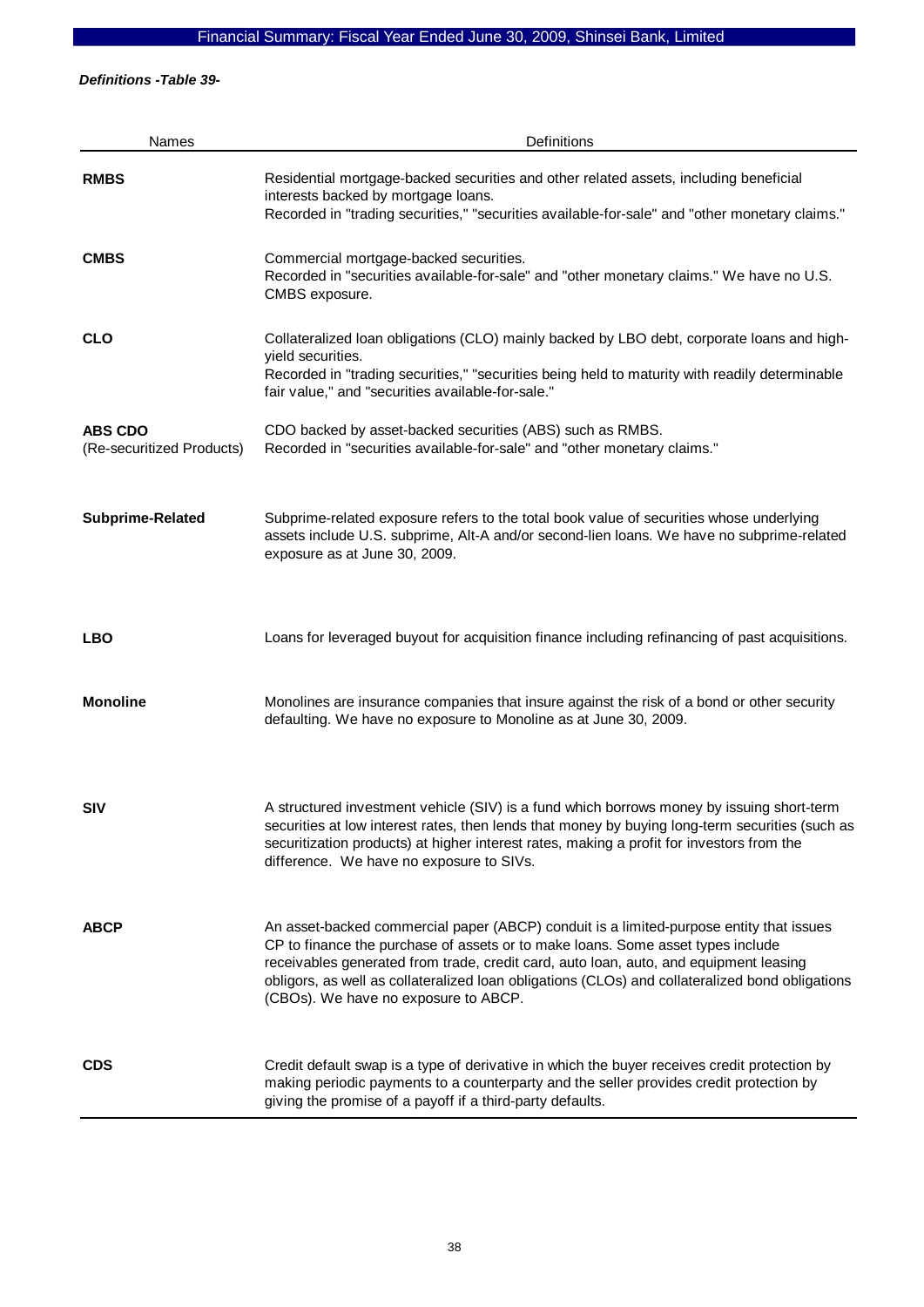*Definitions -Table 39-*

| Names | Definitions |
|---|---|
| **RMBS** | Residential mortgage-backed securities and other related assets, including beneficial interests backed by mortgage loans. Recorded in "trading securities," "securities available-for-sale" and "other monetary claims." |
| **CMBS** | Commercial mortgage-backed securities. Recorded in "securities available-for-sale" and "other monetary claims." We have no U.S. CMBS exposure. |
| **CLO** | Collateralized loan obligations (CLO) mainly backed by LBO debt, corporate loans and high-yield securities. Recorded in "trading securities," "securities being held to maturity with readily determinable fair value," and "securities available-for-sale." |
| **ABS CDO** (Re-securitized Products) | CDO backed by asset-backed securities (ABS) such as RMBS. Recorded in "securities available-for-sale" and "other monetary claims." |
| **Subprime-Related** | Subprime-related exposure refers to the total book value of securities whose underlying assets include U.S. subprime, Alt-A and/or second-lien loans. We have no subprime-related exposure as at June 30, 2009. |
| **LBO** | Loans for leveraged buyout for acquisition finance including refinancing of past acquisitions. |
| **Monoline** | Monolines are insurance companies that insure against the risk of a bond or other security defaulting. We have no exposure to Monoline as at June 30, 2009. |
| **SIV** | A structured investment vehicle (SIV) is a fund which borrows money by issuing short-term securities at low interest rates, then lends that money by buying long-term securities (such as securitization products) at higher interest rates, making a profit for investors from the difference. We have no exposure to SIVs. |
| **ABCP** | An asset-backed commercial paper (ABCP) conduit is a limited-purpose entity that issues CP to finance the purchase of assets or to make loans. Some asset types include receivables generated from trade, credit card, auto loan, auto, and equipment leasing obligors, as well as collateralized loan obligations (CLOs) and collateralized bond obligations (CBOs). We have no exposure to ABCP. |
| **CDS** | Credit default swap is a type of derivative in which the buyer receives credit protection by making periodic payments to a counterparty and the seller provides credit protection by giving the promise of a payoff if a third-party defaults. |